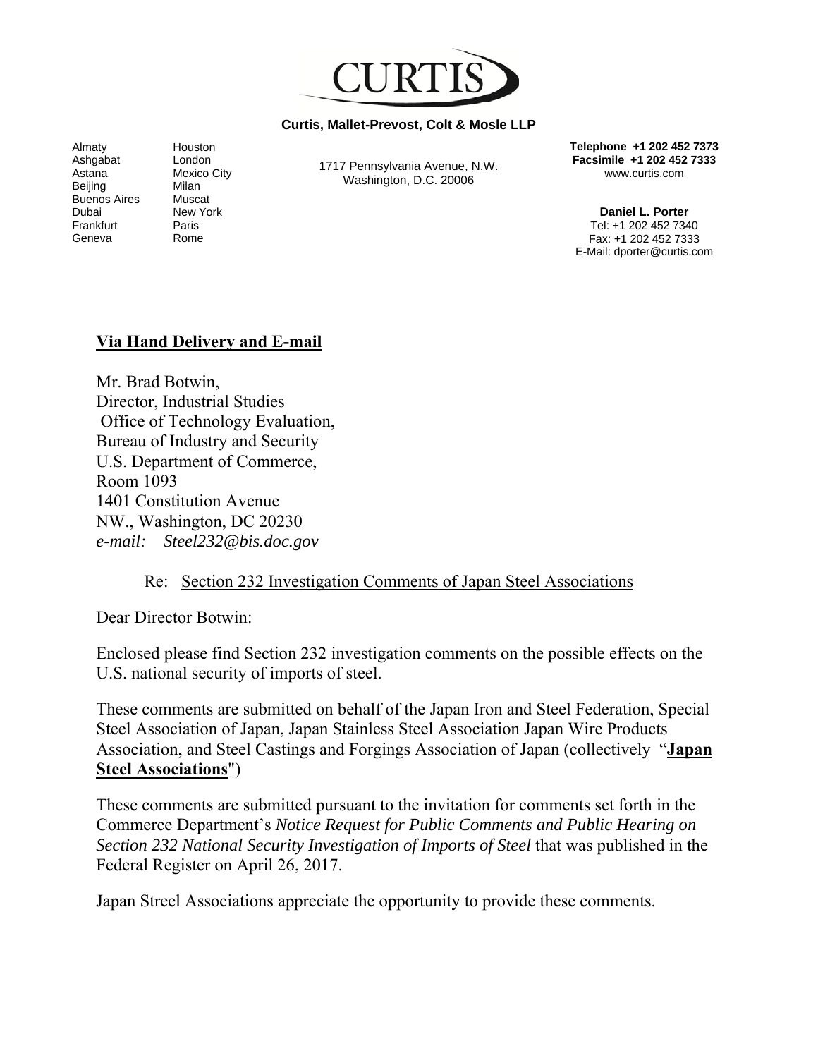CURTIS

**Curtis, Mallet-Prevost, Colt & Mosle LLP**

Almaty
Ashgabat
Astana
Beijing
Buenos Aires
Dubai
Frankfurt
Geneva
Houston
London
Mexico City
Milan
Muscat
New York
Paris
Rome

1717 Pennsylvania Avenue, N.W.
Washington, D.C. 20006

**Telephone +1 202 452 7373**
**Facsimile +1 202 452 7333**
www.curtis.com

**Daniel L. Porter**
Tel: +1 202 452 7340
Fax: +1 202 452 7333
E-Mail: dporter@curtis.com

**Via Hand Delivery and E-mail**

Mr. Brad Botwin,
Director, Industrial Studies
Office of Technology Evaluation,
Bureau of Industry and Security
U.S. Department of Commerce,
Room 1093
1401 Constitution Avenue
NW., Washington, DC 20230
*e-mail: Steel232@bis.doc.gov*

Re: Section 232 Investigation Comments of Japan Steel Associations

Dear Director Botwin:

Enclosed please find Section 232 investigation comments on the possible effects on the U.S. national security of imports of steel.

These comments are submitted on behalf of the Japan Iron and Steel Federation, Special Steel Association of Japan, Japan Stainless Steel Association Japan Wire Products Association, and Steel Castings and Forgings Association of Japan (collectively "**Japan Steel Associations**")

These comments are submitted pursuant to the invitation for comments set forth in the Commerce Department's *Notice Request for Public Comments and Public Hearing on Section 232 National Security Investigation of Imports of Steel* that was published in the Federal Register on April 26, 2017.

Japan Streel Associations appreciate the opportunity to provide these comments.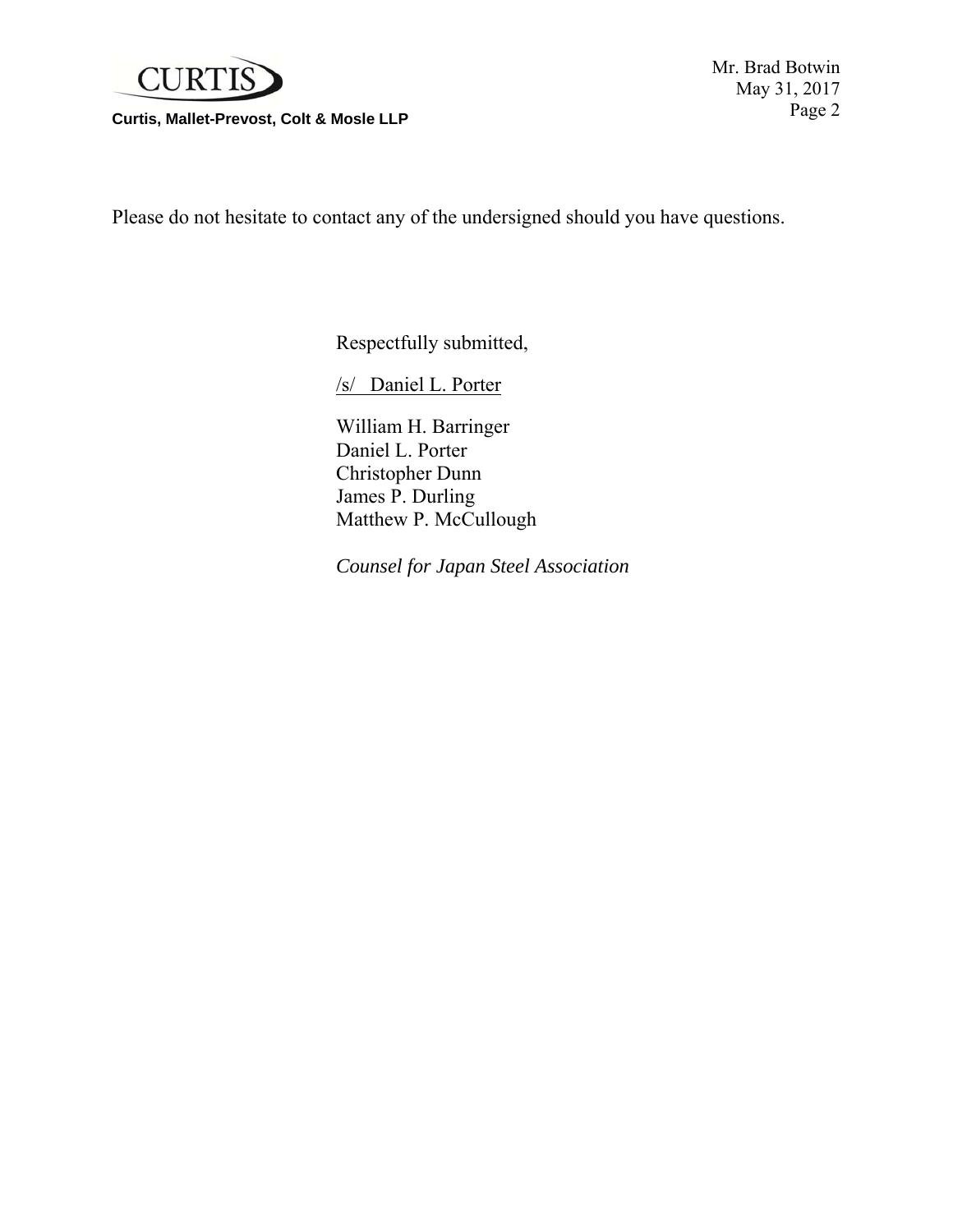Please do not hesitate to contact any of the undersigned should you have questions.

Respectfully submitted,

/s/ Daniel L. Porter

William H. Barringer
Daniel L. Porter
Christopher Dunn
James P. Durling
Matthew P. McCullough

*Counsel for Japan Steel Association*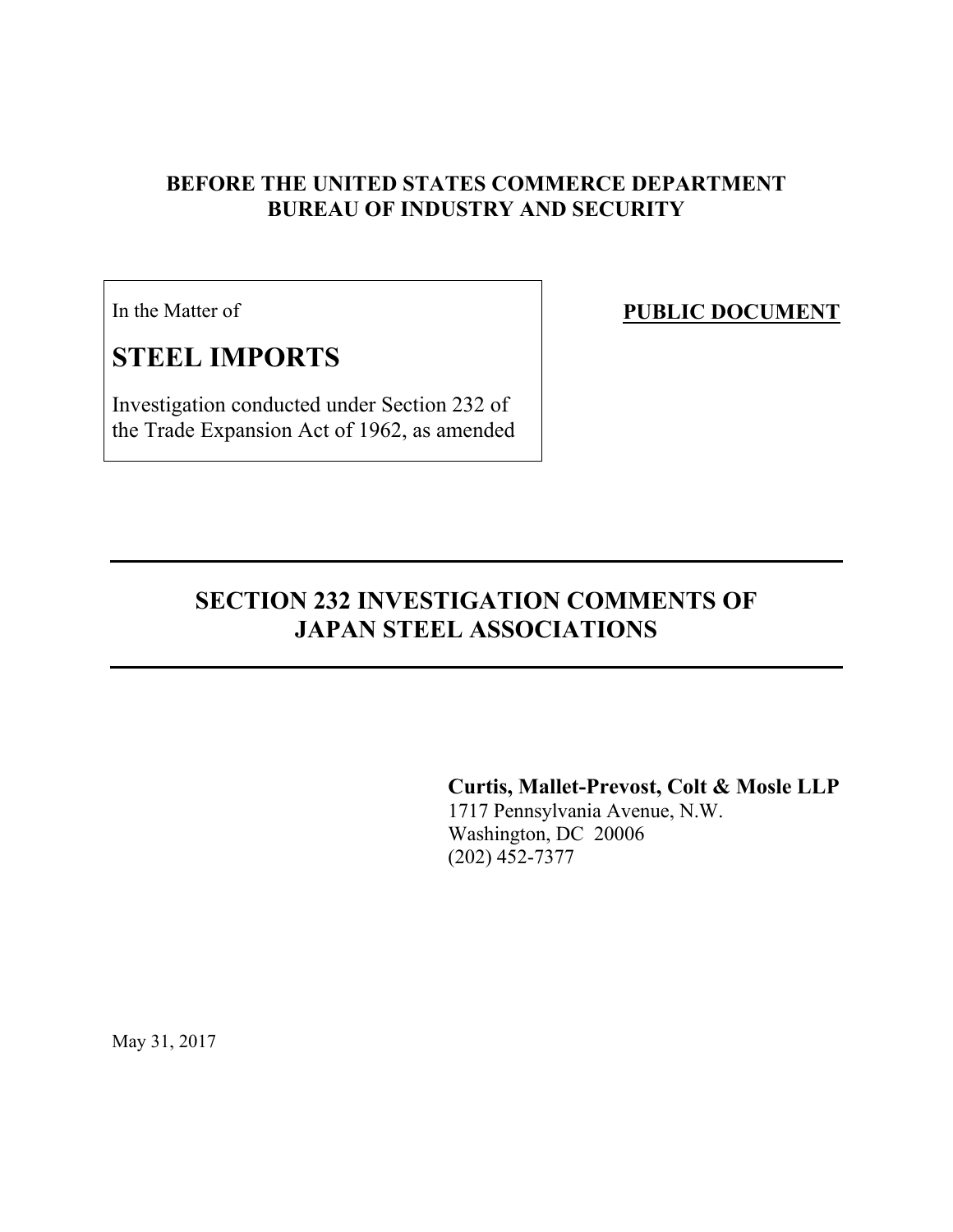**BEFORE THE UNITED STATES COMMERCE DEPARTMENT**
**BUREAU OF INDUSTRY AND SECURITY**

| In the Matter of | **PUBLIC DOCUMENT** |
|---|---|
| **STEEL IMPORTS** | |
| Investigation conducted under Section 232 of the Trade Expansion Act of 1962, as amended | |

---

# SECTION 232 INVESTIGATION COMMENTS OF JAPAN STEEL ASSOCIATIONS

---

**Curtis, Mallet-Prevost, Colt & Mosle LLP**
1717 Pennsylvania Avenue, N.W.
Washington, DC 20006
(202) 452-7377

May 31, 2017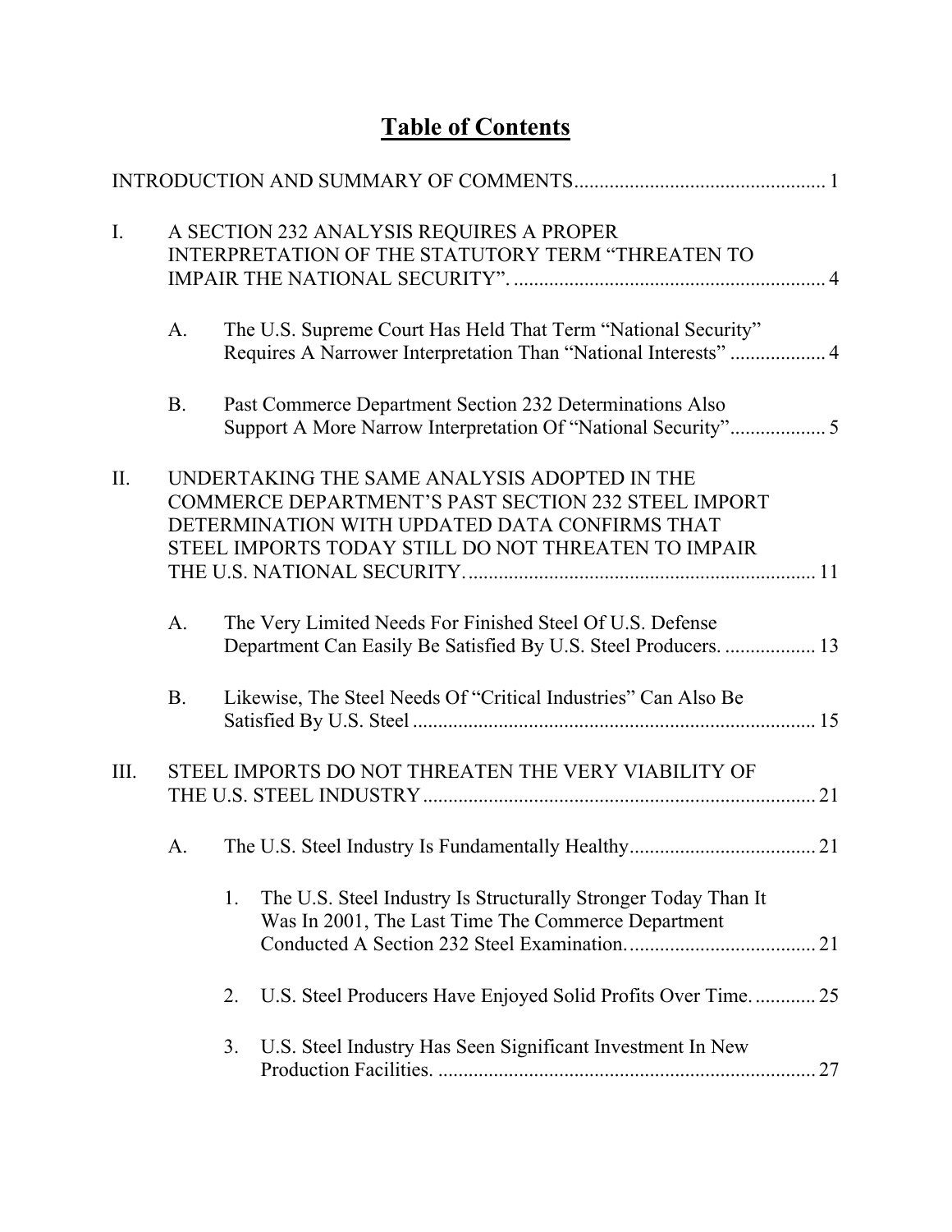# Table of Contents

INTRODUCTION AND SUMMARY OF COMMENTS .................................................. 1

I. A SECTION 232 ANALYSIS REQUIRES A PROPER INTERPRETATION OF THE STATUTORY TERM "THREATEN TO IMPAIR THE NATIONAL SECURITY". ............................................................. 4

- A. The U.S. Supreme Court Has Held That Term "National Security" Requires A Narrower Interpretation Than "National Interests" ................... 4
- B. Past Commerce Department Section 232 Determinations Also Support A More Narrow Interpretation Of "National Security"................... 5

II. UNDERTAKING THE SAME ANALYSIS ADOPTED IN THE COMMERCE DEPARTMENT'S PAST SECTION 232 STEEL IMPORT DETERMINATION WITH UPDATED DATA CONFIRMS THAT STEEL IMPORTS TODAY STILL DO NOT THREATEN TO IMPAIR THE U.S. NATIONAL SECURITY. .................................................................... 11

- A. The Very Limited Needs For Finished Steel Of U.S. Defense Department Can Easily Be Satisfied By U.S. Steel Producers. .................. 13
- B. Likewise, The Steel Needs Of "Critical Industries" Can Also Be Satisfied By U.S. Steel ................................................................................ 15

III. STEEL IMPORTS DO NOT THREATEN THE VERY VIABILITY OF THE U.S. STEEL INDUSTRY ............................................................................. 21

- A. The U.S. Steel Industry Is Fundamentally Healthy..................................... 21
  1. The U.S. Steel Industry Is Structurally Stronger Today Than It Was In 2001, The Last Time The Commerce Department Conducted A Section 232 Steel Examination. ..................................... 21
  2. U.S. Steel Producers Have Enjoyed Solid Profits Over Time. ............ 25
  3. U.S. Steel Industry Has Seen Significant Investment In New Production Facilities. ........................................................................... 27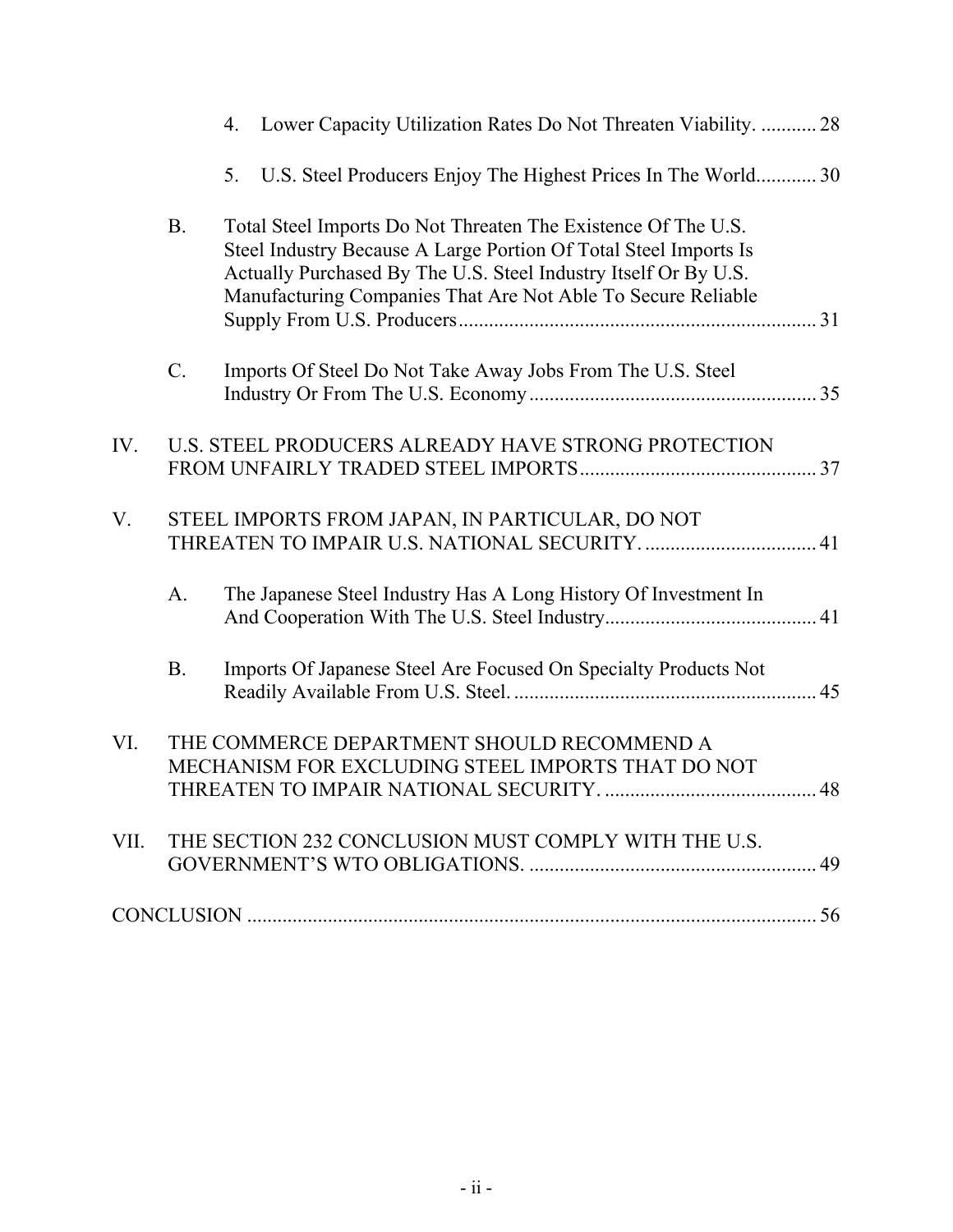4. Lower Capacity Utilization Rates Do Not Threaten Viability. ........... 28

5. U.S. Steel Producers Enjoy The Highest Prices In The World............ 30

B. Total Steel Imports Do Not Threaten The Existence Of The U.S. Steel Industry Because A Large Portion Of Total Steel Imports Is Actually Purchased By The U.S. Steel Industry Itself Or By U.S. Manufacturing Companies That Are Not Able To Secure Reliable Supply From U.S. Producers....................................................................... 31

C. Imports Of Steel Do Not Take Away Jobs From The U.S. Steel Industry Or From The U.S. Economy......................................................... 35

IV. U.S. STEEL PRODUCERS ALREADY HAVE STRONG PROTECTION FROM UNFAIRLY TRADED STEEL IMPORTS............................................... 37

V. STEEL IMPORTS FROM JAPAN, IN PARTICULAR, DO NOT THREATEN TO IMPAIR U.S. NATIONAL SECURITY. .................................. 41

A. The Japanese Steel Industry Has A Long History Of Investment In And Cooperation With The U.S. Steel Industry.......................................... 41

B. Imports Of Japanese Steel Are Focused On Specialty Products Not Readily Available From U.S. Steel. ............................................................ 45

VI. THE COMMERCE DEPARTMENT SHOULD RECOMMEND A MECHANISM FOR EXCLUDING STEEL IMPORTS THAT DO NOT THREATEN TO IMPAIR NATIONAL SECURITY. .......................................... 48

VII. THE SECTION 232 CONCLUSION MUST COMPLY WITH THE U.S. GOVERNMENT'S WTO OBLIGATIONS. ......................................................... 49

CONCLUSION .................................................................................................. 56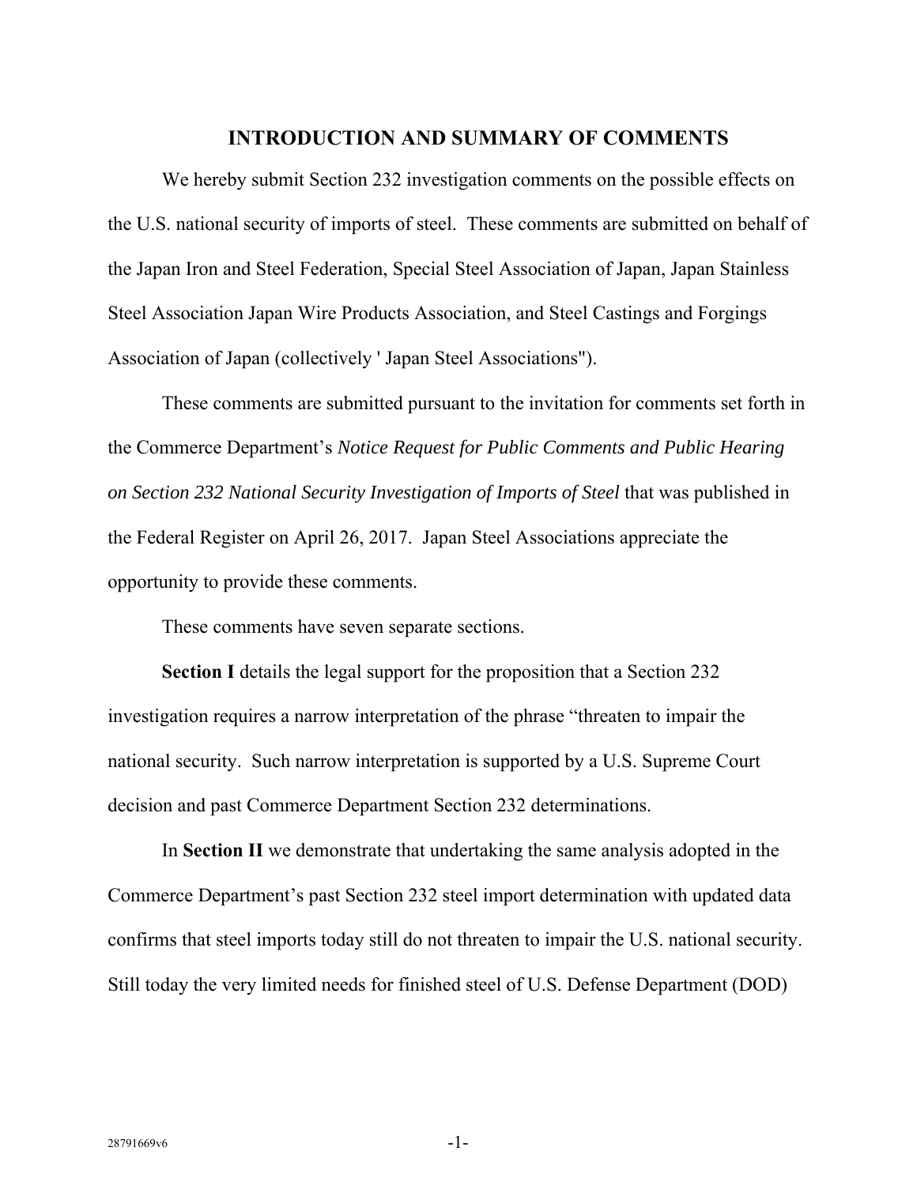## INTRODUCTION AND SUMMARY OF COMMENTS

We hereby submit Section 232 investigation comments on the possible effects on the U.S. national security of imports of steel. These comments are submitted on behalf of the Japan Iron and Steel Federation, Special Steel Association of Japan, Japan Stainless Steel Association Japan Wire Products Association, and Steel Castings and Forgings Association of Japan (collectively ' Japan Steel Associations").

These comments are submitted pursuant to the invitation for comments set forth in the Commerce Department's *Notice Request for Public Comments and Public Hearing on Section 232 National Security Investigation of Imports of Steel* that was published in the Federal Register on April 26, 2017. Japan Steel Associations appreciate the opportunity to provide these comments.

These comments have seven separate sections.

**Section I** details the legal support for the proposition that a Section 232 investigation requires a narrow interpretation of the phrase "threaten to impair the national security. Such narrow interpretation is supported by a U.S. Supreme Court decision and past Commerce Department Section 232 determinations.

In **Section II** we demonstrate that undertaking the same analysis adopted in the Commerce Department's past Section 232 steel import determination with updated data confirms that steel imports today still do not threaten to impair the U.S. national security. Still today the very limited needs for finished steel of U.S. Defense Department (DOD)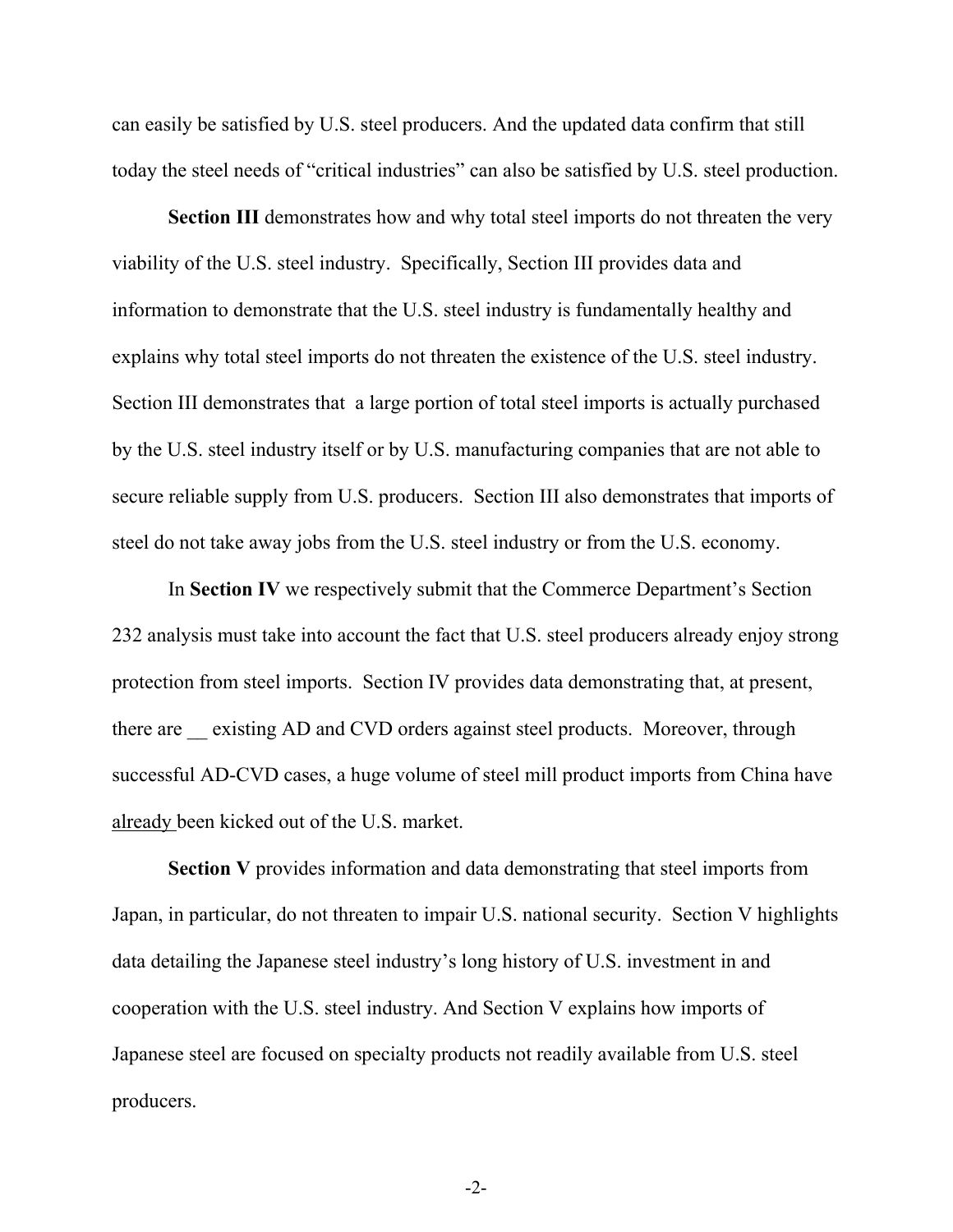can easily be satisfied by U.S. steel producers. And the updated data confirm that still today the steel needs of "critical industries" can also be satisfied by U.S. steel production.

**Section III** demonstrates how and why total steel imports do not threaten the very viability of the U.S. steel industry. Specifically, Section III provides data and information to demonstrate that the U.S. steel industry is fundamentally healthy and explains why total steel imports do not threaten the existence of the U.S. steel industry. Section III demonstrates that a large portion of total steel imports is actually purchased by the U.S. steel industry itself or by U.S. manufacturing companies that are not able to secure reliable supply from U.S. producers. Section III also demonstrates that imports of steel do not take away jobs from the U.S. steel industry or from the U.S. economy.

In **Section IV** we respectively submit that the Commerce Department's Section 232 analysis must take into account the fact that U.S. steel producers already enjoy strong protection from steel imports. Section IV provides data demonstrating that, at present, there are __ existing AD and CVD orders against steel products. Moreover, through successful AD-CVD cases, a huge volume of steel mill product imports from China have already been kicked out of the U.S. market.

**Section V** provides information and data demonstrating that steel imports from Japan, in particular, do not threaten to impair U.S. national security. Section V highlights data detailing the Japanese steel industry's long history of U.S. investment in and cooperation with the U.S. steel industry. And Section V explains how imports of Japanese steel are focused on specialty products not readily available from U.S. steel producers.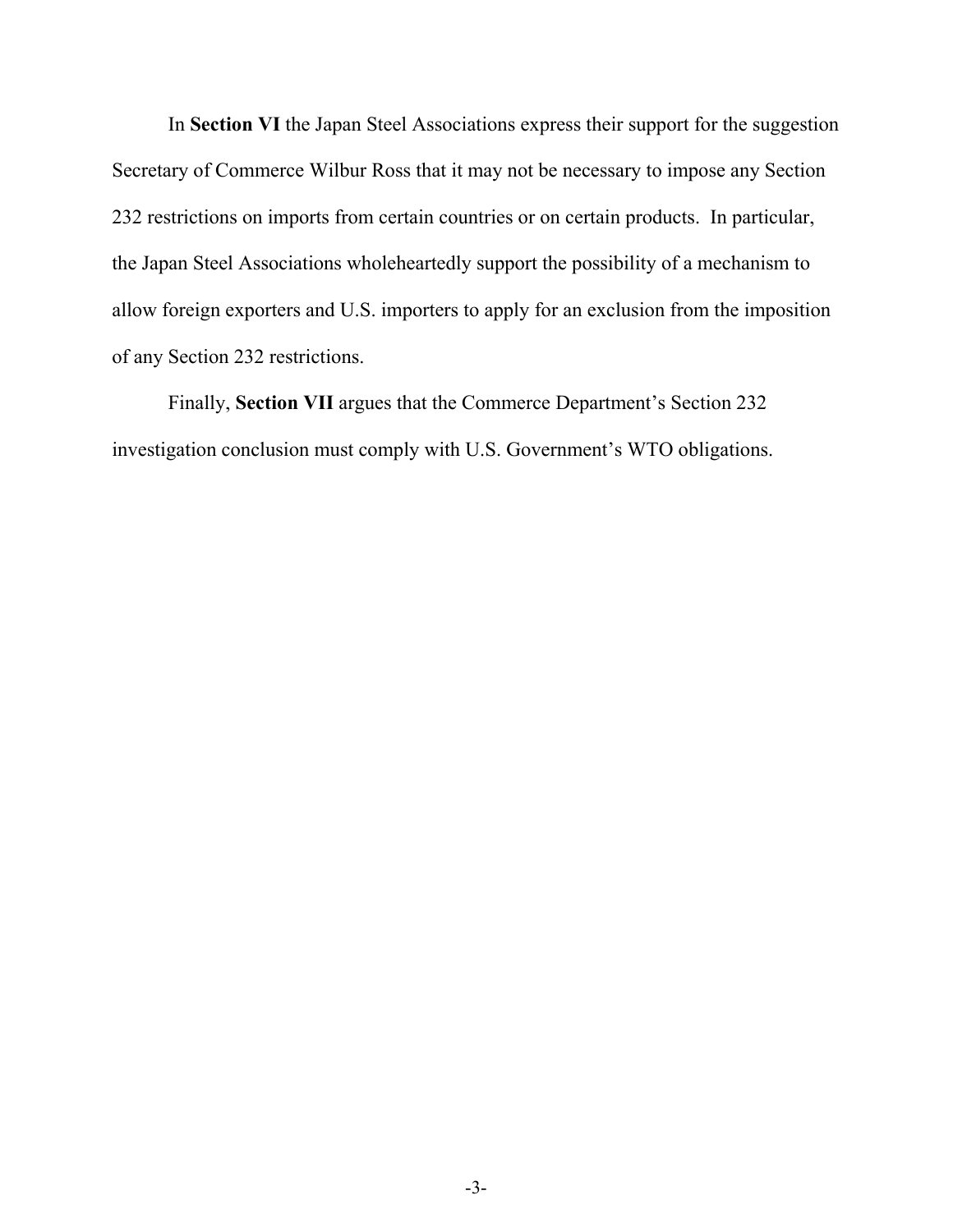In **Section VI** the Japan Steel Associations express their support for the suggestion Secretary of Commerce Wilbur Ross that it may not be necessary to impose any Section 232 restrictions on imports from certain countries or on certain products. In particular, the Japan Steel Associations wholeheartedly support the possibility of a mechanism to allow foreign exporters and U.S. importers to apply for an exclusion from the imposition of any Section 232 restrictions.

Finally, **Section VII** argues that the Commerce Department's Section 232 investigation conclusion must comply with U.S. Government's WTO obligations.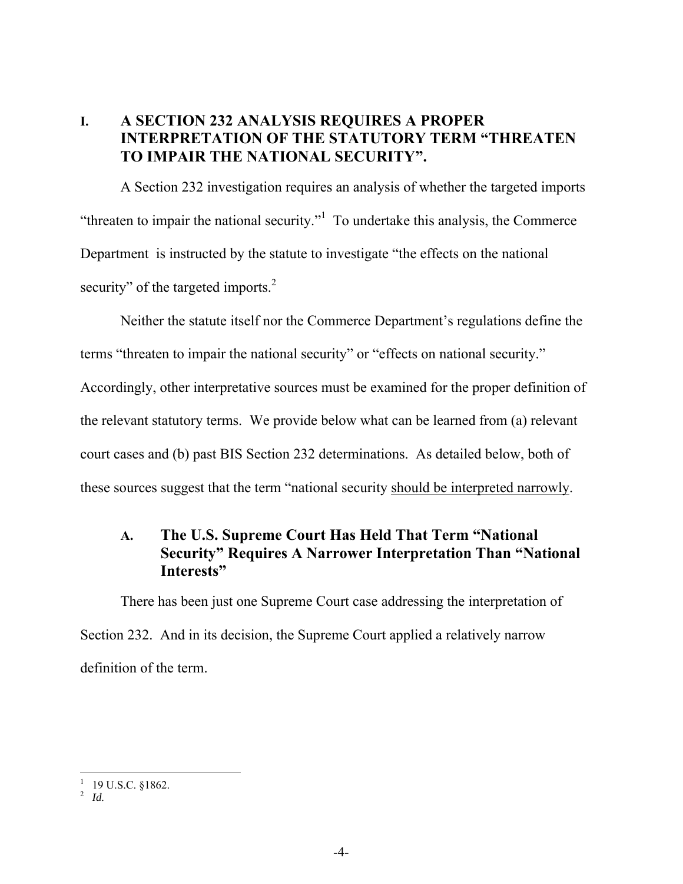## I. A SECTION 232 ANALYSIS REQUIRES A PROPER INTERPRETATION OF THE STATUTORY TERM "THREATEN TO IMPAIR THE NATIONAL SECURITY".

A Section 232 investigation requires an analysis of whether the targeted imports "threaten to impair the national security."[1] To undertake this analysis, the Commerce Department is instructed by the statute to investigate "the effects on the national security" of the targeted imports.[2]

Neither the statute itself nor the Commerce Department's regulations define the terms "threaten to impair the national security" or "effects on national security." Accordingly, other interpretative sources must be examined for the proper definition of the relevant statutory terms. We provide below what can be learned from (a) relevant court cases and (b) past BIS Section 232 determinations. As detailed below, both of these sources suggest that the term "national security <u>should be interpreted narrowly</u>.

### A. The U.S. Supreme Court Has Held That Term "National Security" Requires A Narrower Interpretation Than "National Interests"

There has been just one Supreme Court case addressing the interpretation of Section 232. And in its decision, the Supreme Court applied a relatively narrow definition of the term.

---

[1] 19 U.S.C. §1862.

[2] *Id.*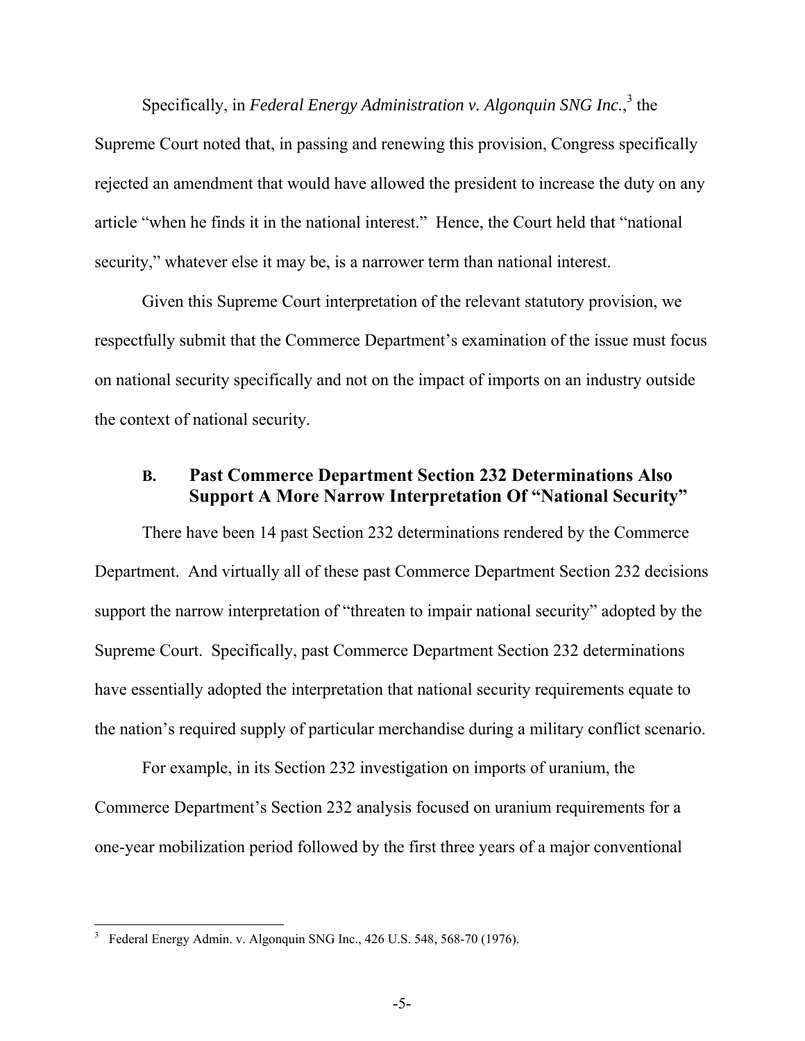Specifically, in *Federal Energy Administration v. Algonquin SNG Inc.*,[3] the Supreme Court noted that, in passing and renewing this provision, Congress specifically rejected an amendment that would have allowed the president to increase the duty on any article "when he finds it in the national interest." Hence, the Court held that "national security," whatever else it may be, is a narrower term than national interest.

Given this Supreme Court interpretation of the relevant statutory provision, we respectfully submit that the Commerce Department's examination of the issue must focus on national security specifically and not on the impact of imports on an industry outside the context of national security.

### B. Past Commerce Department Section 232 Determinations Also Support A More Narrow Interpretation Of "National Security"

There have been 14 past Section 232 determinations rendered by the Commerce Department. And virtually all of these past Commerce Department Section 232 decisions support the narrow interpretation of "threaten to impair national security" adopted by the Supreme Court. Specifically, past Commerce Department Section 232 determinations have essentially adopted the interpretation that national security requirements equate to the nation's required supply of particular merchandise during a military conflict scenario.

For example, in its Section 232 investigation on imports of uranium, the Commerce Department's Section 232 analysis focused on uranium requirements for a one-year mobilization period followed by the first three years of a major conventional

[3] Federal Energy Admin. v. Algonquin SNG Inc., 426 U.S. 548, 568-70 (1976).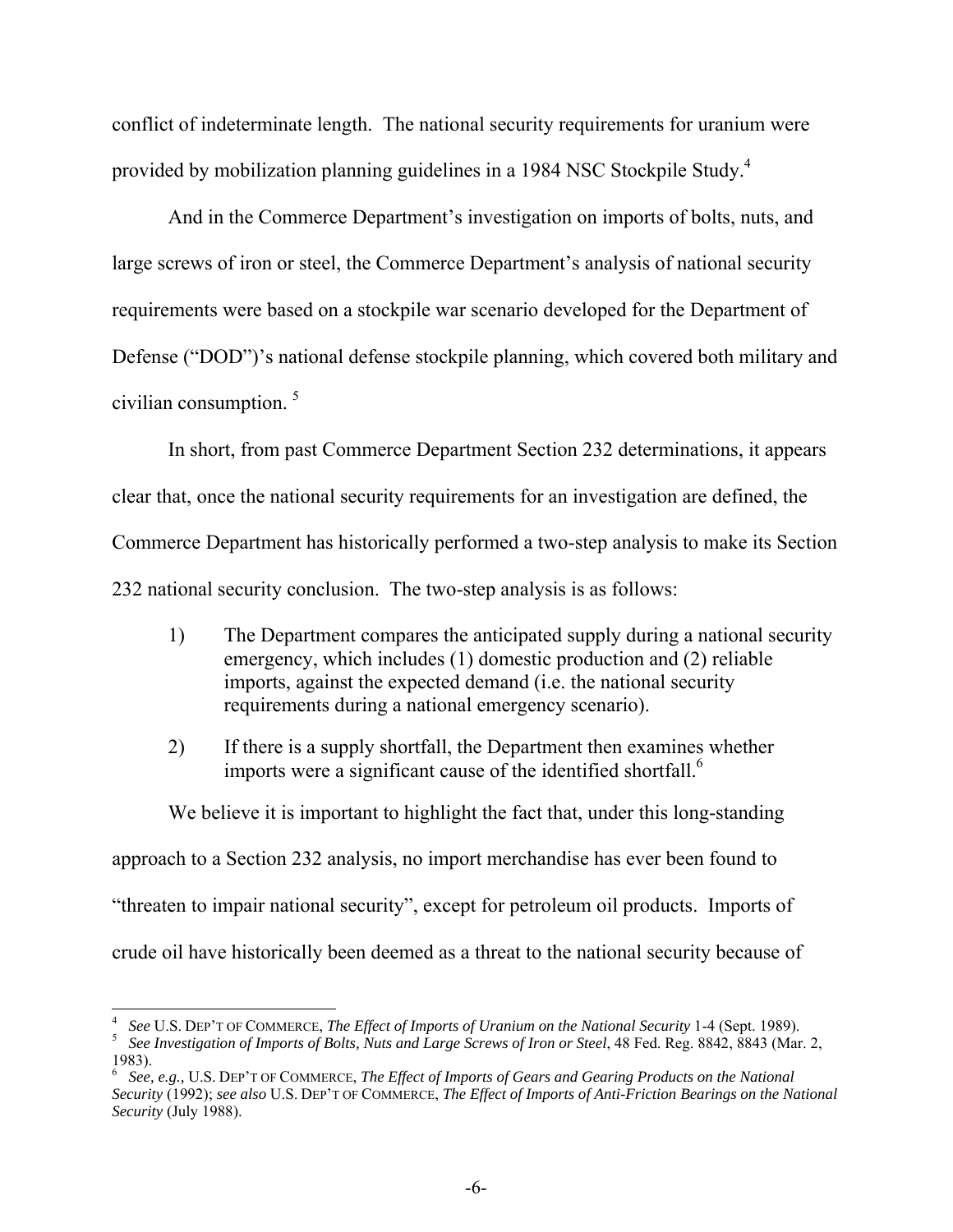conflict of indeterminate length. The national security requirements for uranium were provided by mobilization planning guidelines in a 1984 NSC Stockpile Study.[4]

And in the Commerce Department's investigation on imports of bolts, nuts, and large screws of iron or steel, the Commerce Department's analysis of national security requirements were based on a stockpile war scenario developed for the Department of Defense ("DOD")'s national defense stockpile planning, which covered both military and civilian consumption.[5]

In short, from past Commerce Department Section 232 determinations, it appears clear that, once the national security requirements for an investigation are defined, the Commerce Department has historically performed a two-step analysis to make its Section 232 national security conclusion. The two-step analysis is as follows:

1) The Department compares the anticipated supply during a national security emergency, which includes (1) domestic production and (2) reliable imports, against the expected demand (i.e. the national security requirements during a national emergency scenario).

2) If there is a supply shortfall, the Department then examines whether imports were a significant cause of the identified shortfall.[6]

We believe it is important to highlight the fact that, under this long-standing approach to a Section 232 analysis, no import merchandise has ever been found to "threaten to impair national security", except for petroleum oil products. Imports of crude oil have historically been deemed as a threat to the national security because of

---

[4] *See* U.S. DEP'T OF COMMERCE, *The Effect of Imports of Uranium on the National Security* 1-4 (Sept. 1989).

[5] *See Investigation of Imports of Bolts, Nuts and Large Screws of Iron or Steel*, 48 Fed. Reg. 8842, 8843 (Mar. 2, 1983).

[6] *See, e.g.,* U.S. DEP'T OF COMMERCE, *The Effect of Imports of Gears and Gearing Products on the National Security* (1992); *see also* U.S. DEP'T OF COMMERCE, *The Effect of Imports of Anti-Friction Bearings on the National Security* (July 1988).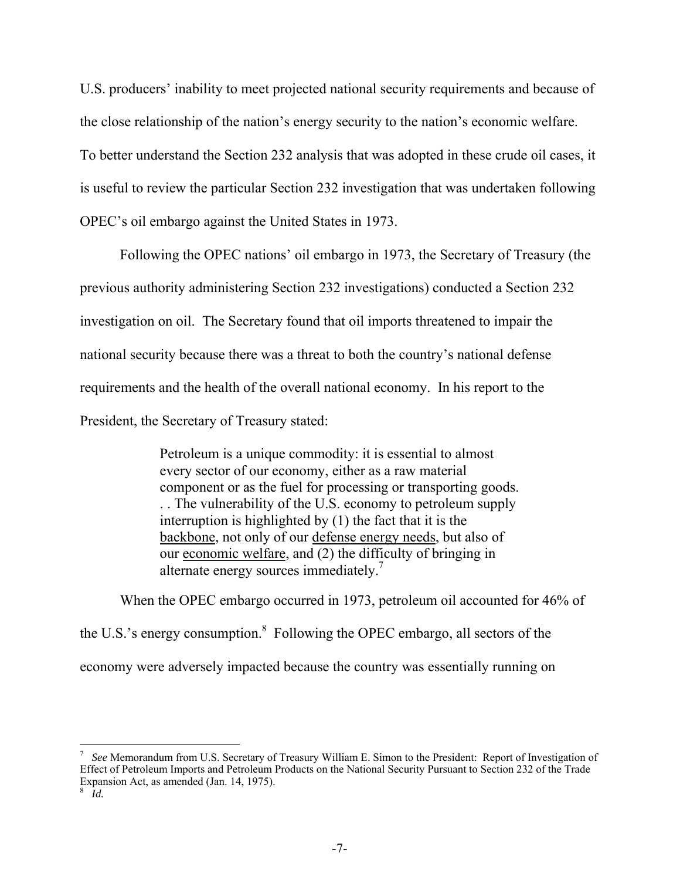U.S. producers' inability to meet projected national security requirements and because of the close relationship of the nation's energy security to the nation's economic welfare. To better understand the Section 232 analysis that was adopted in these crude oil cases, it is useful to review the particular Section 232 investigation that was undertaken following OPEC's oil embargo against the United States in 1973.

Following the OPEC nations' oil embargo in 1973, the Secretary of Treasury (the previous authority administering Section 232 investigations) conducted a Section 232 investigation on oil. The Secretary found that oil imports threatened to impair the national security because there was a threat to both the country's national defense requirements and the health of the overall national economy. In his report to the President, the Secretary of Treasury stated:

> Petroleum is a unique commodity: it is essential to almost every sector of our economy, either as a raw material component or as the fuel for processing or transporting goods. . . The vulnerability of the U.S. economy to petroleum supply interruption is highlighted by (1) the fact that it is the <u>backbone</u>, not only of our <u>defense energy needs</u>, but also of our <u>economic welfare</u>, and (2) the difficulty of bringing in alternate energy sources immediately.[7]

When the OPEC embargo occurred in 1973, petroleum oil accounted for 46% of the U.S.'s energy consumption.[8] Following the OPEC embargo, all sectors of the economy were adversely impacted because the country was essentially running on

---

[7] *See* Memorandum from U.S. Secretary of Treasury William E. Simon to the President: Report of Investigation of Effect of Petroleum Imports and Petroleum Products on the National Security Pursuant to Section 232 of the Trade Expansion Act, as amended (Jan. 14, 1975).

[8] *Id.*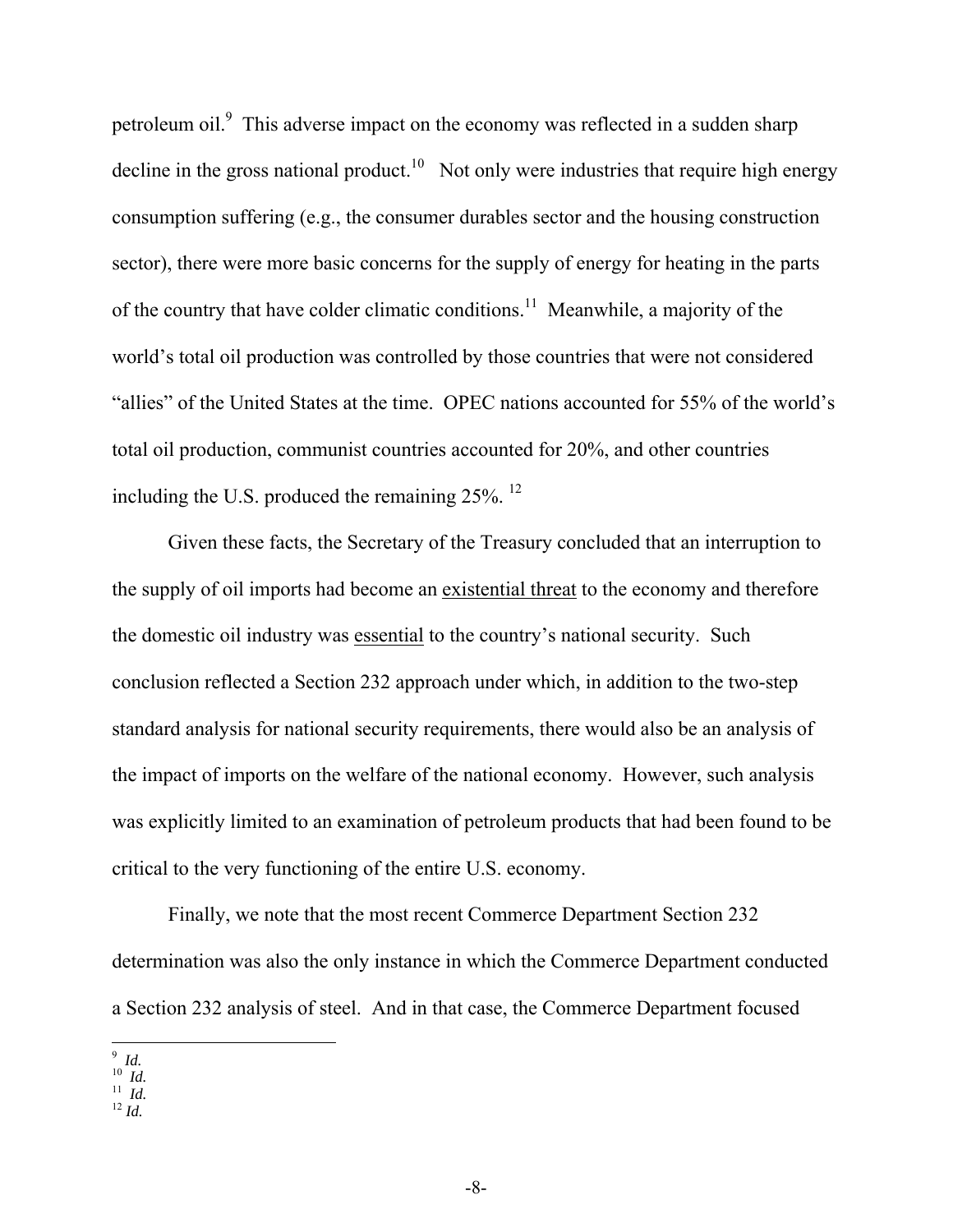petroleum oil.[9] This adverse impact on the economy was reflected in a sudden sharp decline in the gross national product.[10] Not only were industries that require high energy consumption suffering (e.g., the consumer durables sector and the housing construction sector), there were more basic concerns for the supply of energy for heating in the parts of the country that have colder climatic conditions.[11] Meanwhile, a majority of the world's total oil production was controlled by those countries that were not considered "allies" of the United States at the time. OPEC nations accounted for 55% of the world's total oil production, communist countries accounted for 20%, and other countries including the U.S. produced the remaining 25%.[12]

Given these facts, the Secretary of the Treasury concluded that an interruption to the supply of oil imports had become an <u>existential threat</u> to the economy and therefore the domestic oil industry was <u>essential</u> to the country's national security. Such conclusion reflected a Section 232 approach under which, in addition to the two-step standard analysis for national security requirements, there would also be an analysis of the impact of imports on the welfare of the national economy. However, such analysis was explicitly limited to an examination of petroleum products that had been found to be critical to the very functioning of the entire U.S. economy.

Finally, we note that the most recent Commerce Department Section 232 determination was also the only instance in which the Commerce Department conducted a Section 232 analysis of steel. And in that case, the Commerce Department focused

---

[9] *Id.*
[10] *Id.*
[11] *Id.*
[12] *Id.*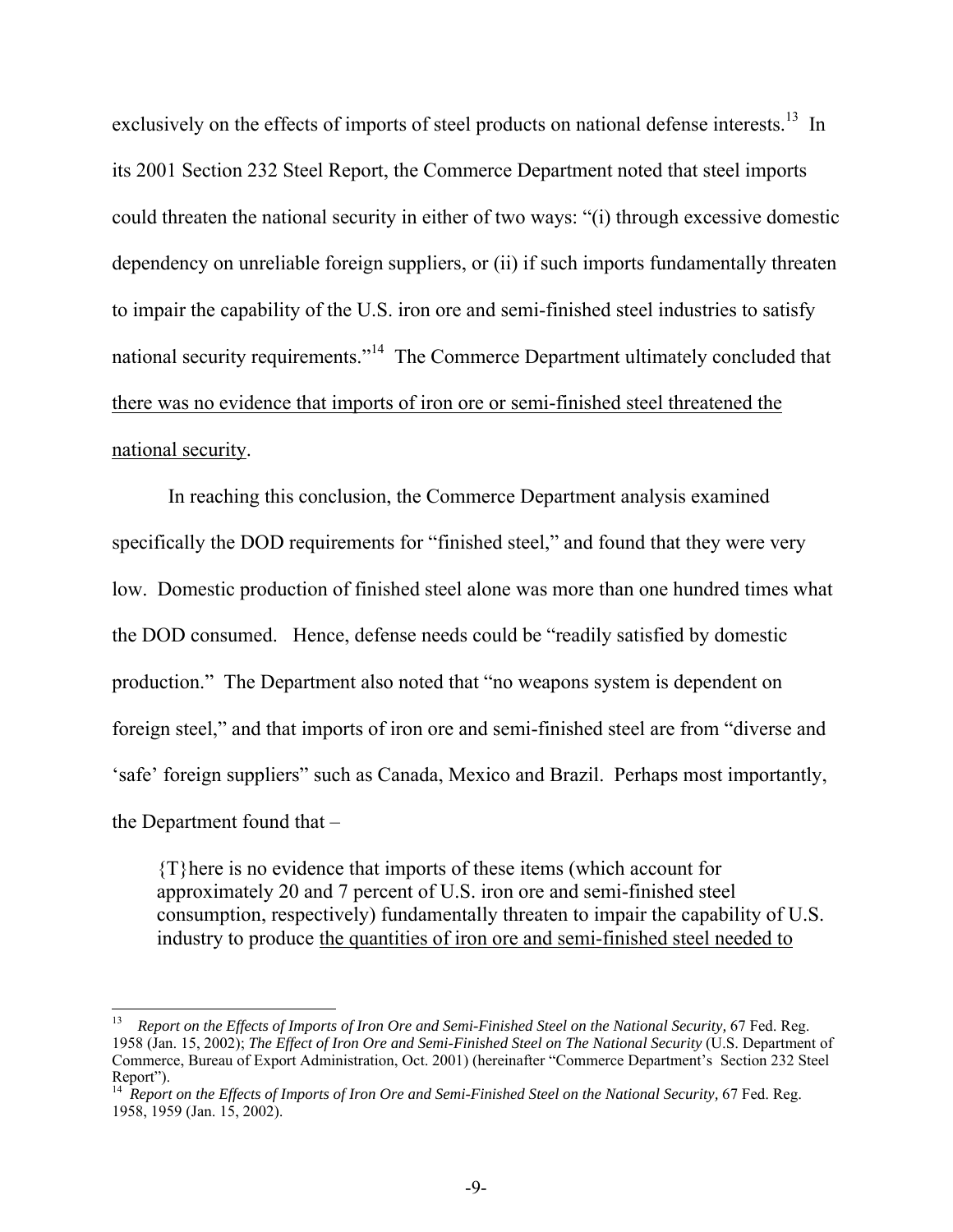exclusively on the effects of imports of steel products on national defense interests.[13] In its 2001 Section 232 Steel Report, the Commerce Department noted that steel imports could threaten the national security in either of two ways: "(i) through excessive domestic dependency on unreliable foreign suppliers, or (ii) if such imports fundamentally threaten to impair the capability of the U.S. iron ore and semi-finished steel industries to satisfy national security requirements."[14] The Commerce Department ultimately concluded that <u>there was no evidence that imports of iron ore or semi-finished steel threatened the national security</u>.

In reaching this conclusion, the Commerce Department analysis examined specifically the DOD requirements for "finished steel," and found that they were very low. Domestic production of finished steel alone was more than one hundred times what the DOD consumed. Hence, defense needs could be "readily satisfied by domestic production." The Department also noted that "no weapons system is dependent on foreign steel," and that imports of iron ore and semi-finished steel are from "diverse and 'safe' foreign suppliers" such as Canada, Mexico and Brazil. Perhaps most importantly, the Department found that –

> {T}here is no evidence that imports of these items (which account for approximately 20 and 7 percent of U.S. iron ore and semi-finished steel consumption, respectively) fundamentally threaten to impair the capability of U.S. industry to produce <u>the quantities of iron ore and semi-finished steel needed to</u>

---

[13] *Report on the Effects of Imports of Iron Ore and Semi-Finished Steel on the National Security,* 67 Fed. Reg. 1958 (Jan. 15, 2002); *The Effect of Iron Ore and Semi-Finished Steel on The National Security* (U.S. Department of Commerce, Bureau of Export Administration, Oct. 2001) (hereinafter "Commerce Department's Section 232 Steel Report").

[14] *Report on the Effects of Imports of Iron Ore and Semi-Finished Steel on the National Security,* 67 Fed. Reg. 1958, 1959 (Jan. 15, 2002).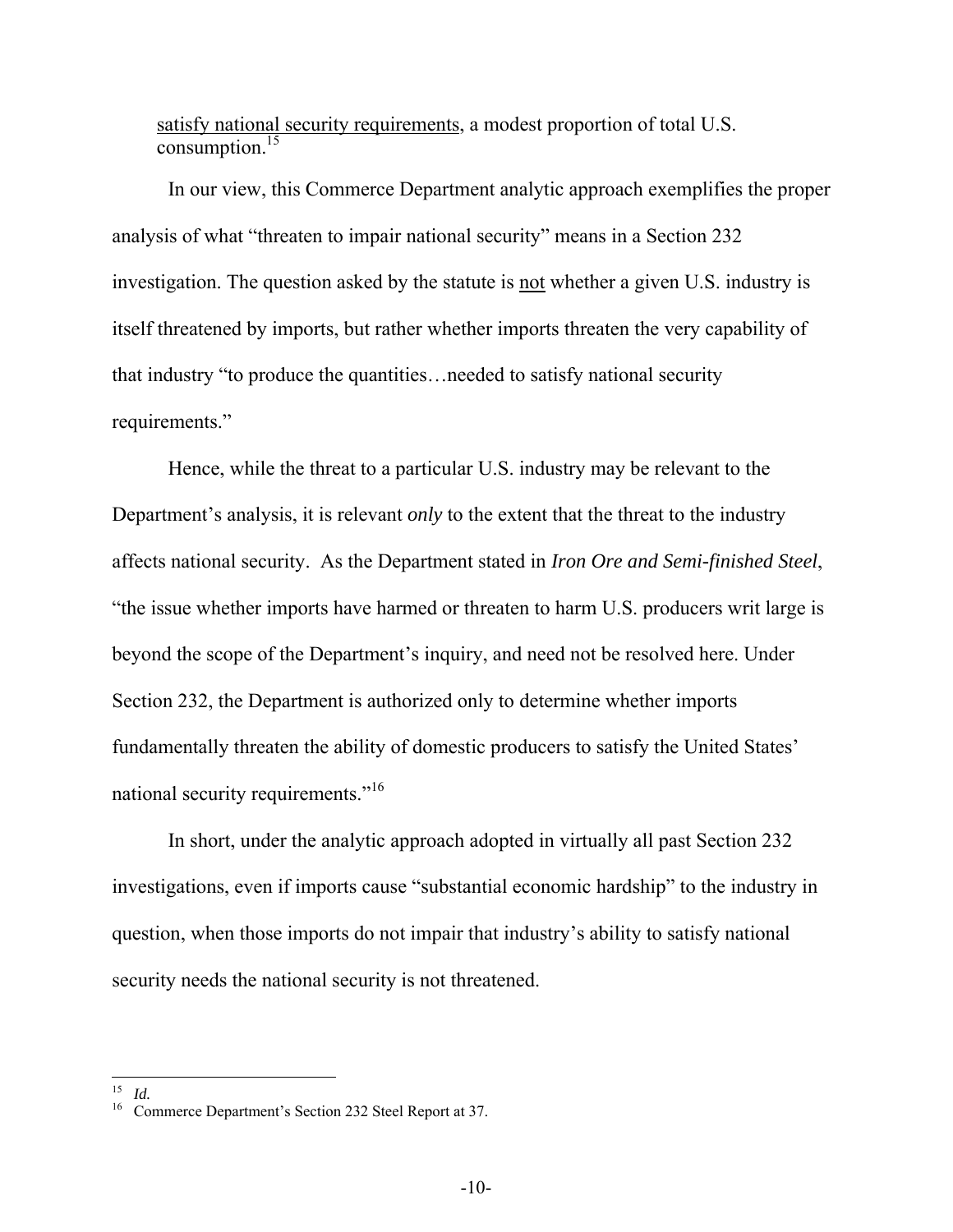<u>satisfy national security requirements</u>, a modest proportion of total U.S. consumption.[15]

In our view, this Commerce Department analytic approach exemplifies the proper analysis of what "threaten to impair national security" means in a Section 232 investigation. The question asked by the statute is <u>not</u> whether a given U.S. industry is itself threatened by imports, but rather whether imports threaten the very capability of that industry "to produce the quantities…needed to satisfy national security requirements."

Hence, while the threat to a particular U.S. industry may be relevant to the Department's analysis, it is relevant *only* to the extent that the threat to the industry affects national security. As the Department stated in *Iron Ore and Semi-finished Steel*, "the issue whether imports have harmed or threaten to harm U.S. producers writ large is beyond the scope of the Department's inquiry, and need not be resolved here. Under Section 232, the Department is authorized only to determine whether imports fundamentally threaten the ability of domestic producers to satisfy the United States' national security requirements."[16]

In short, under the analytic approach adopted in virtually all past Section 232 investigations, even if imports cause "substantial economic hardship" to the industry in question, when those imports do not impair that industry's ability to satisfy national security needs the national security is not threatened.

---

[15] *Id.*

[16] Commerce Department's Section 232 Steel Report at 37.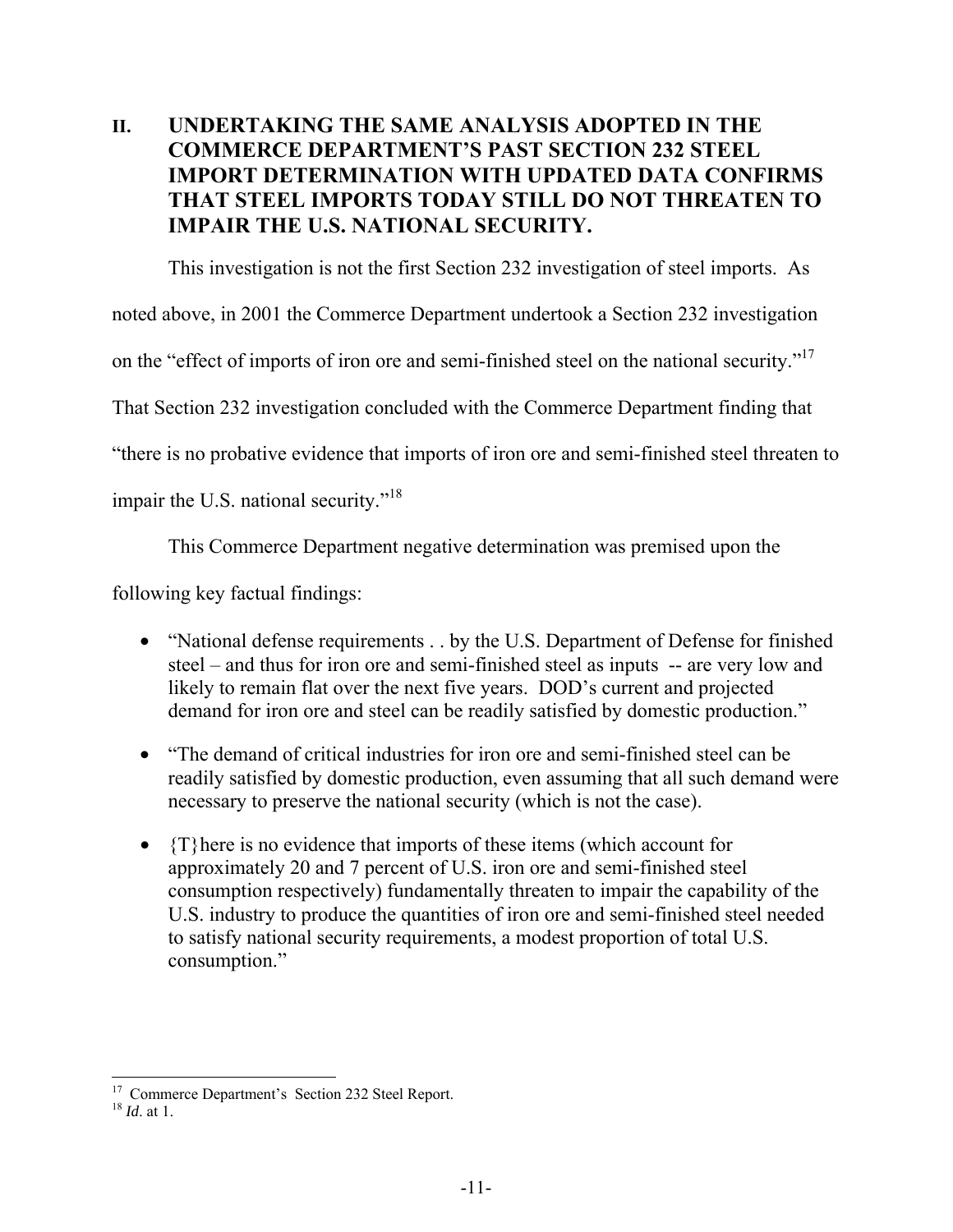## II. UNDERTAKING THE SAME ANALYSIS ADOPTED IN THE COMMERCE DEPARTMENT'S PAST SECTION 232 STEEL IMPORT DETERMINATION WITH UPDATED DATA CONFIRMS THAT STEEL IMPORTS TODAY STILL DO NOT THREATEN TO IMPAIR THE U.S. NATIONAL SECURITY.

This investigation is not the first Section 232 investigation of steel imports. As noted above, in 2001 the Commerce Department undertook a Section 232 investigation on the "effect of imports of iron ore and semi-finished steel on the national security."[17] That Section 232 investigation concluded with the Commerce Department finding that "there is no probative evidence that imports of iron ore and semi-finished steel threaten to impair the U.S. national security."[18]

This Commerce Department negative determination was premised upon the following key factual findings:

- "National defense requirements . . by the U.S. Department of Defense for finished steel – and thus for iron ore and semi-finished steel as inputs -- are very low and likely to remain flat over the next five years. DOD's current and projected demand for iron ore and steel can be readily satisfied by domestic production."
- "The demand of critical industries for iron ore and semi-finished steel can be readily satisfied by domestic production, even assuming that all such demand were necessary to preserve the national security (which is not the case).
- {T}here is no evidence that imports of these items (which account for approximately 20 and 7 percent of U.S. iron ore and semi-finished steel consumption respectively) fundamentally threaten to impair the capability of the U.S. industry to produce the quantities of iron ore and semi-finished steel needed to satisfy national security requirements, a modest proportion of total U.S. consumption."

---

[17] Commerce Department's Section 232 Steel Report.
[18] *Id*. at 1.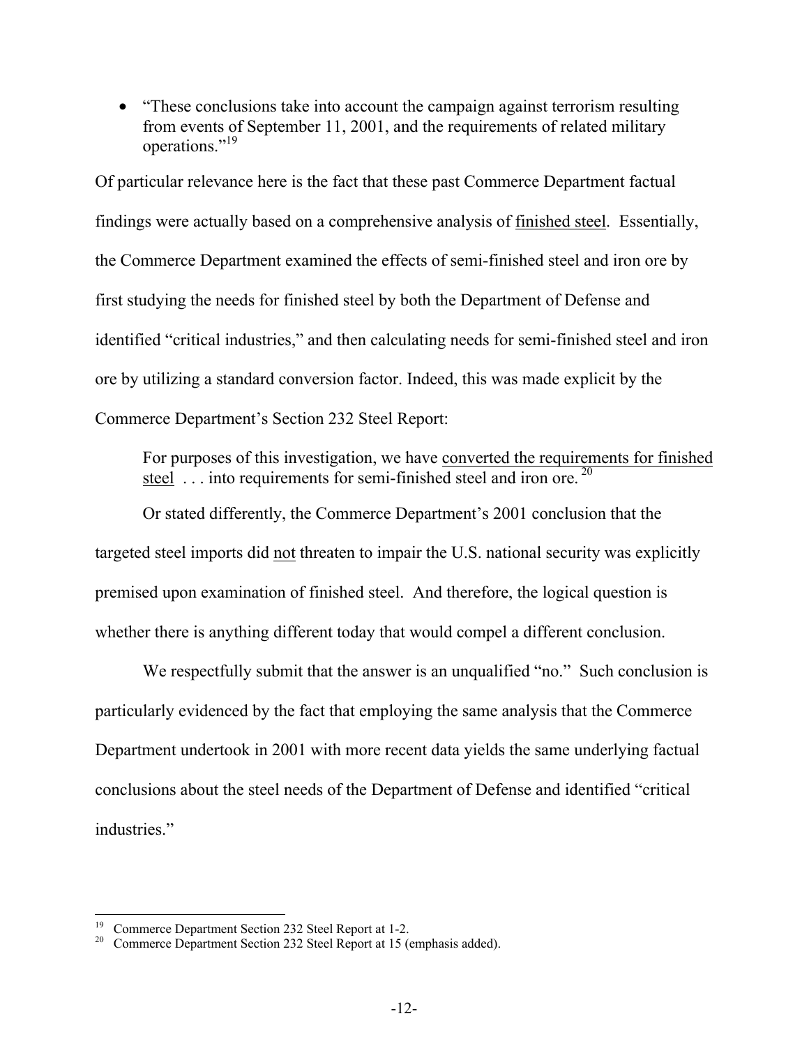- "These conclusions take into account the campaign against terrorism resulting from events of September 11, 2001, and the requirements of related military operations."[19]

Of particular relevance here is the fact that these past Commerce Department factual findings were actually based on a comprehensive analysis of <u>finished steel</u>. Essentially, the Commerce Department examined the effects of semi-finished steel and iron ore by first studying the needs for finished steel by both the Department of Defense and identified "critical industries," and then calculating needs for semi-finished steel and iron ore by utilizing a standard conversion factor. Indeed, this was made explicit by the Commerce Department's Section 232 Steel Report:

> For purposes of this investigation, we have <u>converted the requirements for finished steel</u> . . . into requirements for semi-finished steel and iron ore.[20]

Or stated differently, the Commerce Department's 2001 conclusion that the targeted steel imports did <u>not</u> threaten to impair the U.S. national security was explicitly premised upon examination of finished steel. And therefore, the logical question is whether there is anything different today that would compel a different conclusion.

We respectfully submit that the answer is an unqualified "no." Such conclusion is particularly evidenced by the fact that employing the same analysis that the Commerce Department undertook in 2001 with more recent data yields the same underlying factual conclusions about the steel needs of the Department of Defense and identified "critical industries."

---

[19] Commerce Department Section 232 Steel Report at 1-2.

[20] Commerce Department Section 232 Steel Report at 15 (emphasis added).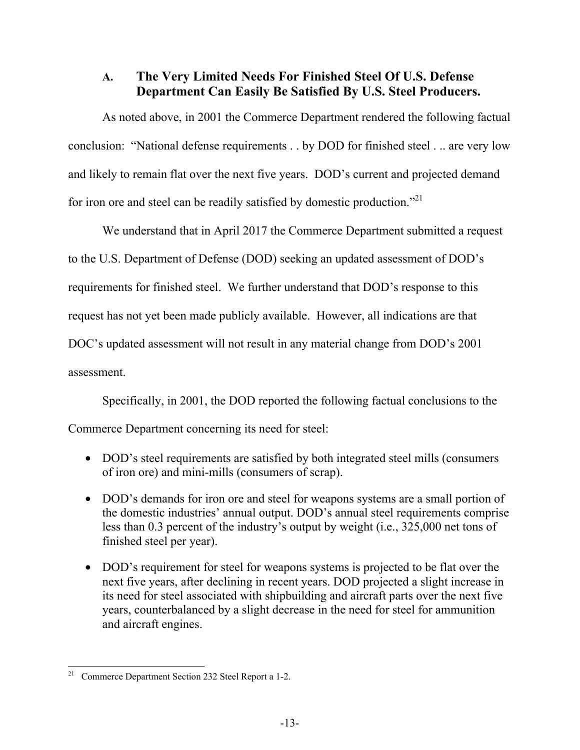### A. The Very Limited Needs For Finished Steel Of U.S. Defense Department Can Easily Be Satisfied By U.S. Steel Producers.

As noted above, in 2001 the Commerce Department rendered the following factual conclusion: "National defense requirements . . by DOD for finished steel . .. are very low and likely to remain flat over the next five years. DOD's current and projected demand for iron ore and steel can be readily satisfied by domestic production."[21]

We understand that in April 2017 the Commerce Department submitted a request to the U.S. Department of Defense (DOD) seeking an updated assessment of DOD's requirements for finished steel. We further understand that DOD's response to this request has not yet been made publicly available. However, all indications are that DOC's updated assessment will not result in any material change from DOD's 2001 assessment.

Specifically, in 2001, the DOD reported the following factual conclusions to the Commerce Department concerning its need for steel:

- DOD's steel requirements are satisfied by both integrated steel mills (consumers of iron ore) and mini-mills (consumers of scrap).
- DOD's demands for iron ore and steel for weapons systems are a small portion of the domestic industries' annual output. DOD's annual steel requirements comprise less than 0.3 percent of the industry's output by weight (i.e., 325,000 net tons of finished steel per year).
- DOD's requirement for steel for weapons systems is projected to be flat over the next five years, after declining in recent years. DOD projected a slight increase in its need for steel associated with shipbuilding and aircraft parts over the next five years, counterbalanced by a slight decrease in the need for steel for ammunition and aircraft engines.

---

[21] Commerce Department Section 232 Steel Report a 1-2.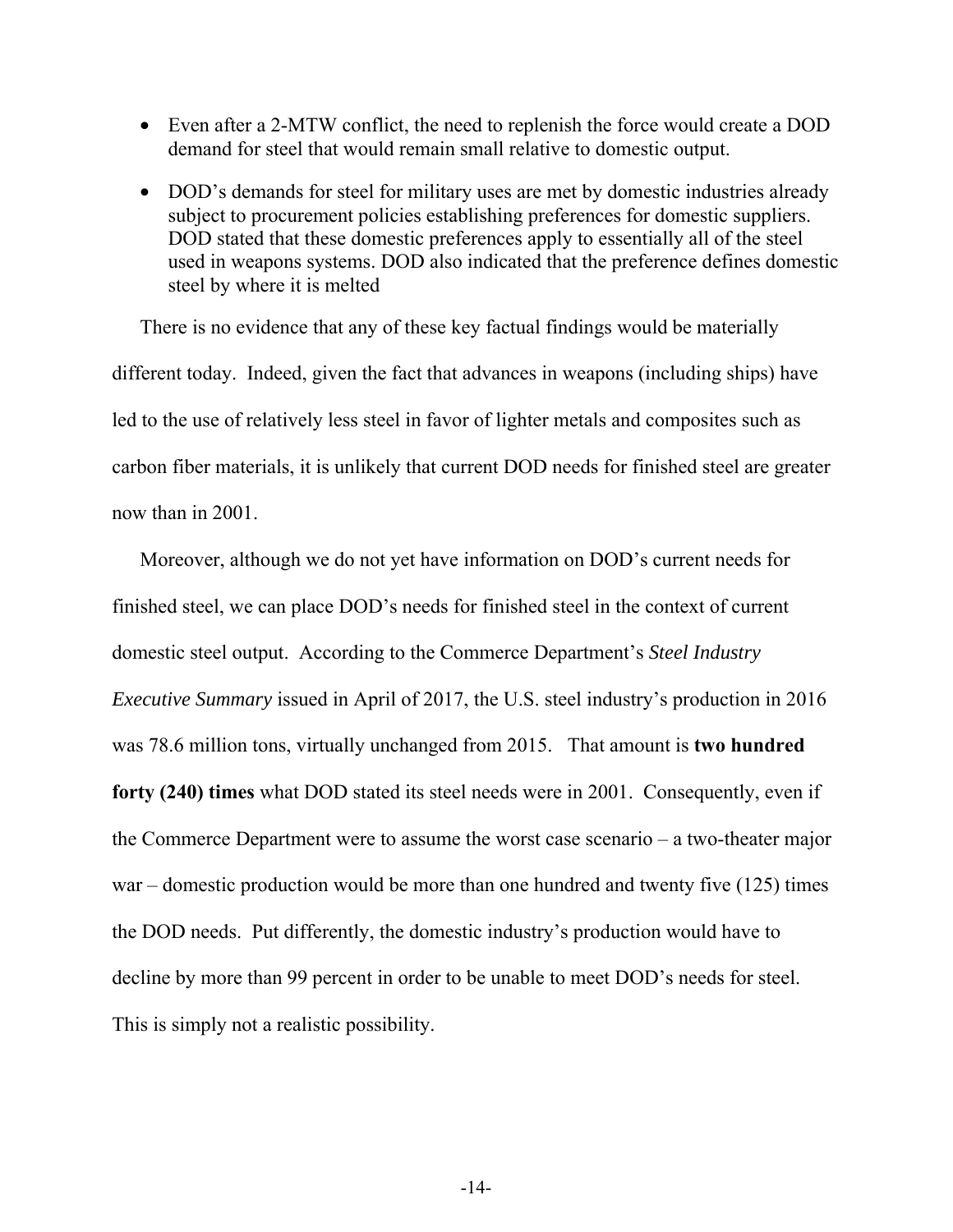- Even after a 2-MTW conflict, the need to replenish the force would create a DOD demand for steel that would remain small relative to domestic output.
- DOD's demands for steel for military uses are met by domestic industries already subject to procurement policies establishing preferences for domestic suppliers. DOD stated that these domestic preferences apply to essentially all of the steel used in weapons systems. DOD also indicated that the preference defines domestic steel by where it is melted

There is no evidence that any of these key factual findings would be materially different today. Indeed, given the fact that advances in weapons (including ships) have led to the use of relatively less steel in favor of lighter metals and composites such as carbon fiber materials, it is unlikely that current DOD needs for finished steel are greater now than in 2001.

Moreover, although we do not yet have information on DOD's current needs for finished steel, we can place DOD's needs for finished steel in the context of current domestic steel output. According to the Commerce Department's *Steel Industry Executive Summary* issued in April of 2017, the U.S. steel industry's production in 2016 was 78.6 million tons, virtually unchanged from 2015. That amount is **two hundred forty (240) times** what DOD stated its steel needs were in 2001. Consequently, even if the Commerce Department were to assume the worst case scenario – a two-theater major war – domestic production would be more than one hundred and twenty five (125) times the DOD needs. Put differently, the domestic industry's production would have to decline by more than 99 percent in order to be unable to meet DOD's needs for steel. This is simply not a realistic possibility.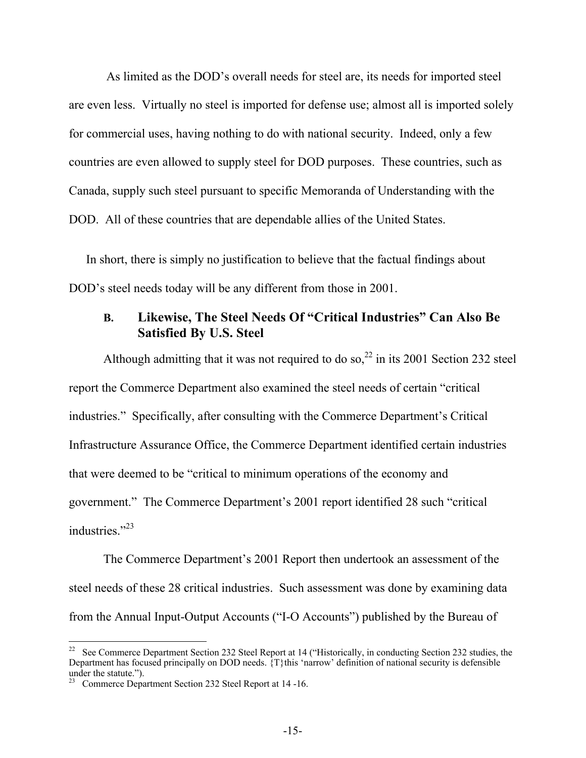As limited as the DOD's overall needs for steel are, its needs for imported steel are even less. Virtually no steel is imported for defense use; almost all is imported solely for commercial uses, having nothing to do with national security. Indeed, only a few countries are even allowed to supply steel for DOD purposes. These countries, such as Canada, supply such steel pursuant to specific Memoranda of Understanding with the DOD. All of these countries that are dependable allies of the United States.

In short, there is simply no justification to believe that the factual findings about DOD's steel needs today will be any different from those in 2001.

### B. Likewise, The Steel Needs Of "Critical Industries" Can Also Be Satisfied By U.S. Steel

Although admitting that it was not required to do so,[22] in its 2001 Section 232 steel report the Commerce Department also examined the steel needs of certain "critical industries." Specifically, after consulting with the Commerce Department's Critical Infrastructure Assurance Office, the Commerce Department identified certain industries that were deemed to be "critical to minimum operations of the economy and government." The Commerce Department's 2001 report identified 28 such "critical industries."[23]

The Commerce Department's 2001 Report then undertook an assessment of the steel needs of these 28 critical industries. Such assessment was done by examining data from the Annual Input-Output Accounts ("I-O Accounts") published by the Bureau of

---

[22] See Commerce Department Section 232 Steel Report at 14 ("Historically, in conducting Section 232 studies, the Department has focused principally on DOD needs. {T}this 'narrow' definition of national security is defensible under the statute.").

[23] Commerce Department Section 232 Steel Report at 14 -16.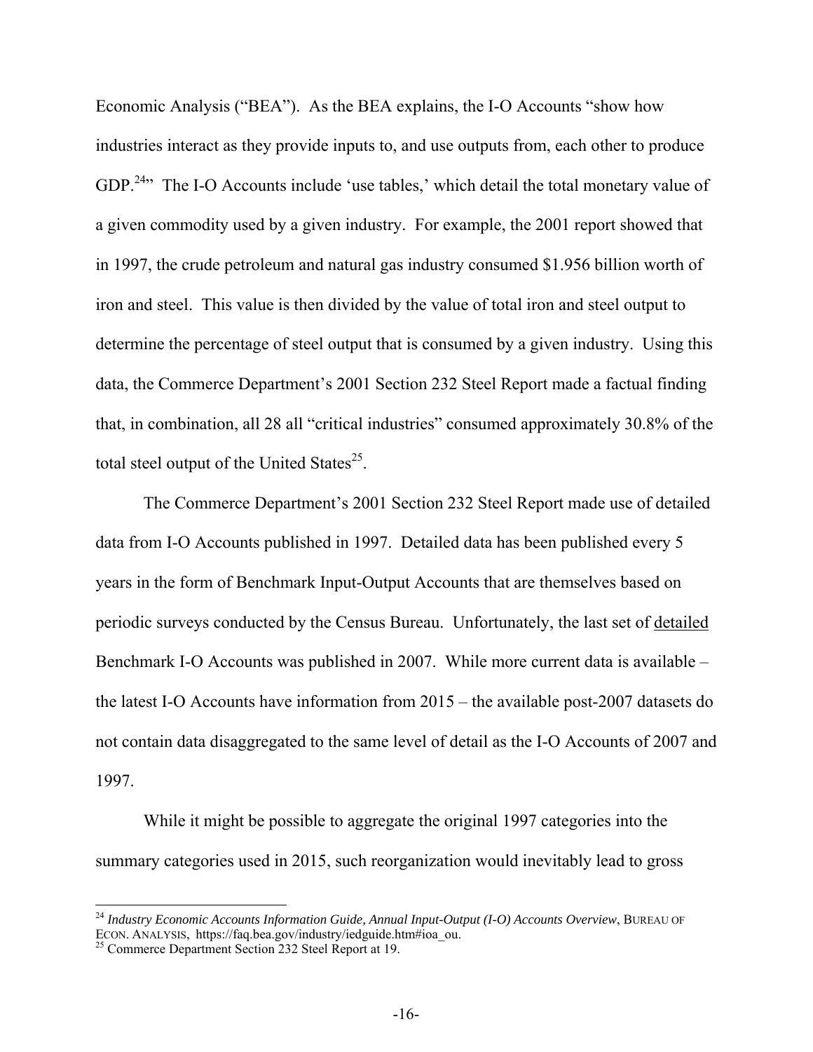Economic Analysis ("BEA"). As the BEA explains, the I-O Accounts "show how industries interact as they provide inputs to, and use outputs from, each other to produce GDP.[24]" The I-O Accounts include 'use tables,' which detail the total monetary value of a given commodity used by a given industry. For example, the 2001 report showed that in 1997, the crude petroleum and natural gas industry consumed $1.956 billion worth of iron and steel. This value is then divided by the value of total iron and steel output to determine the percentage of steel output that is consumed by a given industry. Using this data, the Commerce Department's 2001 Section 232 Steel Report made a factual finding that, in combination, all 28 all "critical industries" consumed approximately 30.8% of the total steel output of the United States[25].

The Commerce Department's 2001 Section 232 Steel Report made use of detailed data from I-O Accounts published in 1997. Detailed data has been published every 5 years in the form of Benchmark Input-Output Accounts that are themselves based on periodic surveys conducted by the Census Bureau. Unfortunately, the last set of <u>detailed</u> Benchmark I-O Accounts was published in 2007. While more current data is available – the latest I-O Accounts have information from 2015 – the available post-2007 datasets do not contain data disaggregated to the same level of detail as the I-O Accounts of 2007 and 1997.

While it might be possible to aggregate the original 1997 categories into the summary categories used in 2015, such reorganization would inevitably lead to gross

---

[24] *Industry Economic Accounts Information Guide, Annual Input-Output (I-O) Accounts Overview*, BUREAU OF ECON. ANALYSIS, https://faq.bea.gov/industry/iedguide.htm#ioa_ou.

[25] Commerce Department Section 232 Steel Report at 19.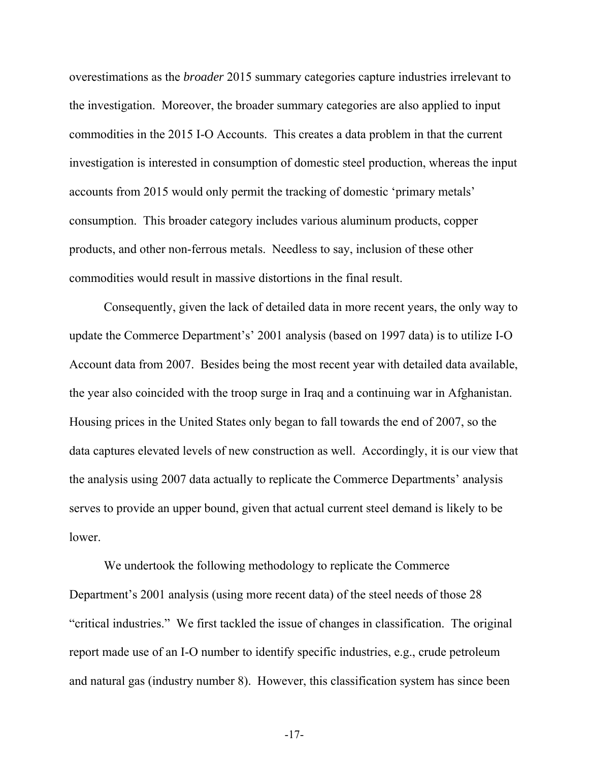overestimations as the *broader* 2015 summary categories capture industries irrelevant to the investigation. Moreover, the broader summary categories are also applied to input commodities in the 2015 I-O Accounts. This creates a data problem in that the current investigation is interested in consumption of domestic steel production, whereas the input accounts from 2015 would only permit the tracking of domestic 'primary metals' consumption. This broader category includes various aluminum products, copper products, and other non-ferrous metals. Needless to say, inclusion of these other commodities would result in massive distortions in the final result.

Consequently, given the lack of detailed data in more recent years, the only way to update the Commerce Department's' 2001 analysis (based on 1997 data) is to utilize I-O Account data from 2007. Besides being the most recent year with detailed data available, the year also coincided with the troop surge in Iraq and a continuing war in Afghanistan. Housing prices in the United States only began to fall towards the end of 2007, so the data captures elevated levels of new construction as well. Accordingly, it is our view that the analysis using 2007 data actually to replicate the Commerce Departments' analysis serves to provide an upper bound, given that actual current steel demand is likely to be lower.

We undertook the following methodology to replicate the Commerce Department's 2001 analysis (using more recent data) of the steel needs of those 28 "critical industries." We first tackled the issue of changes in classification. The original report made use of an I-O number to identify specific industries, e.g., crude petroleum and natural gas (industry number 8). However, this classification system has since been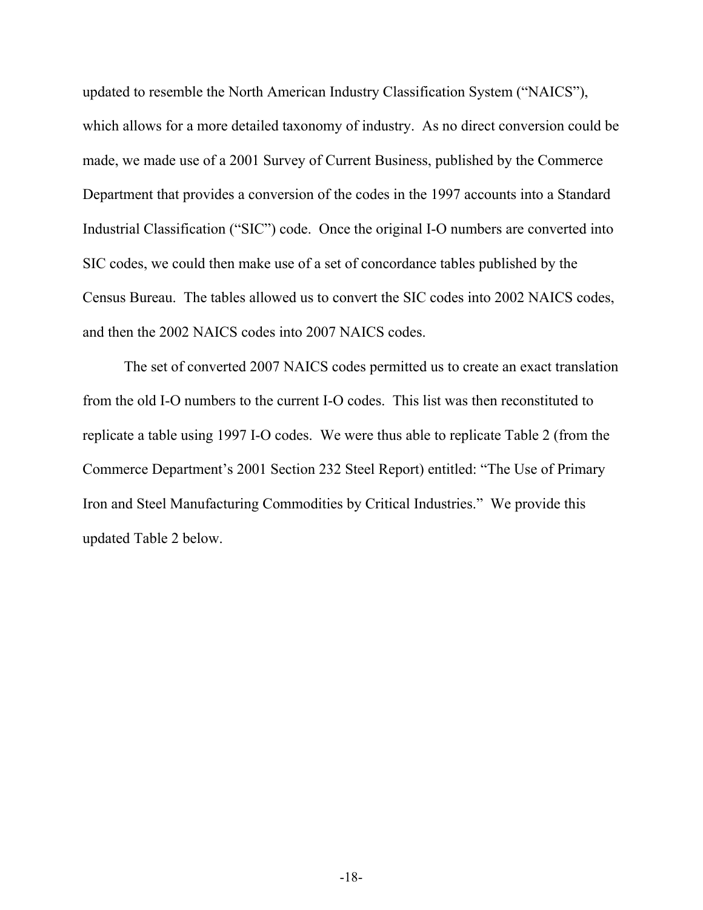updated to resemble the North American Industry Classification System ("NAICS"), which allows for a more detailed taxonomy of industry. As no direct conversion could be made, we made use of a 2001 Survey of Current Business, published by the Commerce Department that provides a conversion of the codes in the 1997 accounts into a Standard Industrial Classification ("SIC") code. Once the original I-O numbers are converted into SIC codes, we could then make use of a set of concordance tables published by the Census Bureau. The tables allowed us to convert the SIC codes into 2002 NAICS codes, and then the 2002 NAICS codes into 2007 NAICS codes.

The set of converted 2007 NAICS codes permitted us to create an exact translation from the old I-O numbers to the current I-O codes. This list was then reconstituted to replicate a table using 1997 I-O codes. We were thus able to replicate Table 2 (from the Commerce Department's 2001 Section 232 Steel Report) entitled: "The Use of Primary Iron and Steel Manufacturing Commodities by Critical Industries." We provide this updated Table 2 below.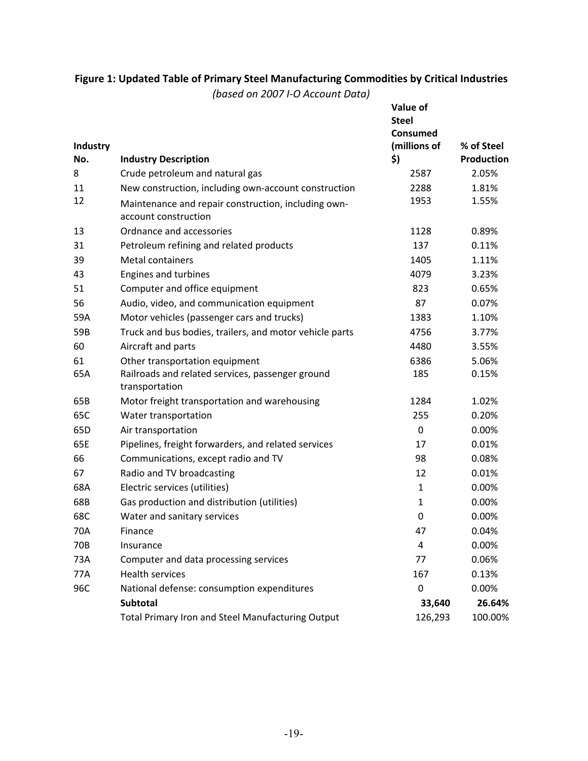**Figure 1: Updated Table of Primary Steel Manufacturing Commodities by Critical Industries**

*(based on 2007 I-O Account Data)*

| Industry No. | Industry Description | Value of Steel Consumed (millions of $) | % of Steel Production |
|---|---|---|---|
| 8 | Crude petroleum and natural gas | 2587 | 2.05% |
| 11 | New construction, including own-account construction | 2288 | 1.81% |
| 12 | Maintenance and repair construction, including own-account construction | 1953 | 1.55% |
| 13 | Ordnance and accessories | 1128 | 0.89% |
| 31 | Petroleum refining and related products | 137 | 0.11% |
| 39 | Metal containers | 1405 | 1.11% |
| 43 | Engines and turbines | 4079 | 3.23% |
| 51 | Computer and office equipment | 823 | 0.65% |
| 56 | Audio, video, and communication equipment | 87 | 0.07% |
| 59A | Motor vehicles (passenger cars and trucks) | 1383 | 1.10% |
| 59B | Truck and bus bodies, trailers, and motor vehicle parts | 4756 | 3.77% |
| 60 | Aircraft and parts | 4480 | 3.55% |
| 61 | Other transportation equipment | 6386 | 5.06% |
| 65A | Railroads and related services, passenger ground transportation | 185 | 0.15% |
| 65B | Motor freight transportation and warehousing | 1284 | 1.02% |
| 65C | Water transportation | 255 | 0.20% |
| 65D | Air transportation | 0 | 0.00% |
| 65E | Pipelines, freight forwarders, and related services | 17 | 0.01% |
| 66 | Communications, except radio and TV | 98 | 0.08% |
| 67 | Radio and TV broadcasting | 12 | 0.01% |
| 68A | Electric services (utilities) | 1 | 0.00% |
| 68B | Gas production and distribution (utilities) | 1 | 0.00% |
| 68C | Water and sanitary services | 0 | 0.00% |
| 70A | Finance | 47 | 0.04% |
| 70B | Insurance | 4 | 0.00% |
| 73A | Computer and data processing services | 77 | 0.06% |
| 77A | Health services | 167 | 0.13% |
| 96C | National defense: consumption expenditures | 0 | 0.00% |
| | **Subtotal** | **33,640** | **26.64%** |
| | Total Primary Iron and Steel Manufacturing Output | 126,293 | 100.00% |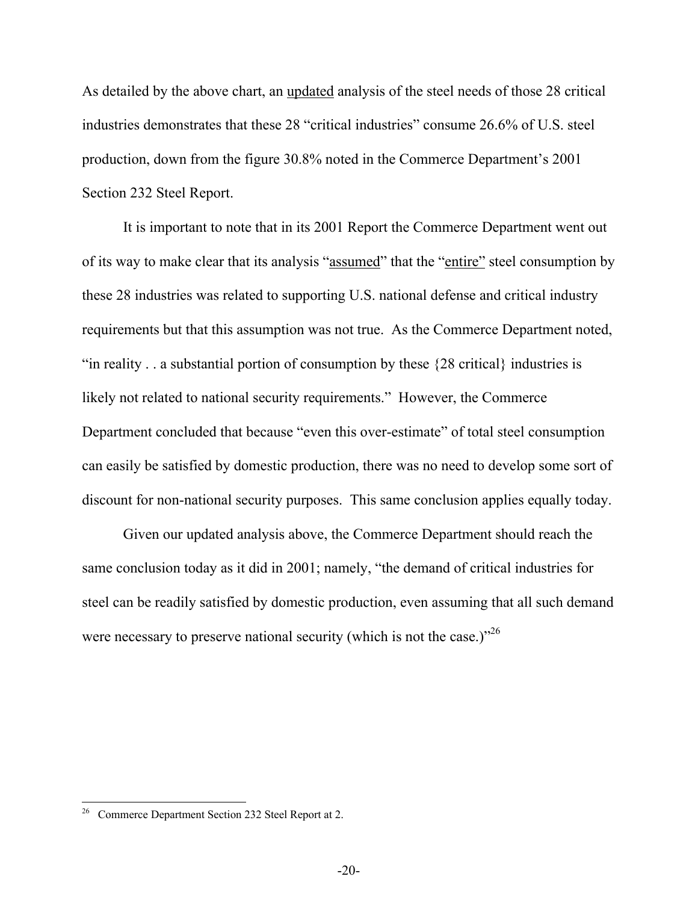As detailed by the above chart, an <u>updated</u> analysis of the steel needs of those 28 critical industries demonstrates that these 28 "critical industries" consume 26.6% of U.S. steel production, down from the figure 30.8% noted in the Commerce Department's 2001 Section 232 Steel Report.

It is important to note that in its 2001 Report the Commerce Department went out of its way to make clear that its analysis "<u>assumed</u>" that the "<u>entire</u>" steel consumption by these 28 industries was related to supporting U.S. national defense and critical industry requirements but that this assumption was not true. As the Commerce Department noted, "in reality . . a substantial portion of consumption by these {28 critical} industries is likely not related to national security requirements." However, the Commerce Department concluded that because "even this over-estimate" of total steel consumption can easily be satisfied by domestic production, there was no need to develop some sort of discount for non-national security purposes. This same conclusion applies equally today.

Given our updated analysis above, the Commerce Department should reach the same conclusion today as it did in 2001; namely, "the demand of critical industries for steel can be readily satisfied by domestic production, even assuming that all such demand were necessary to preserve national security (which is not the case.)"[26]

---

[26] Commerce Department Section 232 Steel Report at 2.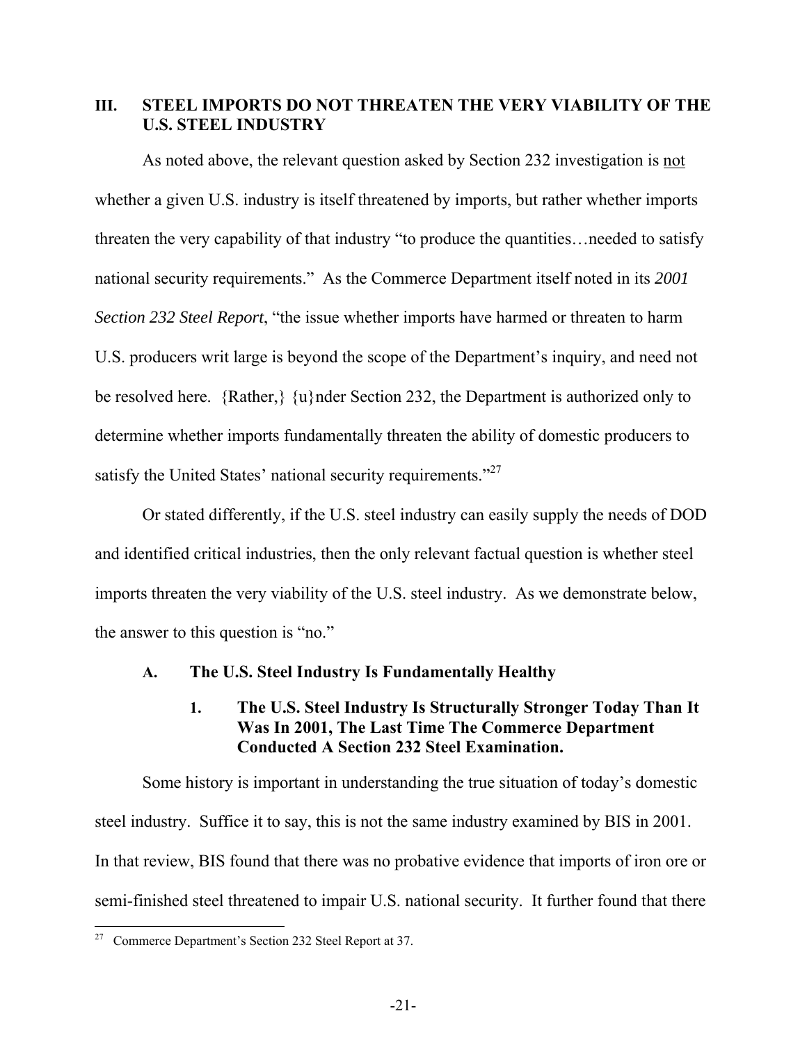## III. STEEL IMPORTS DO NOT THREATEN THE VERY VIABILITY OF THE U.S. STEEL INDUSTRY

As noted above, the relevant question asked by Section 232 investigation is <u>not</u> whether a given U.S. industry is itself threatened by imports, but rather whether imports threaten the very capability of that industry "to produce the quantities…needed to satisfy national security requirements." As the Commerce Department itself noted in its *2001 Section 232 Steel Report*, "the issue whether imports have harmed or threaten to harm U.S. producers writ large is beyond the scope of the Department's inquiry, and need not be resolved here. {Rather,} {u}nder Section 232, the Department is authorized only to determine whether imports fundamentally threaten the ability of domestic producers to satisfy the United States' national security requirements."[27]

Or stated differently, if the U.S. steel industry can easily supply the needs of DOD and identified critical industries, then the only relevant factual question is whether steel imports threaten the very viability of the U.S. steel industry. As we demonstrate below, the answer to this question is "no."

### A. The U.S. Steel Industry Is Fundamentally Healthy

#### 1. The U.S. Steel Industry Is Structurally Stronger Today Than It Was In 2001, The Last Time The Commerce Department Conducted A Section 232 Steel Examination.

Some history is important in understanding the true situation of today's domestic steel industry. Suffice it to say, this is not the same industry examined by BIS in 2001. In that review, BIS found that there was no probative evidence that imports of iron ore or semi-finished steel threatened to impair U.S. national security. It further found that there

---

[27] Commerce Department's Section 232 Steel Report at 37.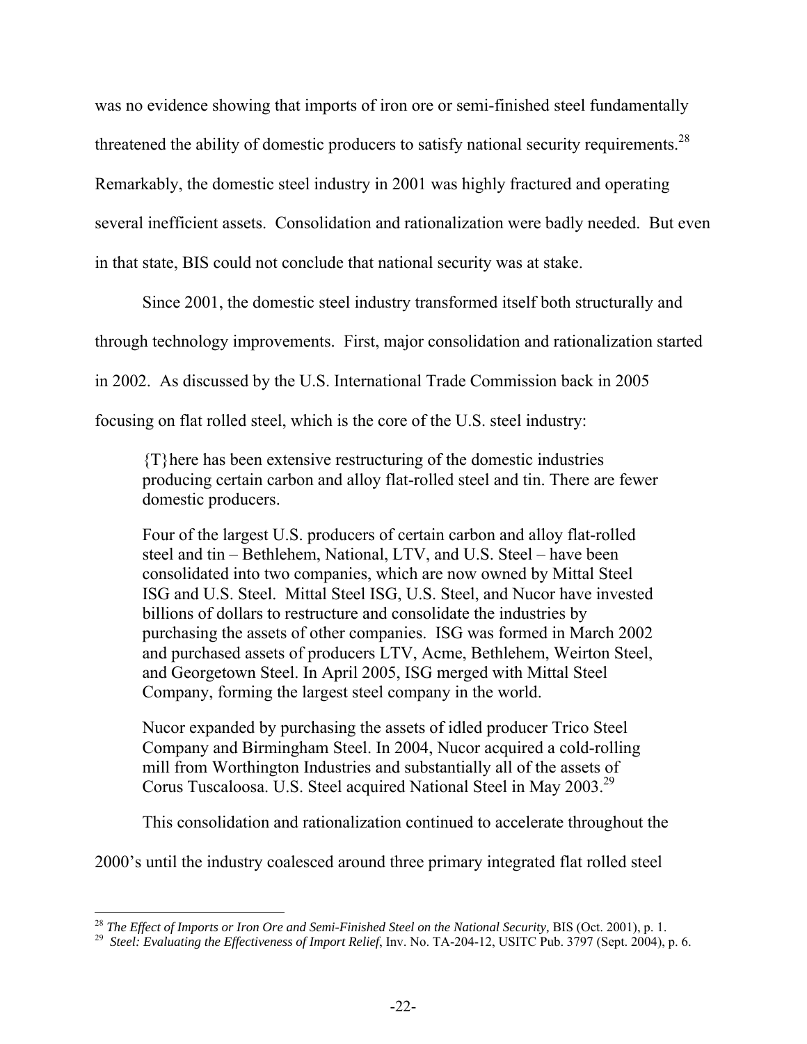was no evidence showing that imports of iron ore or semi-finished steel fundamentally threatened the ability of domestic producers to satisfy national security requirements.[28] Remarkably, the domestic steel industry in 2001 was highly fractured and operating several inefficient assets. Consolidation and rationalization were badly needed. But even in that state, BIS could not conclude that national security was at stake.

Since 2001, the domestic steel industry transformed itself both structurally and through technology improvements. First, major consolidation and rationalization started in 2002. As discussed by the U.S. International Trade Commission back in 2005 focusing on flat rolled steel, which is the core of the U.S. steel industry:

> {T}here has been extensive restructuring of the domestic industries producing certain carbon and alloy flat-rolled steel and tin. There are fewer domestic producers.
>
> Four of the largest U.S. producers of certain carbon and alloy flat-rolled steel and tin – Bethlehem, National, LTV, and U.S. Steel – have been consolidated into two companies, which are now owned by Mittal Steel ISG and U.S. Steel. Mittal Steel ISG, U.S. Steel, and Nucor have invested billions of dollars to restructure and consolidate the industries by purchasing the assets of other companies. ISG was formed in March 2002 and purchased assets of producers LTV, Acme, Bethlehem, Weirton Steel, and Georgetown Steel. In April 2005, ISG merged with Mittal Steel Company, forming the largest steel company in the world.
>
> Nucor expanded by purchasing the assets of idled producer Trico Steel Company and Birmingham Steel. In 2004, Nucor acquired a cold-rolling mill from Worthington Industries and substantially all of the assets of Corus Tuscaloosa. U.S. Steel acquired National Steel in May 2003.[29]

This consolidation and rationalization continued to accelerate throughout the 2000's until the industry coalesced around three primary integrated flat rolled steel

---

[28] *The Effect of Imports or Iron Ore and Semi-Finished Steel on the National Security,* BIS (Oct. 2001), p. 1.

[29] *Steel: Evaluating the Effectiveness of Import Relief*, Inv. No. TA-204-12, USITC Pub. 3797 (Sept. 2004), p. 6.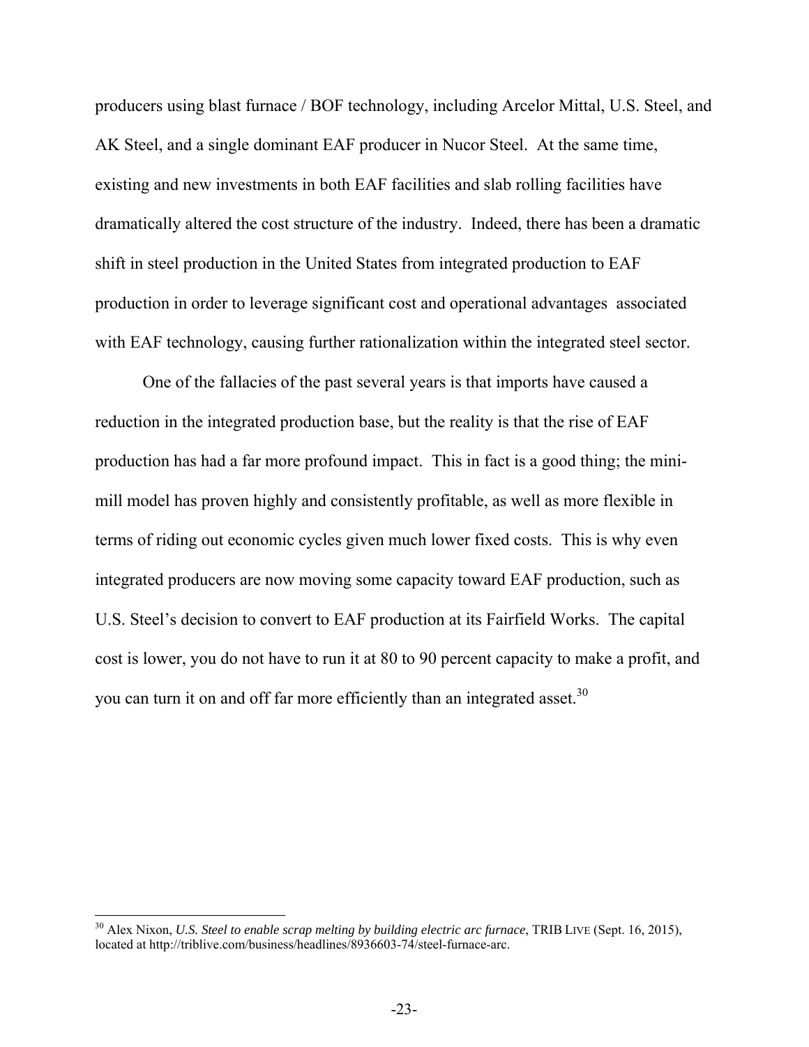producers using blast furnace / BOF technology, including Arcelor Mittal, U.S. Steel, and AK Steel, and a single dominant EAF producer in Nucor Steel. At the same time, existing and new investments in both EAF facilities and slab rolling facilities have dramatically altered the cost structure of the industry. Indeed, there has been a dramatic shift in steel production in the United States from integrated production to EAF production in order to leverage significant cost and operational advantages associated with EAF technology, causing further rationalization within the integrated steel sector.

One of the fallacies of the past several years is that imports have caused a reduction in the integrated production base, but the reality is that the rise of EAF production has had a far more profound impact. This in fact is a good thing; the mini-mill model has proven highly and consistently profitable, as well as more flexible in terms of riding out economic cycles given much lower fixed costs. This is why even integrated producers are now moving some capacity toward EAF production, such as U.S. Steel's decision to convert to EAF production at its Fairfield Works. The capital cost is lower, you do not have to run it at 80 to 90 percent capacity to make a profit, and you can turn it on and off far more efficiently than an integrated asset.[30]

[30] Alex Nixon, *U.S. Steel to enable scrap melting by building electric arc furnace*, TRIB LIVE (Sept. 16, 2015), located at http://triblive.com/business/headlines/8936603-74/steel-furnace-arc.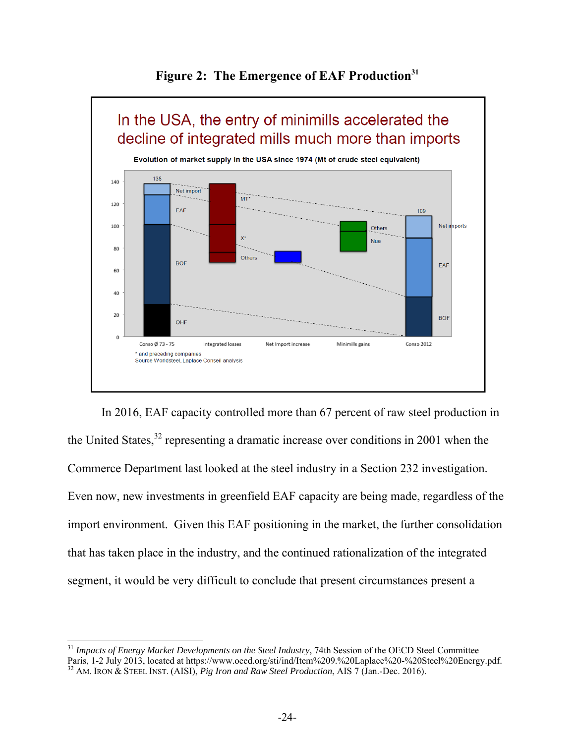**Figure 2: The Emergence of EAF Production**[31]

In the USA, the entry of minimills accelerated the decline of integrated mills much more than imports

Evolution of market supply in the USA since 1974 (Mt of crude steel equivalent)

\* and preceding companies
Source Worldsteel, Laplace Conseil analysis

In 2016, EAF capacity controlled more than 67 percent of raw steel production in the United States,[32] representing a dramatic increase over conditions in 2001 when the Commerce Department last looked at the steel industry in a Section 232 investigation. Even now, new investments in greenfield EAF capacity are being made, regardless of the import environment. Given this EAF positioning in the market, the further consolidation that has taken place in the industry, and the continued rationalization of the integrated segment, it would be very difficult to conclude that present circumstances present a

---

[31] *Impacts of Energy Market Developments on the Steel Industry*, 74th Session of the OECD Steel Committee Paris, 1-2 July 2013, located at https://www.oecd.org/sti/ind/Item%209.%20Laplace%20-%20Steel%20Energy.pdf.

[32] AM. IRON & STEEL INST. (AISI), *Pig Iron and Raw Steel Production*, AIS 7 (Jan.-Dec. 2016).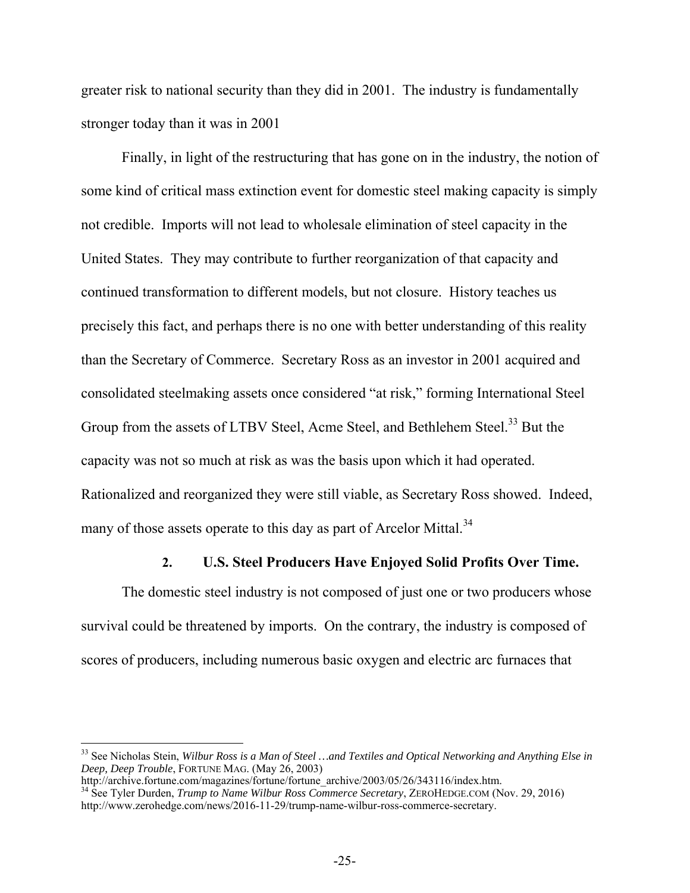greater risk to national security than they did in 2001. The industry is fundamentally stronger today than it was in 2001

Finally, in light of the restructuring that has gone on in the industry, the notion of some kind of critical mass extinction event for domestic steel making capacity is simply not credible. Imports will not lead to wholesale elimination of steel capacity in the United States. They may contribute to further reorganization of that capacity and continued transformation to different models, but not closure. History teaches us precisely this fact, and perhaps there is no one with better understanding of this reality than the Secretary of Commerce. Secretary Ross as an investor in 2001 acquired and consolidated steelmaking assets once considered "at risk," forming International Steel Group from the assets of LTBV Steel, Acme Steel, and Bethlehem Steel.[33] But the capacity was not so much at risk as was the basis upon which it had operated. Rationalized and reorganized they were still viable, as Secretary Ross showed. Indeed, many of those assets operate to this day as part of Arcelor Mittal.[34]

#### 2. U.S. Steel Producers Have Enjoyed Solid Profits Over Time.

The domestic steel industry is not composed of just one or two producers whose survival could be threatened by imports. On the contrary, the industry is composed of scores of producers, including numerous basic oxygen and electric arc furnaces that

---

[33] See Nicholas Stein, *Wilbur Ross is a Man of Steel …and Textiles and Optical Networking and Anything Else in Deep, Deep Trouble*, FORTUNE MAG. (May 26, 2003) http://archive.fortune.com/magazines/fortune/fortune_archive/2003/05/26/343116/index.htm.

[34] See Tyler Durden, *Trump to Name Wilbur Ross Commerce Secretary*, ZEROHEDGE.COM (Nov. 29, 2016) http://www.zerohedge.com/news/2016-11-29/trump-name-wilbur-ross-commerce-secretary.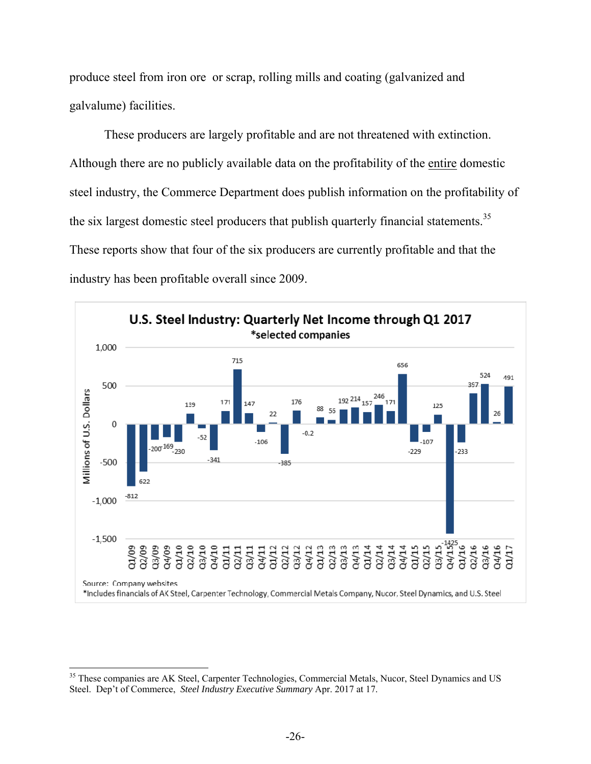produce steel from iron ore or scrap, rolling mills and coating (galvanized and galvalume) facilities.

These producers are largely profitable and are not threatened with extinction. Although there are no publicly available data on the profitability of the entire domestic steel industry, the Commerce Department does publish information on the profitability of the six largest domestic steel producers that publish quarterly financial statements.[35] These reports show that four of the six producers are currently profitable and that the industry has been profitable overall since 2009.

**U.S. Steel Industry: Quarterly Net Income through Q1 2017**
***selected companies**

| Quarter | Net Income (Millions of U.S. Dollars) |
|---|---|
| Q1/09 | -812 |
| Q2/09 | 622 |
| Q3/09 | -200 |
| Q4/09 | -169 |
| Q1/10 | -230 |
| Q2/10 | 139 |
| Q3/10 | -52 |
| Q4/10 | -341 |
| Q1/11 | 171 |
| Q2/11 | 715 |
| Q3/11 | 147 |
| Q4/11 | -106 |
| Q1/12 | 22 |
| Q2/12 | -385 |
| Q3/12 | 176 |
| Q4/12 | -0.2 |
| Q1/13 | 88 |
| Q2/13 | 55 |
| Q3/13 | 192 |
| Q4/13 | 214 |
| Q1/14 | 157 |
| Q2/14 | 246 |
| Q3/14 | 171 |
| Q4/14 | 656 |
| Q1/15 | -229 |
| Q2/15 | -107 |
| Q3/15 | 125 |
| Q4/15 | -1425 |
| Q1/16 | -233 |
| Q2/16 | 397 |
| Q3/16 | 524 |
| Q4/16 | 26 |
| Q1/17 | 491 |

Source: Company websites
*Includes financials of AK Steel, Carpenter Technology, Commercial Metals Company, Nucor, Steel Dynamics, and U.S. Steel

[35] These companies are AK Steel, Carpenter Technologies, Commercial Metals, Nucor, Steel Dynamics and US Steel. Dep't of Commerce, *Steel Industry Executive Summary* Apr. 2017 at 17.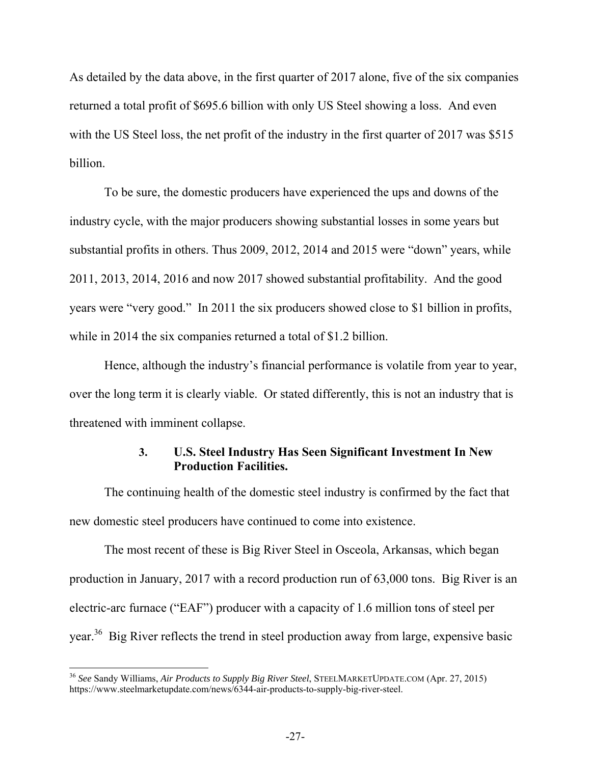As detailed by the data above, in the first quarter of 2017 alone, five of the six companies returned a total profit of $695.6 billion with only US Steel showing a loss. And even with the US Steel loss, the net profit of the industry in the first quarter of 2017 was $515 billion.

To be sure, the domestic producers have experienced the ups and downs of the industry cycle, with the major producers showing substantial losses in some years but substantial profits in others. Thus 2009, 2012, 2014 and 2015 were "down" years, while 2011, 2013, 2014, 2016 and now 2017 showed substantial profitability. And the good years were "very good." In 2011 the six producers showed close to $1 billion in profits, while in 2014 the six companies returned a total of $1.2 billion.

Hence, although the industry's financial performance is volatile from year to year, over the long term it is clearly viable. Or stated differently, this is not an industry that is threatened with imminent collapse.

### 3. U.S. Steel Industry Has Seen Significant Investment In New Production Facilities.

The continuing health of the domestic steel industry is confirmed by the fact that new domestic steel producers have continued to come into existence.

The most recent of these is Big River Steel in Osceola, Arkansas, which began production in January, 2017 with a record production run of 63,000 tons. Big River is an electric-arc furnace ("EAF") producer with a capacity of 1.6 million tons of steel per year.[36] Big River reflects the trend in steel production away from large, expensive basic

---

[36] *See* Sandy Williams, *Air Products to Supply Big River Steel*, STEELMARKETUPDATE.COM (Apr. 27, 2015) https://www.steelmarketupdate.com/news/6344-air-products-to-supply-big-river-steel.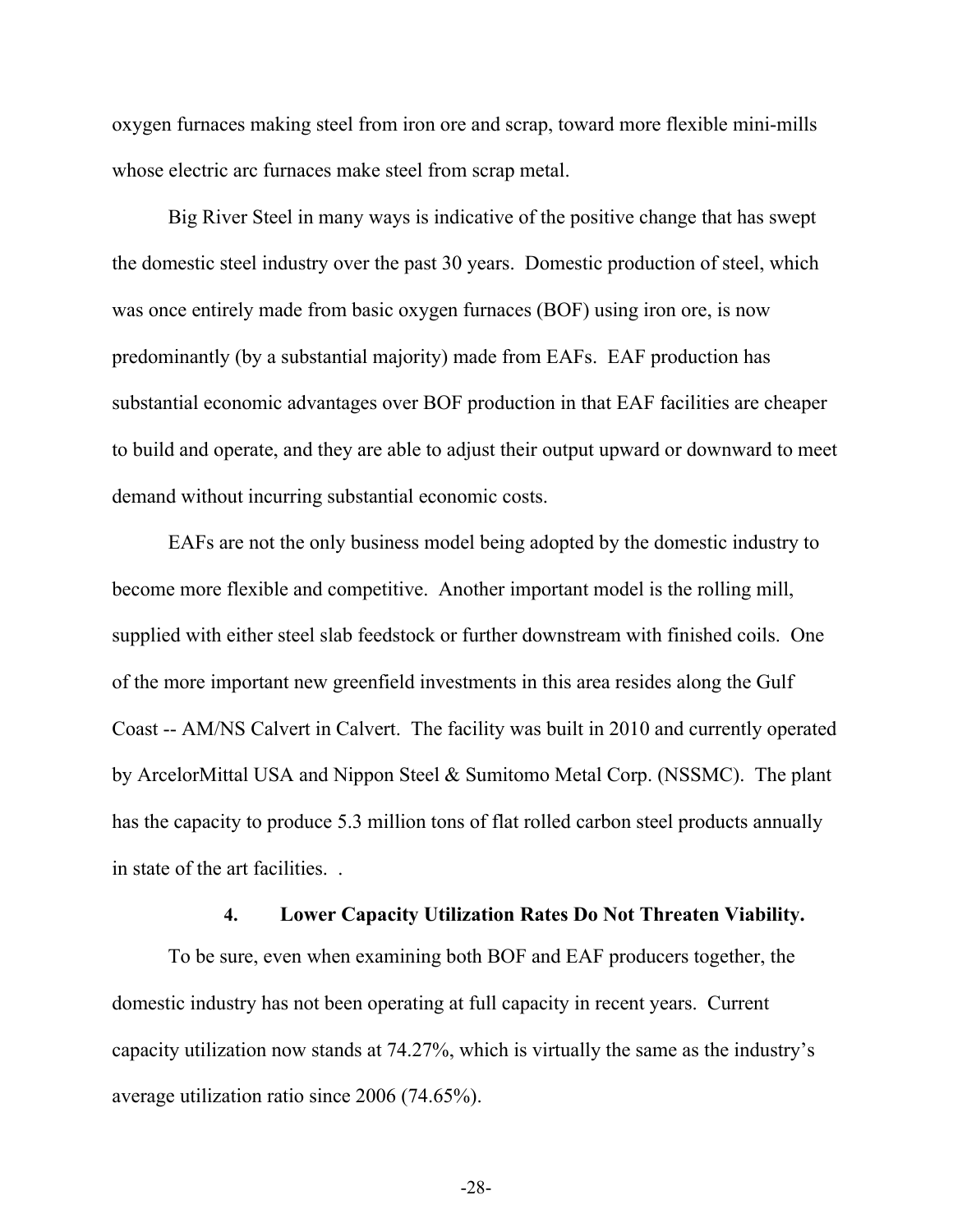oxygen furnaces making steel from iron ore and scrap, toward more flexible mini-mills whose electric arc furnaces make steel from scrap metal.

Big River Steel in many ways is indicative of the positive change that has swept the domestic steel industry over the past 30 years. Domestic production of steel, which was once entirely made from basic oxygen furnaces (BOF) using iron ore, is now predominantly (by a substantial majority) made from EAFs. EAF production has substantial economic advantages over BOF production in that EAF facilities are cheaper to build and operate, and they are able to adjust their output upward or downward to meet demand without incurring substantial economic costs.

EAFs are not the only business model being adopted by the domestic industry to become more flexible and competitive. Another important model is the rolling mill, supplied with either steel slab feedstock or further downstream with finished coils. One of the more important new greenfield investments in this area resides along the Gulf Coast -- AM/NS Calvert in Calvert. The facility was built in 2010 and currently operated by ArcelorMittal USA and Nippon Steel & Sumitomo Metal Corp. (NSSMC). The plant has the capacity to produce 5.3 million tons of flat rolled carbon steel products annually in state of the art facilities. .

#### 4. Lower Capacity Utilization Rates Do Not Threaten Viability.

To be sure, even when examining both BOF and EAF producers together, the domestic industry has not been operating at full capacity in recent years. Current capacity utilization now stands at 74.27%, which is virtually the same as the industry's average utilization ratio since 2006 (74.65%).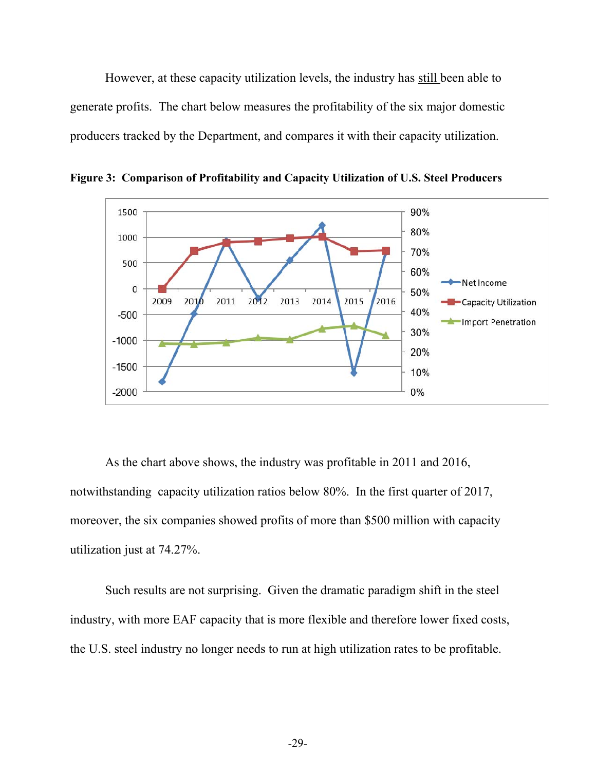However, at these capacity utilization levels, the industry has still been able to generate profits. The chart below measures the profitability of the six major domestic producers tracked by the Department, and compares it with their capacity utilization.

**Figure 3: Comparison of Profitability and Capacity Utilization of U.S. Steel Producers**

As the chart above shows, the industry was profitable in 2011 and 2016, notwithstanding capacity utilization ratios below 80%. In the first quarter of 2017, moreover, the six companies showed profits of more than $500 million with capacity utilization just at 74.27%.

Such results are not surprising. Given the dramatic paradigm shift in the steel industry, with more EAF capacity that is more flexible and therefore lower fixed costs, the U.S. steel industry no longer needs to run at high utilization rates to be profitable.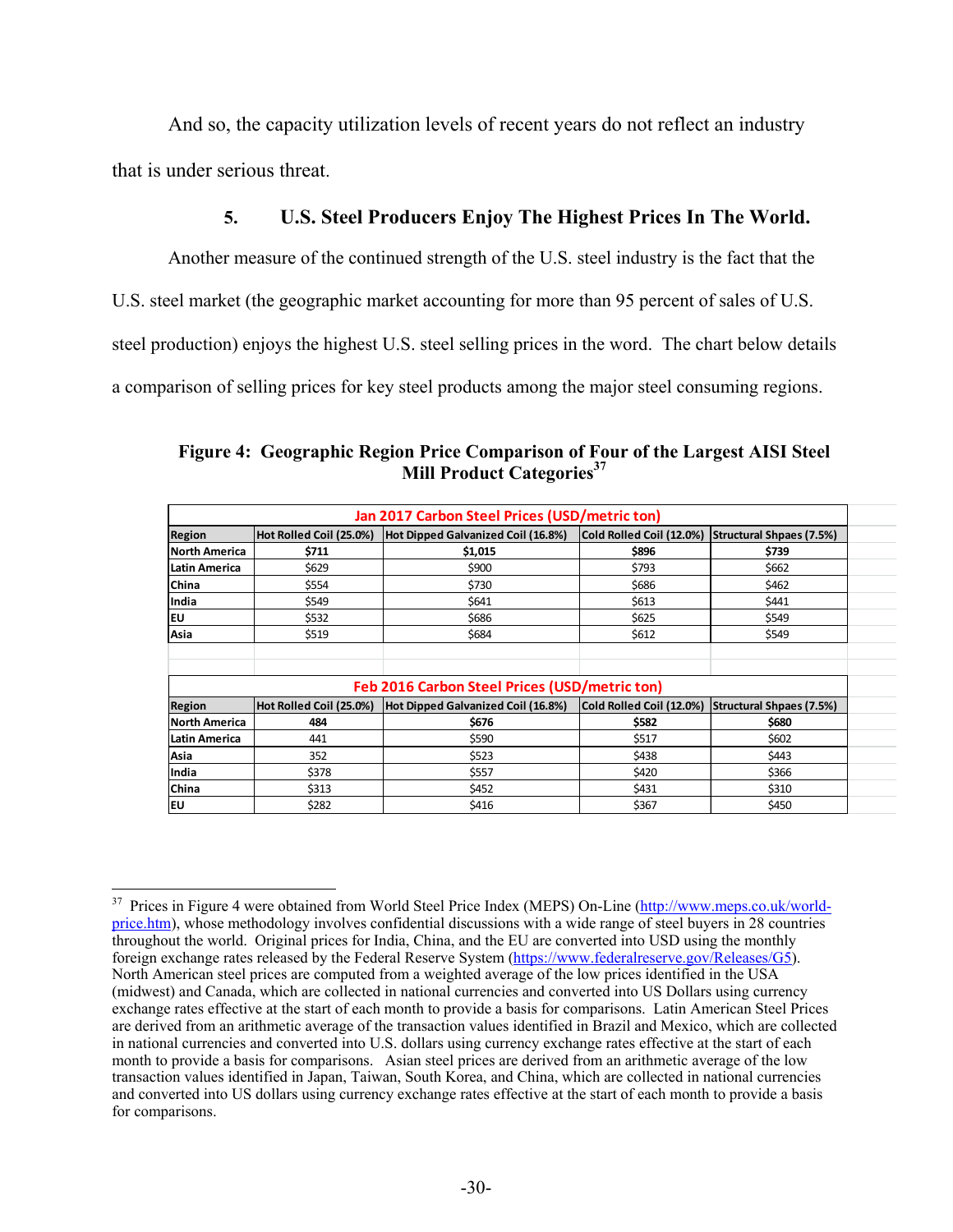And so, the capacity utilization levels of recent years do not reflect an industry that is under serious threat.

### 5. U.S. Steel Producers Enjoy The Highest Prices In The World.

Another measure of the continued strength of the U.S. steel industry is the fact that the U.S. steel market (the geographic market accounting for more than 95 percent of sales of U.S. steel production) enjoys the highest U.S. steel selling prices in the word. The chart below details a comparison of selling prices for key steel products among the major steel consuming regions.

**Figure 4: Geographic Region Price Comparison of Four of the Largest AISI Steel Mill Product Categories[37]**

| Jan 2017 Carbon Steel Prices (USD/metric ton) | | | | |
|---|---|---|---|---|
| **Region** | **Hot Rolled Coil (25.0%)** | **Hot Dipped Galvanized Coil (16.8%)** | **Cold Rolled Coil (12.0%)** | **Structural Shpaes (7.5%)** |
| **North America** | **$711** | **$1,015** | **$896** | **$739** |
| **Latin America** | $629 | $900 | $793 | $662 |
| **China** | $554 | $730 | $686 | $462 |
| **India** | $549 | $641 | $613 | $441 |
| **EU** | $532 | $686 | $625 | $549 |
| **Asia** | $519 | $684 | $612 | $549 |

| Feb 2016 Carbon Steel Prices (USD/metric ton) | | | | |
|---|---|---|---|---|
| **Region** | **Hot Rolled Coil (25.0%)** | **Hot Dipped Galvanized Coil (16.8%)** | **Cold Rolled Coil (12.0%)** | **Structural Shpaes (7.5%)** |
| **North America** | **484** | **$676** | **$582** | **$680** |
| **Latin America** | 441 | $590 | $517 | $602 |
| **Asia** | 352 | $523 | $438 | $443 |
| **India** | $378 | $557 | $420 | $366 |
| **China** | $313 | $452 | $431 | $310 |
| **EU** | $282 | $416 | $367 | $450 |

[37] Prices in Figure 4 were obtained from World Steel Price Index (MEPS) On-Line (http://www.meps.co.uk/world-price.htm), whose methodology involves confidential discussions with a wide range of steel buyers in 28 countries throughout the world. Original prices for India, China, and the EU are converted into USD using the monthly foreign exchange rates released by the Federal Reserve System (https://www.federalreserve.gov/Releases/G5). North American steel prices are computed from a weighted average of the low prices identified in the USA (midwest) and Canada, which are collected in national currencies and converted into US Dollars using currency exchange rates effective at the start of each month to provide a basis for comparisons. Latin American Steel Prices are derived from an arithmetic average of the transaction values identified in Brazil and Mexico, which are collected in national currencies and converted into U.S. dollars using currency exchange rates effective at the start of each month to provide a basis for comparisons. Asian steel prices are derived from an arithmetic average of the low transaction values identified in Japan, Taiwan, South Korea, and China, which are collected in national currencies and converted into US dollars using currency exchange rates effective at the start of each month to provide a basis for comparisons.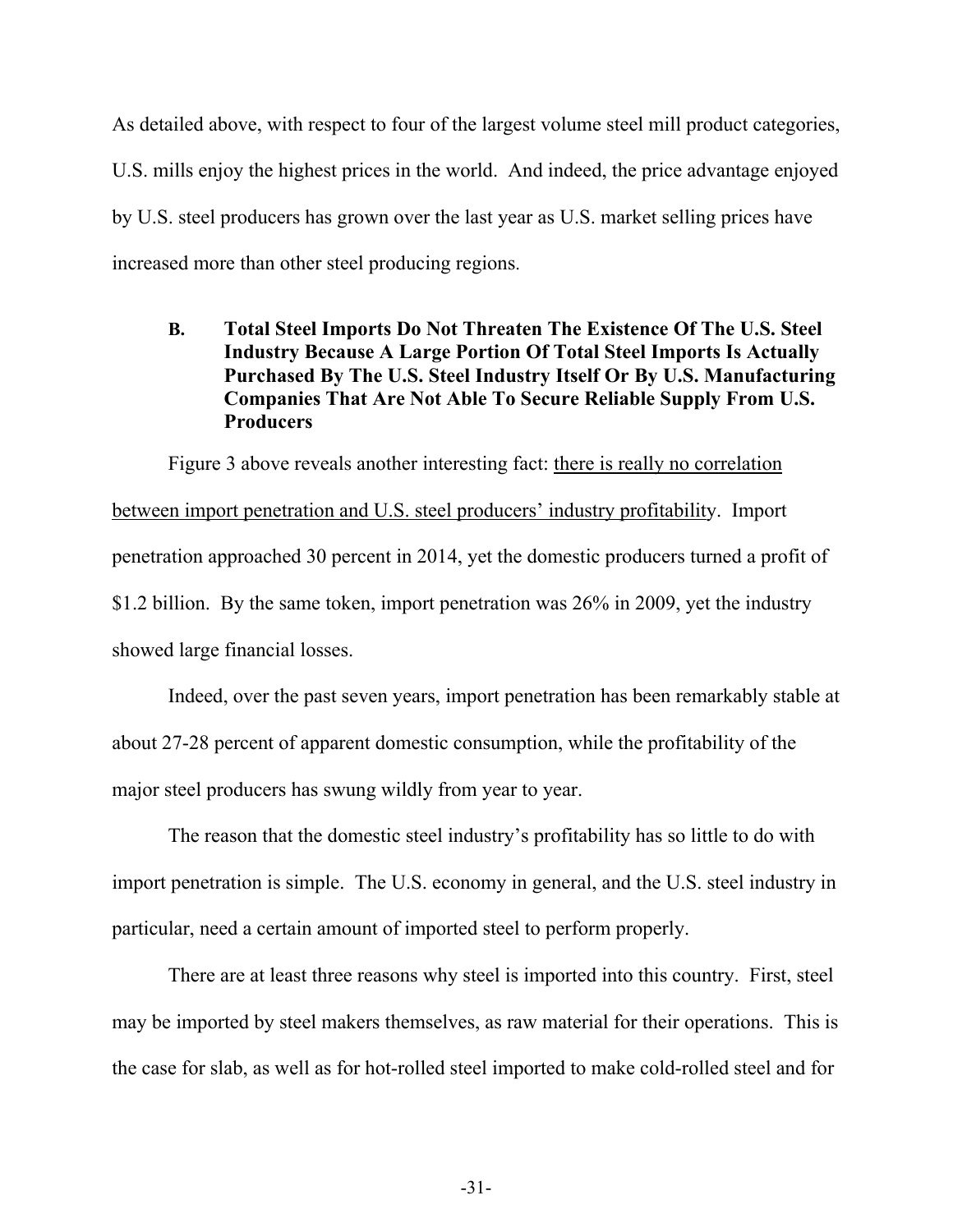As detailed above, with respect to four of the largest volume steel mill product categories, U.S. mills enjoy the highest prices in the world. And indeed, the price advantage enjoyed by U.S. steel producers has grown over the last year as U.S. market selling prices have increased more than other steel producing regions.

### B. Total Steel Imports Do Not Threaten The Existence Of The U.S. Steel Industry Because A Large Portion Of Total Steel Imports Is Actually Purchased By The U.S. Steel Industry Itself Or By U.S. Manufacturing Companies That Are Not Able To Secure Reliable Supply From U.S. Producers

Figure 3 above reveals another interesting fact: <u>there is really no correlation between import penetration and U.S. steel producers' industry profitability</u>. Import penetration approached 30 percent in 2014, yet the domestic producers turned a profit of $1.2 billion. By the same token, import penetration was 26% in 2009, yet the industry showed large financial losses.

Indeed, over the past seven years, import penetration has been remarkably stable at about 27-28 percent of apparent domestic consumption, while the profitability of the major steel producers has swung wildly from year to year.

The reason that the domestic steel industry's profitability has so little to do with import penetration is simple. The U.S. economy in general, and the U.S. steel industry in particular, need a certain amount of imported steel to perform properly.

There are at least three reasons why steel is imported into this country. First, steel may be imported by steel makers themselves, as raw material for their operations. This is the case for slab, as well as for hot-rolled steel imported to make cold-rolled steel and for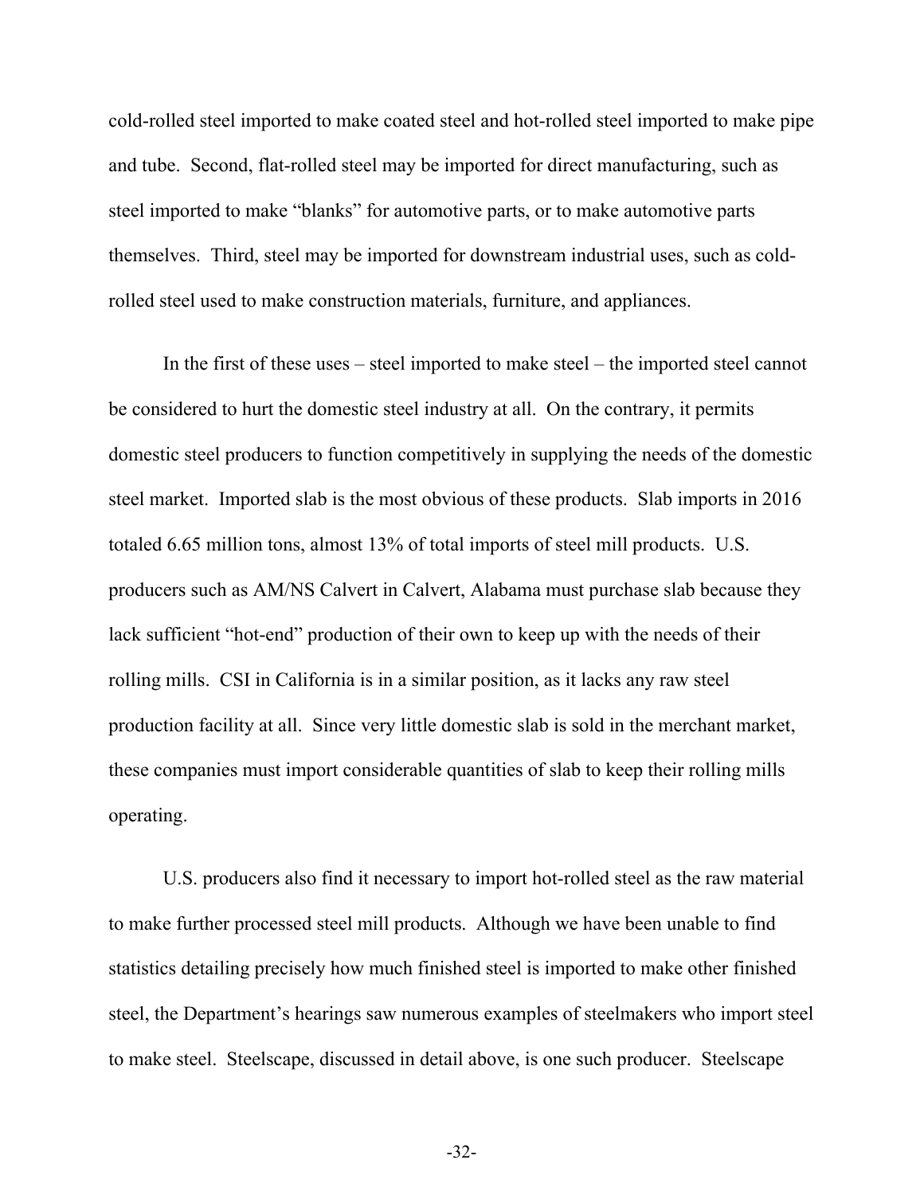cold-rolled steel imported to make coated steel and hot-rolled steel imported to make pipe and tube. Second, flat-rolled steel may be imported for direct manufacturing, such as steel imported to make "blanks" for automotive parts, or to make automotive parts themselves. Third, steel may be imported for downstream industrial uses, such as cold-rolled steel used to make construction materials, furniture, and appliances.

In the first of these uses – steel imported to make steel – the imported steel cannot be considered to hurt the domestic steel industry at all. On the contrary, it permits domestic steel producers to function competitively in supplying the needs of the domestic steel market. Imported slab is the most obvious of these products. Slab imports in 2016 totaled 6.65 million tons, almost 13% of total imports of steel mill products. U.S. producers such as AM/NS Calvert in Calvert, Alabama must purchase slab because they lack sufficient "hot-end" production of their own to keep up with the needs of their rolling mills. CSI in California is in a similar position, as it lacks any raw steel production facility at all. Since very little domestic slab is sold in the merchant market, these companies must import considerable quantities of slab to keep their rolling mills operating.

U.S. producers also find it necessary to import hot-rolled steel as the raw material to make further processed steel mill products. Although we have been unable to find statistics detailing precisely how much finished steel is imported to make other finished steel, the Department's hearings saw numerous examples of steelmakers who import steel to make steel. Steelscape, discussed in detail above, is one such producer. Steelscape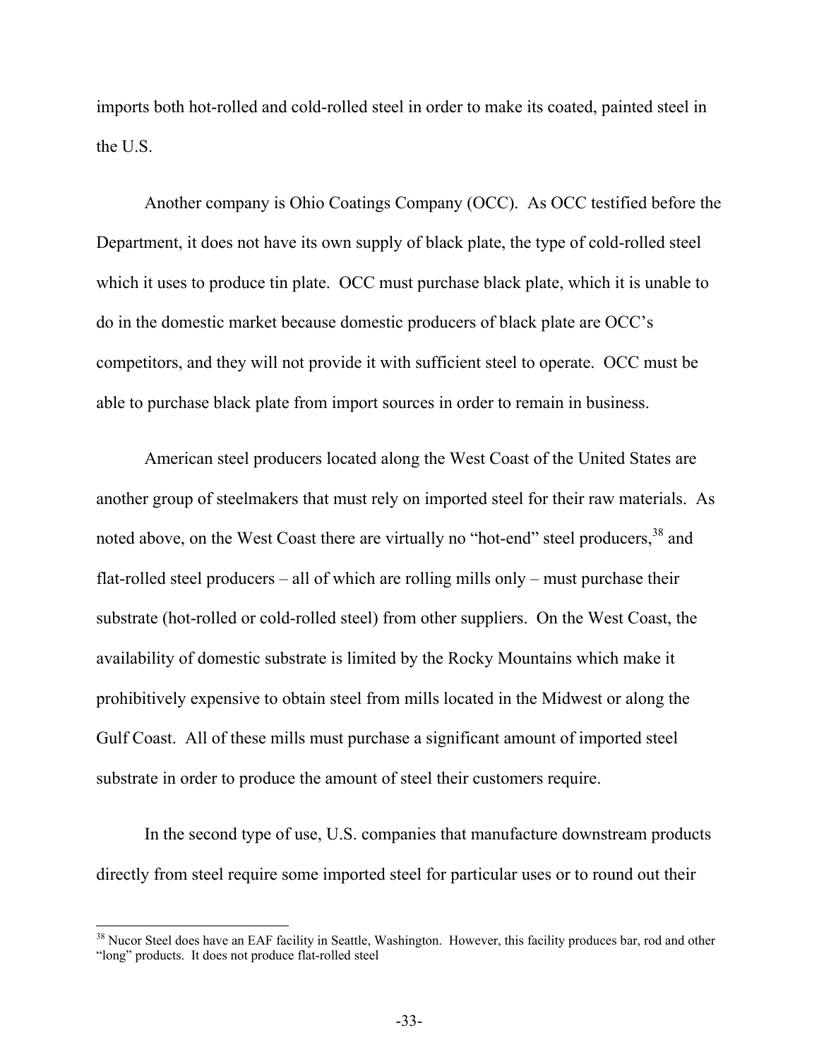imports both hot-rolled and cold-rolled steel in order to make its coated, painted steel in the U.S.

Another company is Ohio Coatings Company (OCC). As OCC testified before the Department, it does not have its own supply of black plate, the type of cold-rolled steel which it uses to produce tin plate. OCC must purchase black plate, which it is unable to do in the domestic market because domestic producers of black plate are OCC's competitors, and they will not provide it with sufficient steel to operate. OCC must be able to purchase black plate from import sources in order to remain in business.

American steel producers located along the West Coast of the United States are another group of steelmakers that must rely on imported steel for their raw materials. As noted above, on the West Coast there are virtually no "hot-end" steel producers,[38] and flat-rolled steel producers – all of which are rolling mills only – must purchase their substrate (hot-rolled or cold-rolled steel) from other suppliers. On the West Coast, the availability of domestic substrate is limited by the Rocky Mountains which make it prohibitively expensive to obtain steel from mills located in the Midwest or along the Gulf Coast. All of these mills must purchase a significant amount of imported steel substrate in order to produce the amount of steel their customers require.

In the second type of use, U.S. companies that manufacture downstream products directly from steel require some imported steel for particular uses or to round out their

[38] Nucor Steel does have an EAF facility in Seattle, Washington. However, this facility produces bar, rod and other "long" products. It does not produce flat-rolled steel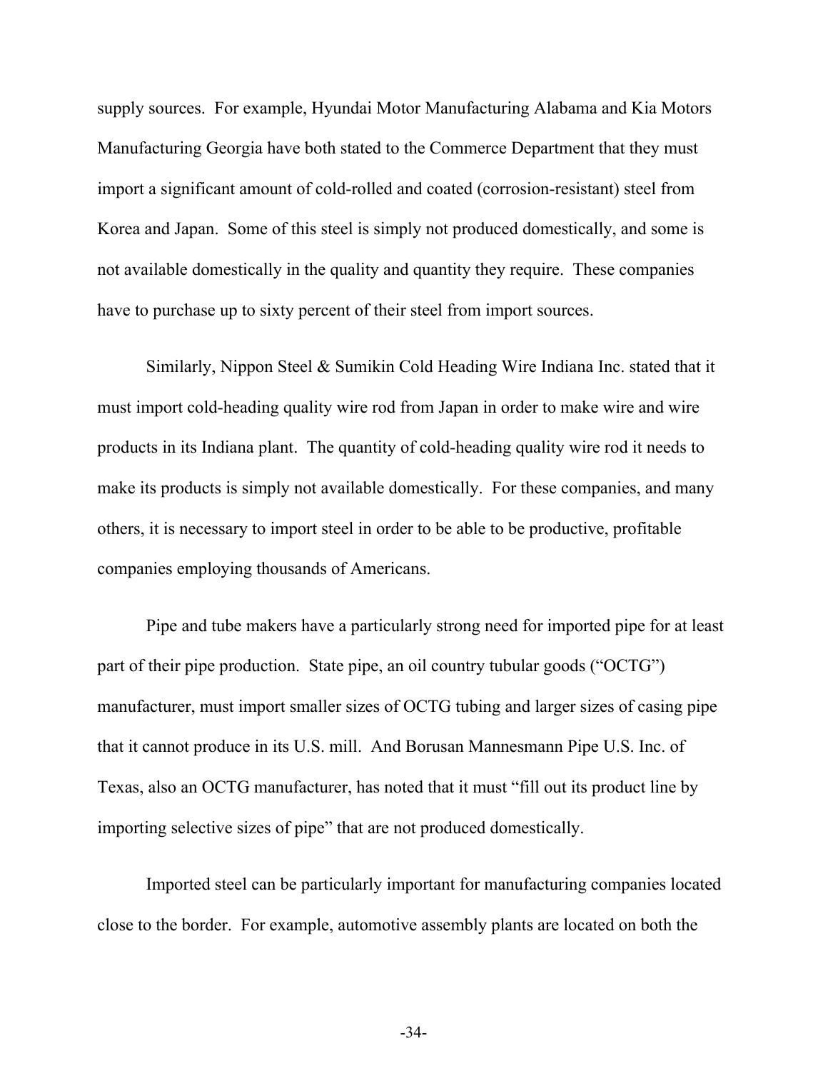supply sources. For example, Hyundai Motor Manufacturing Alabama and Kia Motors Manufacturing Georgia have both stated to the Commerce Department that they must import a significant amount of cold-rolled and coated (corrosion-resistant) steel from Korea and Japan. Some of this steel is simply not produced domestically, and some is not available domestically in the quality and quantity they require. These companies have to purchase up to sixty percent of their steel from import sources.

Similarly, Nippon Steel & Sumikin Cold Heading Wire Indiana Inc. stated that it must import cold-heading quality wire rod from Japan in order to make wire and wire products in its Indiana plant. The quantity of cold-heading quality wire rod it needs to make its products is simply not available domestically. For these companies, and many others, it is necessary to import steel in order to be able to be productive, profitable companies employing thousands of Americans.

Pipe and tube makers have a particularly strong need for imported pipe for at least part of their pipe production. State pipe, an oil country tubular goods ("OCTG") manufacturer, must import smaller sizes of OCTG tubing and larger sizes of casing pipe that it cannot produce in its U.S. mill. And Borusan Mannesmann Pipe U.S. Inc. of Texas, also an OCTG manufacturer, has noted that it must "fill out its product line by importing selective sizes of pipe" that are not produced domestically.

Imported steel can be particularly important for manufacturing companies located close to the border. For example, automotive assembly plants are located on both the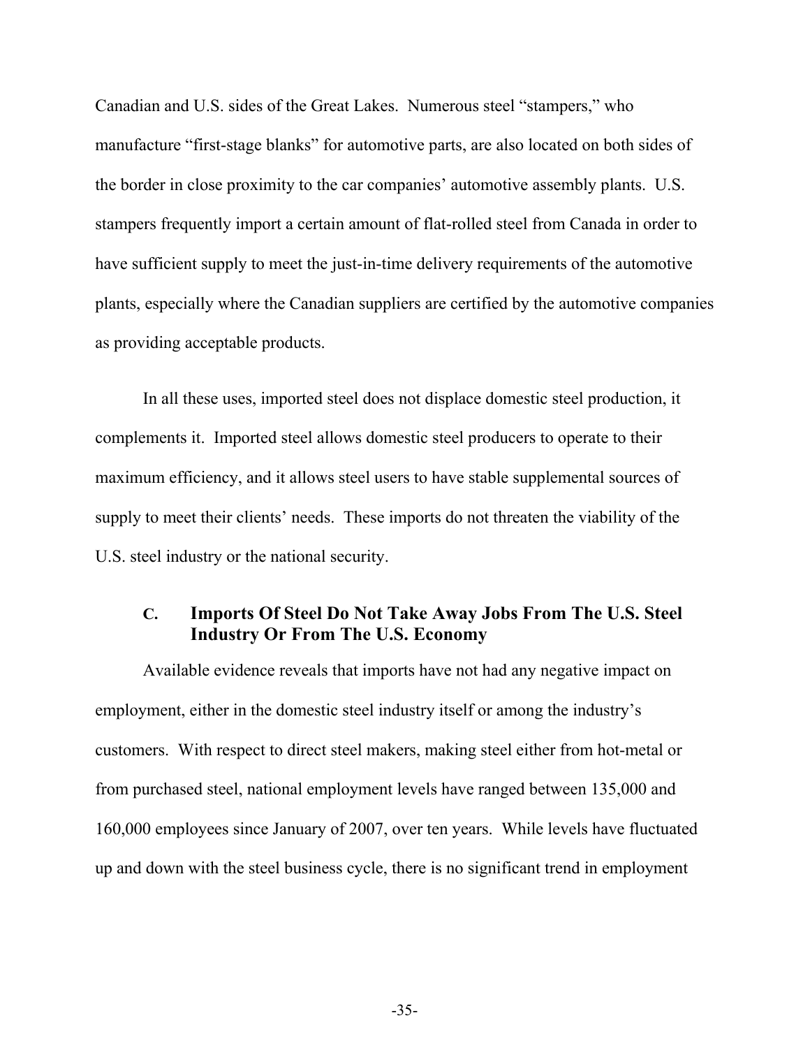Canadian and U.S. sides of the Great Lakes. Numerous steel "stampers," who manufacture "first-stage blanks" for automotive parts, are also located on both sides of the border in close proximity to the car companies' automotive assembly plants. U.S. stampers frequently import a certain amount of flat-rolled steel from Canada in order to have sufficient supply to meet the just-in-time delivery requirements of the automotive plants, especially where the Canadian suppliers are certified by the automotive companies as providing acceptable products.

In all these uses, imported steel does not displace domestic steel production, it complements it. Imported steel allows domestic steel producers to operate to their maximum efficiency, and it allows steel users to have stable supplemental sources of supply to meet their clients' needs. These imports do not threaten the viability of the U.S. steel industry or the national security.

### C. Imports Of Steel Do Not Take Away Jobs From The U.S. Steel Industry Or From The U.S. Economy

Available evidence reveals that imports have not had any negative impact on employment, either in the domestic steel industry itself or among the industry's customers. With respect to direct steel makers, making steel either from hot-metal or from purchased steel, national employment levels have ranged between 135,000 and 160,000 employees since January of 2007, over ten years. While levels have fluctuated up and down with the steel business cycle, there is no significant trend in employment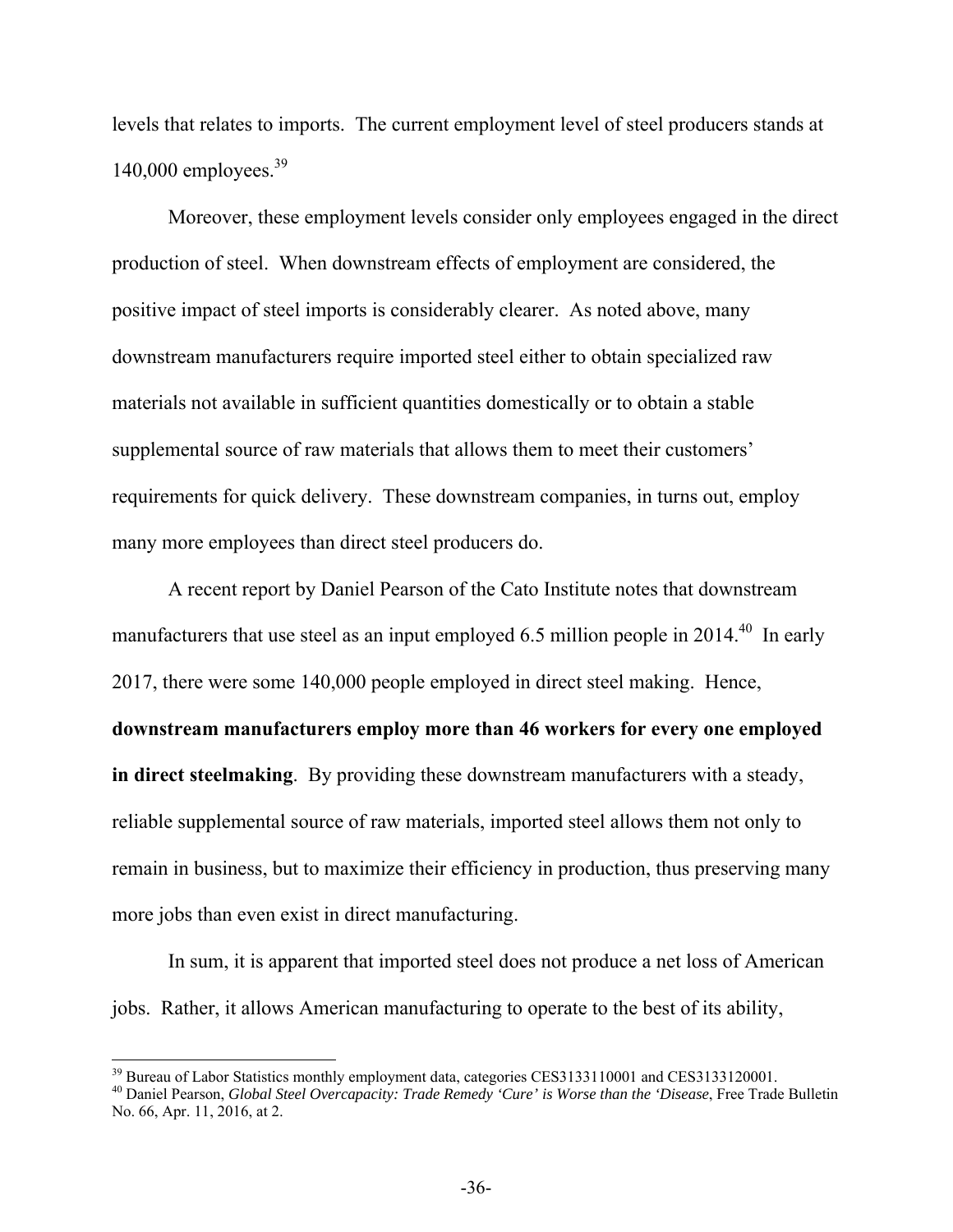levels that relates to imports. The current employment level of steel producers stands at 140,000 employees.[39]

Moreover, these employment levels consider only employees engaged in the direct production of steel. When downstream effects of employment are considered, the positive impact of steel imports is considerably clearer. As noted above, many downstream manufacturers require imported steel either to obtain specialized raw materials not available in sufficient quantities domestically or to obtain a stable supplemental source of raw materials that allows them to meet their customers' requirements for quick delivery. These downstream companies, in turns out, employ many more employees than direct steel producers do.

A recent report by Daniel Pearson of the Cato Institute notes that downstream manufacturers that use steel as an input employed 6.5 million people in 2014.[40] In early 2017, there were some 140,000 people employed in direct steel making. Hence, **downstream manufacturers employ more than 46 workers for every one employed in direct steelmaking**. By providing these downstream manufacturers with a steady, reliable supplemental source of raw materials, imported steel allows them not only to remain in business, but to maximize their efficiency in production, thus preserving many more jobs than even exist in direct manufacturing.

In sum, it is apparent that imported steel does not produce a net loss of American jobs. Rather, it allows American manufacturing to operate to the best of its ability,

---

[39] Bureau of Labor Statistics monthly employment data, categories CES3133110001 and CES3133120001.

[40] Daniel Pearson, *Global Steel Overcapacity: Trade Remedy 'Cure' is Worse than the 'Disease'*, Free Trade Bulletin No. 66, Apr. 11, 2016, at 2.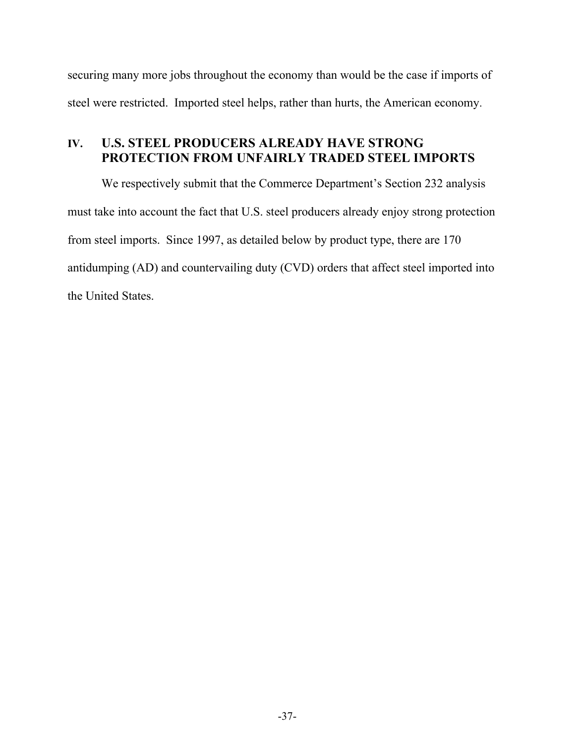securing many more jobs throughout the economy than would be the case if imports of steel were restricted. Imported steel helps, rather than hurts, the American economy.

## IV. U.S. STEEL PRODUCERS ALREADY HAVE STRONG PROTECTION FROM UNFAIRLY TRADED STEEL IMPORTS

We respectively submit that the Commerce Department's Section 232 analysis must take into account the fact that U.S. steel producers already enjoy strong protection from steel imports. Since 1997, as detailed below by product type, there are 170 antidumping (AD) and countervailing duty (CVD) orders that affect steel imported into the United States.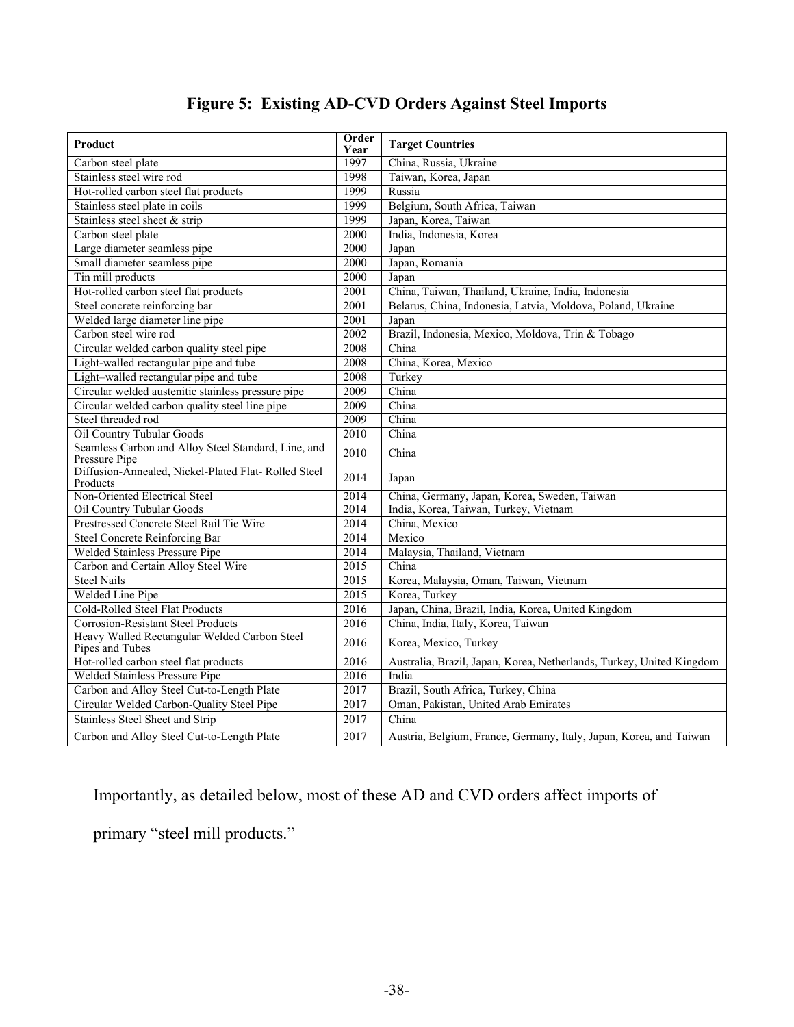# Figure 5: Existing AD-CVD Orders Against Steel Imports

| Product | Order Year | Target Countries |
|---|---|---|
| Carbon steel plate | 1997 | China, Russia, Ukraine |
| Stainless steel wire rod | 1998 | Taiwan, Korea, Japan |
| Hot-rolled carbon steel flat products | 1999 | Russia |
| Stainless steel plate in coils | 1999 | Belgium, South Africa, Taiwan |
| Stainless steel sheet & strip | 1999 | Japan, Korea, Taiwan |
| Carbon steel plate | 2000 | India, Indonesia, Korea |
| Large diameter seamless pipe | 2000 | Japan |
| Small diameter seamless pipe | 2000 | Japan, Romania |
| Tin mill products | 2000 | Japan |
| Hot-rolled carbon steel flat products | 2001 | China, Taiwan, Thailand, Ukraine, India, Indonesia |
| Steel concrete reinforcing bar | 2001 | Belarus, China, Indonesia, Latvia, Moldova, Poland, Ukraine |
| Welded large diameter line pipe | 2001 | Japan |
| Carbon steel wire rod | 2002 | Brazil, Indonesia, Mexico, Moldova, Trin & Tobago |
| Circular welded carbon quality steel pipe | 2008 | China |
| Light-walled rectangular pipe and tube | 2008 | China, Korea, Mexico |
| Light–walled rectangular pipe and tube | 2008 | Turkey |
| Circular welded austenitic stainless pressure pipe | 2009 | China |
| Circular welded carbon quality steel line pipe | 2009 | China |
| Steel threaded rod | 2009 | China |
| Oil Country Tubular Goods | 2010 | China |
| Seamless Carbon and Alloy Steel Standard, Line, and Pressure Pipe | 2010 | China |
| Diffusion-Annealed, Nickel-Plated Flat- Rolled Steel Products | 2014 | Japan |
| Non-Oriented Electrical Steel | 2014 | China, Germany, Japan, Korea, Sweden, Taiwan |
| Oil Country Tubular Goods | 2014 | India, Korea, Taiwan, Turkey, Vietnam |
| Prestressed Concrete Steel Rail Tie Wire | 2014 | China, Mexico |
| Steel Concrete Reinforcing Bar | 2014 | Mexico |
| Welded Stainless Pressure Pipe | 2014 | Malaysia, Thailand, Vietnam |
| Carbon and Certain Alloy Steel Wire | 2015 | China |
| Steel Nails | 2015 | Korea, Malaysia, Oman, Taiwan, Vietnam |
| Welded Line Pipe | 2015 | Korea, Turkey |
| Cold-Rolled Steel Flat Products | 2016 | Japan, China, Brazil, India, Korea, United Kingdom |
| Corrosion-Resistant Steel Products | 2016 | China, India, Italy, Korea, Taiwan |
| Heavy Walled Rectangular Welded Carbon Steel Pipes and Tubes | 2016 | Korea, Mexico, Turkey |
| Hot-rolled carbon steel flat products | 2016 | Australia, Brazil, Japan, Korea, Netherlands, Turkey, United Kingdom |
| Welded Stainless Pressure Pipe | 2016 | India |
| Carbon and Alloy Steel Cut-to-Length Plate | 2017 | Brazil, South Africa, Turkey, China |
| Circular Welded Carbon-Quality Steel Pipe | 2017 | Oman, Pakistan, United Arab Emirates |
| Stainless Steel Sheet and Strip | 2017 | China |
| Carbon and Alloy Steel Cut-to-Length Plate | 2017 | Austria, Belgium, France, Germany, Italy, Japan, Korea, and Taiwan |

Importantly, as detailed below, most of these AD and CVD orders affect imports of primary "steel mill products."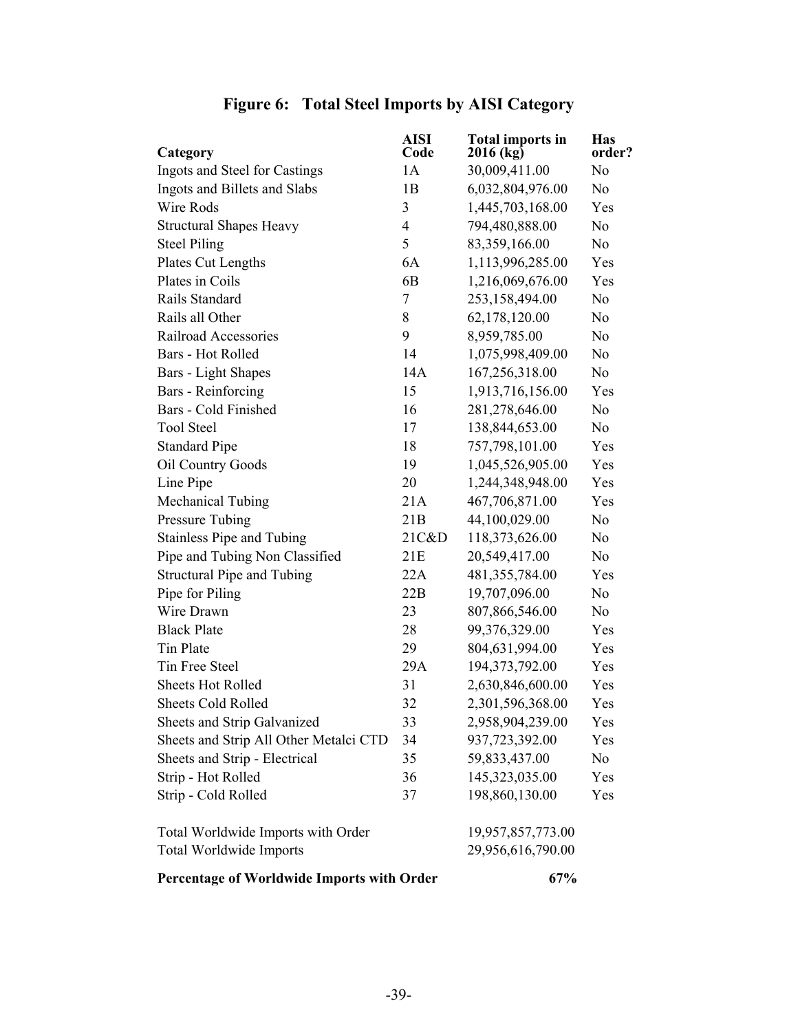# Figure 6: Total Steel Imports by AISI Category

| Category | AISI Code | Total imports in 2016 (kg) | Has order? |
|---|---|---|---|
| Ingots and Steel for Castings | 1A | 30,009,411.00 | No |
| Ingots and Billets and Slabs | 1B | 6,032,804,976.00 | No |
| Wire Rods | 3 | 1,445,703,168.00 | Yes |
| Structural Shapes Heavy | 4 | 794,480,888.00 | No |
| Steel Piling | 5 | 83,359,166.00 | No |
| Plates Cut Lengths | 6A | 1,113,996,285.00 | Yes |
| Plates in Coils | 6B | 1,216,069,676.00 | Yes |
| Rails Standard | 7 | 253,158,494.00 | No |
| Rails all Other | 8 | 62,178,120.00 | No |
| Railroad Accessories | 9 | 8,959,785.00 | No |
| Bars - Hot Rolled | 14 | 1,075,998,409.00 | No |
| Bars - Light Shapes | 14A | 167,256,318.00 | No |
| Bars - Reinforcing | 15 | 1,913,716,156.00 | Yes |
| Bars - Cold Finished | 16 | 281,278,646.00 | No |
| Tool Steel | 17 | 138,844,653.00 | No |
| Standard Pipe | 18 | 757,798,101.00 | Yes |
| Oil Country Goods | 19 | 1,045,526,905.00 | Yes |
| Line Pipe | 20 | 1,244,348,948.00 | Yes |
| Mechanical Tubing | 21A | 467,706,871.00 | Yes |
| Pressure Tubing | 21B | 44,100,029.00 | No |
| Stainless Pipe and Tubing | 21C&D | 118,373,626.00 | No |
| Pipe and Tubing Non Classified | 21E | 20,549,417.00 | No |
| Structural Pipe and Tubing | 22A | 481,355,784.00 | Yes |
| Pipe for Piling | 22B | 19,707,096.00 | No |
| Wire Drawn | 23 | 807,866,546.00 | No |
| Black Plate | 28 | 99,376,329.00 | Yes |
| Tin Plate | 29 | 804,631,994.00 | Yes |
| Tin Free Steel | 29A | 194,373,792.00 | Yes |
| Sheets Hot Rolled | 31 | 2,630,846,600.00 | Yes |
| Sheets Cold Rolled | 32 | 2,301,596,368.00 | Yes |
| Sheets and Strip Galvanized | 33 | 2,958,904,239.00 | Yes |
| Sheets and Strip All Other Metalci CTD | 34 | 937,723,392.00 | Yes |
| Sheets and Strip - Electrical | 35 | 59,833,437.00 | No |
| Strip - Hot Rolled | 36 | 145,323,035.00 | Yes |
| Strip - Cold Rolled | 37 | 198,860,130.00 | Yes |
| | | | |
| Total Worldwide Imports with Order | | 19,957,857,773.00 | |
| Total Worldwide Imports | | 29,956,616,790.00 | |
| **Percentage of Worldwide Imports with Order** | | **67%** | |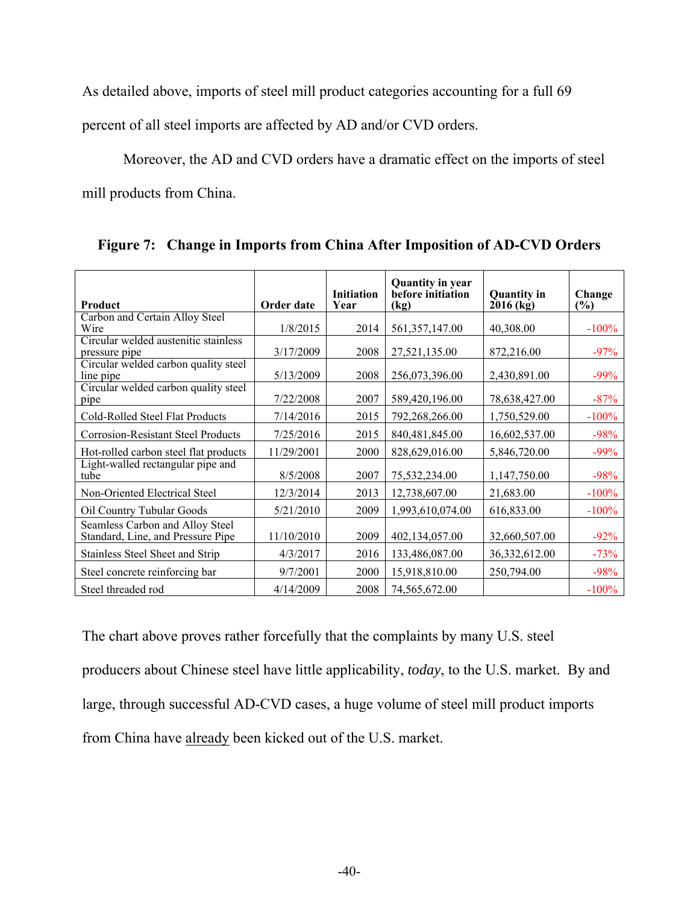As detailed above, imports of steel mill product categories accounting for a full 69 percent of all steel imports are affected by AD and/or CVD orders.

Moreover, the AD and CVD orders have a dramatic effect on the imports of steel mill products from China.

**Figure 7: Change in Imports from China After Imposition of AD-CVD Orders**

| Product | Order date | Initiation Year | Quantity in year before initiation (kg) | Quantity in 2016 (kg) | Change (%) |
|---|---|---|---|---|---|
| Carbon and Certain Alloy Steel Wire | 1/8/2015 | 2014 | 561,357,147.00 | 40,308.00 | -100% |
| Circular welded austenitic stainless pressure pipe | 3/17/2009 | 2008 | 27,521,135.00 | 872,216.00 | -97% |
| Circular welded carbon quality steel line pipe | 5/13/2009 | 2008 | 256,073,396.00 | 2,430,891.00 | -99% |
| Circular welded carbon quality steel pipe | 7/22/2008 | 2007 | 589,420,196.00 | 78,638,427.00 | -87% |
| Cold-Rolled Steel Flat Products | 7/14/2016 | 2015 | 792,268,266.00 | 1,750,529.00 | -100% |
| Corrosion-Resistant Steel Products | 7/25/2016 | 2015 | 840,481,845.00 | 16,602,537.00 | -98% |
| Hot-rolled carbon steel flat products | 11/29/2001 | 2000 | 828,629,016.00 | 5,846,720.00 | -99% |
| Light-walled rectangular pipe and tube | 8/5/2008 | 2007 | 75,532,234.00 | 1,147,750.00 | -98% |
| Non-Oriented Electrical Steel | 12/3/2014 | 2013 | 12,738,607.00 | 21,683.00 | -100% |
| Oil Country Tubular Goods | 5/21/2010 | 2009 | 1,993,610,074.00 | 616,833.00 | -100% |
| Seamless Carbon and Alloy Steel Standard, Line, and Pressure Pipe | 11/10/2010 | 2009 | 402,134,057.00 | 32,660,507.00 | -92% |
| Stainless Steel Sheet and Strip | 4/3/2017 | 2016 | 133,486,087.00 | 36,332,612.00 | -73% |
| Steel concrete reinforcing bar | 9/7/2001 | 2000 | 15,918,810.00 | 250,794.00 | -98% |
| Steel threaded rod | 4/14/2009 | 2008 | 74,565,672.00 | | -100% |

The chart above proves rather forcefully that the complaints by many U.S. steel producers about Chinese steel have little applicability, *today*, to the U.S. market. By and large, through successful AD-CVD cases, a huge volume of steel mill product imports from China have already been kicked out of the U.S. market.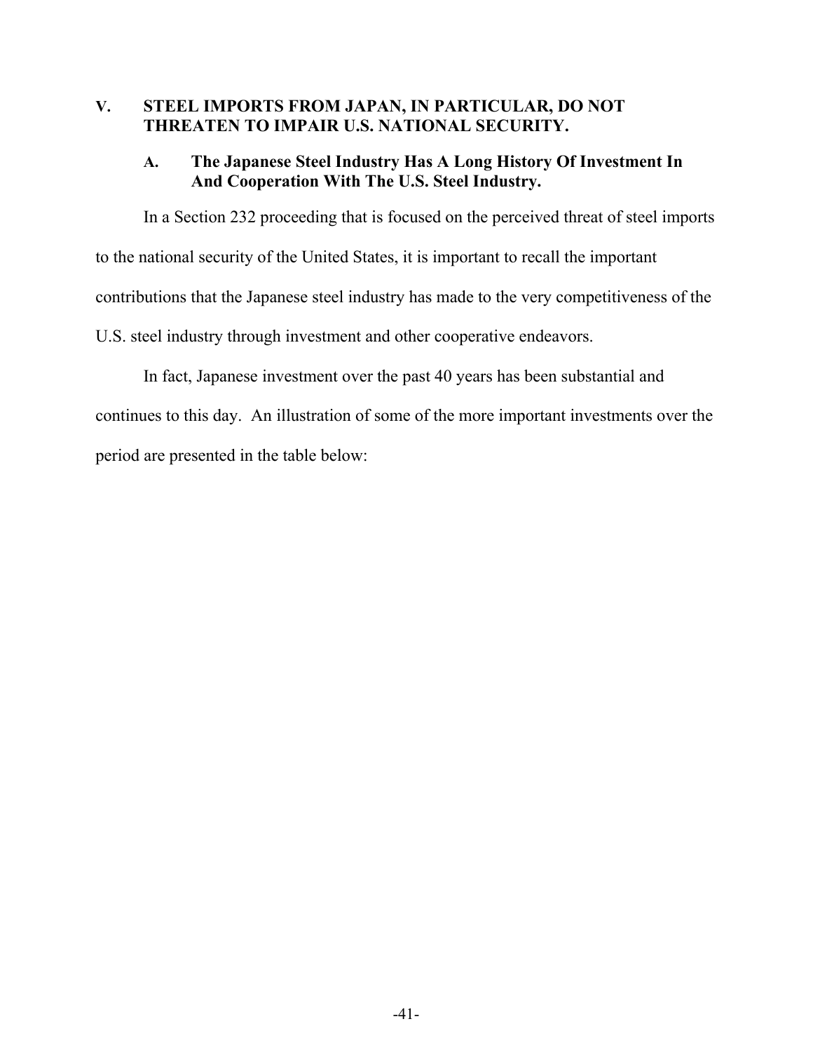## V. STEEL IMPORTS FROM JAPAN, IN PARTICULAR, DO NOT THREATEN TO IMPAIR U.S. NATIONAL SECURITY.

### A. The Japanese Steel Industry Has A Long History Of Investment In And Cooperation With The U.S. Steel Industry.

In a Section 232 proceeding that is focused on the perceived threat of steel imports to the national security of the United States, it is important to recall the important contributions that the Japanese steel industry has made to the very competitiveness of the U.S. steel industry through investment and other cooperative endeavors.

In fact, Japanese investment over the past 40 years has been substantial and continues to this day. An illustration of some of the more important investments over the period are presented in the table below: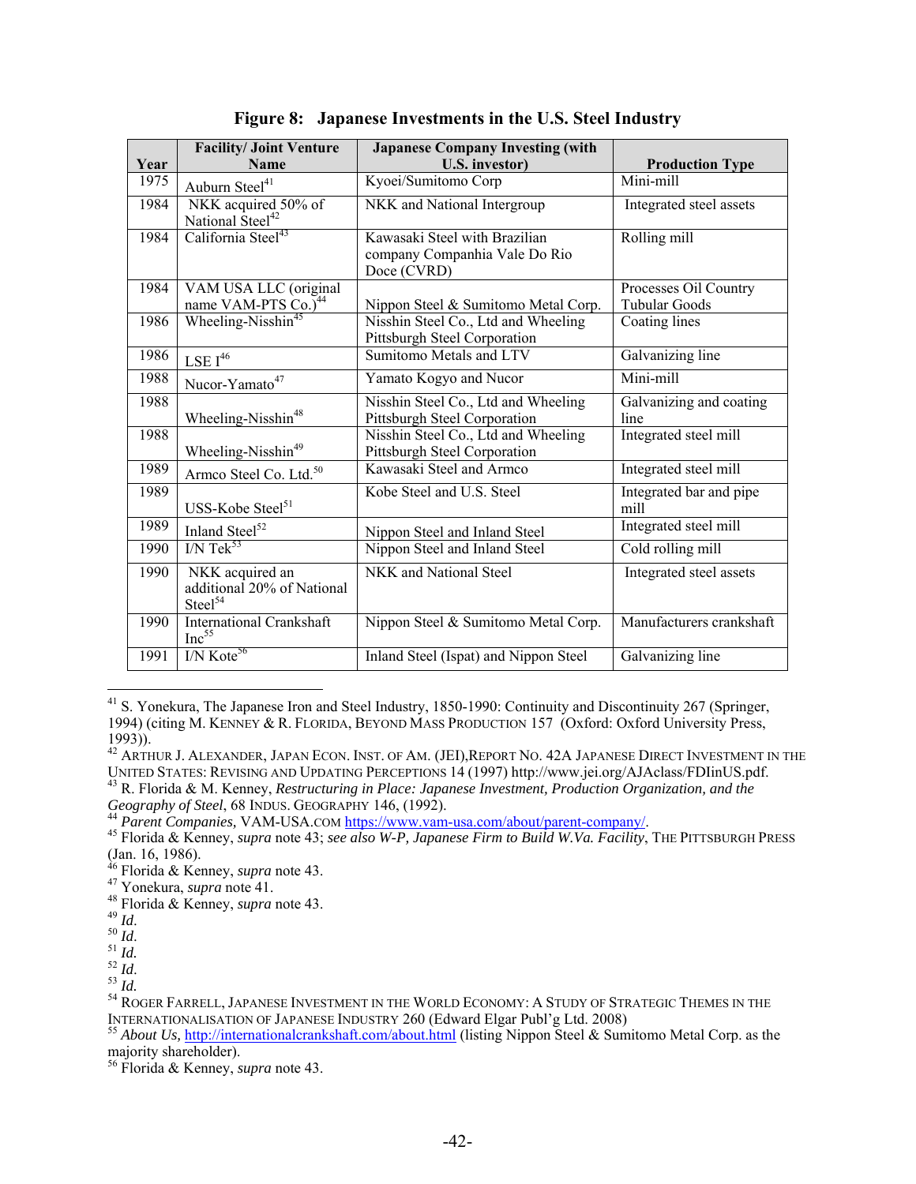**Figure 8: Japanese Investments in the U.S. Steel Industry**

| Year | Facility/ Joint Venture Name | Japanese Company Investing (with U.S. investor) | Production Type |
|---|---|---|---|
| 1975 | Auburn Steel[41] | Kyoei/Sumitomo Corp | Mini-mill |
| 1984 | NKK acquired 50% of National Steel[42] | NKK and National Intergroup | Integrated steel assets |
| 1984 | California Steel[43] | Kawasaki Steel with Brazilian company Companhia Vale Do Rio Doce (CVRD) | Rolling mill |
| 1984 | VAM USA LLC (original name VAM-PTS Co.)[44] | Nippon Steel & Sumitomo Metal Corp. | Processes Oil Country Tubular Goods |
| 1986 | Wheeling-Nisshin[45] | Nisshin Steel Co., Ltd and Wheeling Pittsburgh Steel Corporation | Coating lines |
| 1986 | LSE I[46] | Sumitomo Metals and LTV | Galvanizing line |
| 1988 | Nucor-Yamato[47] | Yamato Kogyo and Nucor | Mini-mill |
| 1988 | Wheeling-Nisshin[48] | Nisshin Steel Co., Ltd and Wheeling Pittsburgh Steel Corporation | Galvanizing and coating line |
| 1988 | Wheeling-Nisshin[49] | Nisshin Steel Co., Ltd and Wheeling Pittsburgh Steel Corporation | Integrated steel mill |
| 1989 | Armco Steel Co. Ltd.[50] | Kawasaki Steel and Armco | Integrated steel mill |
| 1989 | USS-Kobe Steel[51] | Kobe Steel and U.S. Steel | Integrated bar and pipe mill |
| 1989 | Inland Steel[52] | Nippon Steel and Inland Steel | Integrated steel mill |
| 1990 | I/N Tek[53] | Nippon Steel and Inland Steel | Cold rolling mill |
| 1990 | NKK acquired an additional 20% of National Steel[54] | NKK and National Steel | Integrated steel assets |
| 1990 | International Crankshaft Inc[55] | Nippon Steel & Sumitomo Metal Corp. | Manufacturers crankshaft |
| 1991 | I/N Kote[56] | Inland Steel (Ispat) and Nippon Steel | Galvanizing line |

---

[41] S. Yonekura, The Japanese Iron and Steel Industry, 1850-1990: Continuity and Discontinuity 267 (Springer, 1994) (citing M. Kenney & R. Florida, Beyond Mass Production 157 (Oxford: Oxford University Press, 1993)).

[42] Arthur J. Alexander, Japan Econ. Inst. of Am. (JEI), Report No. 42A Japanese Direct Investment in the United States: Revising and Updating Perceptions 14 (1997) http://www.jei.org/AJAclass/FDIinUS.pdf.

[43] R. Florida & M. Kenney, *Restructuring in Place: Japanese Investment, Production Organization, and the Geography of Steel*, 68 Indus. Geography 146, (1992).

[44] *Parent Companies,* VAM-USA.com https://www.vam-usa.com/about/parent-company/.

[45] Florida & Kenney, *supra* note 43; *see also W-P, Japanese Firm to Build W.Va. Facility*, The Pittsburgh Press (Jan. 16, 1986).

[46] Florida & Kenney, *supra* note 43.

[47] Yonekura, *supra* note 41.

[48] Florida & Kenney, *supra* note 43.

[49] *Id.*

[50] *Id.*

[51] *Id.*

[52] *Id.*

[53] *Id.*

[54] Roger Farrell, Japanese Investment in the World Economy: A Study of Strategic Themes in the Internationalisation of Japanese Industry 260 (Edward Elgar Publ'g Ltd. 2008)

[55] *About Us,* http://internationalcrankshaft.com/about.html (listing Nippon Steel & Sumitomo Metal Corp. as the majority shareholder).

[56] Florida & Kenney, *supra* note 43.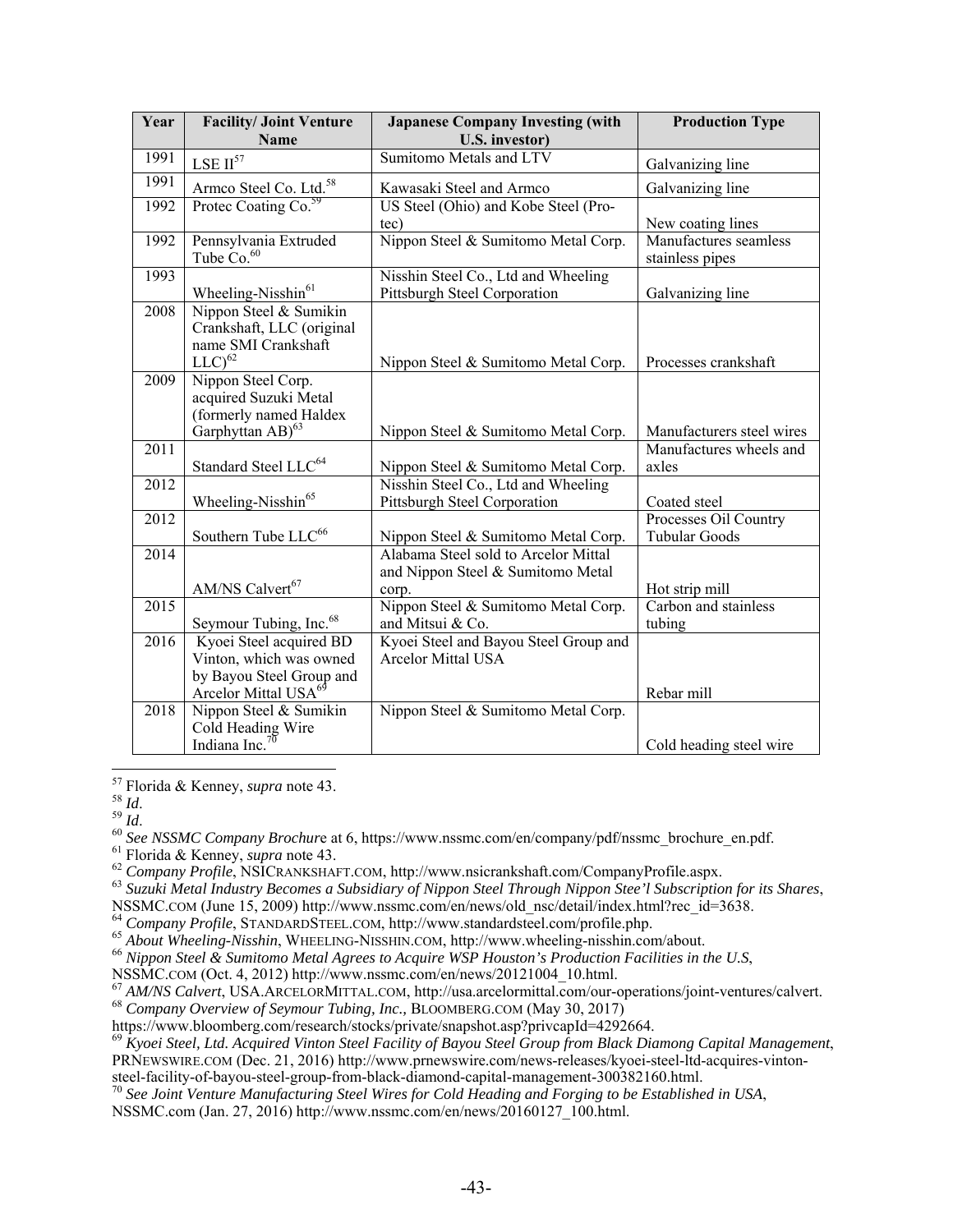| Year | Facility/ Joint Venture Name | Japanese Company Investing (with U.S. investor) | Production Type |
|---|---|---|---|
| 1991 | LSE II[57] | Sumitomo Metals and LTV | Galvanizing line |
| 1991 | Armco Steel Co. Ltd.[58] | Kawasaki Steel and Armco | Galvanizing line |
| 1992 | Protec Coating Co.[59] | US Steel (Ohio) and Kobe Steel (Pro-tec) | New coating lines |
| 1992 | Pennsylvania Extruded Tube Co.[60] | Nippon Steel & Sumitomo Metal Corp. | Manufactures seamless stainless pipes |
| 1993 | Wheeling-Nisshin[61] | Nisshin Steel Co., Ltd and Wheeling Pittsburgh Steel Corporation | Galvanizing line |
| 2008 | Nippon Steel & Sumikin Crankshaft, LLC (original name SMI Crankshaft LLC)[62] | Nippon Steel & Sumitomo Metal Corp. | Processes crankshaft |
| 2009 | Nippon Steel Corp. acquired Suzuki Metal (formerly named Haldex Garphyttan AB)[63] | Nippon Steel & Sumitomo Metal Corp. | Manufacturers steel wires |
| 2011 | Standard Steel LLC[64] | Nippon Steel & Sumitomo Metal Corp. | Manufactures wheels and axles |
| 2012 | Wheeling-Nisshin[65] | Nisshin Steel Co., Ltd and Wheeling Pittsburgh Steel Corporation | Coated steel |
| 2012 | Southern Tube LLC[66] | Nippon Steel & Sumitomo Metal Corp. | Processes Oil Country Tubular Goods |
| 2014 | AM/NS Calvert[67] | Alabama Steel sold to Arcelor Mittal and Nippon Steel & Sumitomo Metal corp. | Hot strip mill |
| 2015 | Seymour Tubing, Inc.[68] | Nippon Steel & Sumitomo Metal Corp. and Mitsui & Co. | Carbon and stainless tubing |
| 2016 | Kyoei Steel acquired BD Vinton, which was owned by Bayou Steel Group and Arcelor Mittal USA[69] | Kyoei Steel and Bayou Steel Group and Arcelor Mittal USA | Rebar mill |
| 2018 | Nippon Steel & Sumikin Cold Heading Wire Indiana Inc.[70] | Nippon Steel & Sumitomo Metal Corp. | Cold heading steel wire |

---

[57] Florida & Kenney, *supra* note 43.

[58] *Id*.

[59] *Id*.

[60] *See NSSMC Company Brochure* at 6, https://www.nssmc.com/en/company/pdf/nssmc_brochure_en.pdf.

[61] Florida & Kenney, *supra* note 43.

[62] *Company Profile*, NSICRANKSHAFT.COM, http://www.nsicrankshaft.com/CompanyProfile.aspx.

[63] *Suzuki Metal Industry Becomes a Subsidiary of Nippon Steel Through Nippon Stee'l Subscription for its Shares*, NSSMC.COM (June 15, 2009) http://www.nssmc.com/en/news/old_nsc/detail/index.html?rec_id=3638.

[64] *Company Profile*, STANDARDSTEEL.COM, http://www.standardsteel.com/profile.php.

[65] *About Wheeling-Nisshin*, WHEELING-NISSHIN.COM, http://www.wheeling-nisshin.com/about.

[66] *Nippon Steel & Sumitomo Metal Agrees to Acquire WSP Houston's Production Facilities in the U.S*, NSSMC.COM (Oct. 4, 2012) http://www.nssmc.com/en/news/20121004_10.html.

[67] *AM/NS Calvert*, USA.ARCELORMITTAL.COM, http://usa.arcelormittal.com/our-operations/joint-ventures/calvert.

[68] *Company Overview of Seymour Tubing, Inc.,* BLOOMBERG.COM (May 30, 2017) https://www.bloomberg.com/research/stocks/private/snapshot.asp?privcapId=4292664.

[69] *Kyoei Steel, Ltd. Acquired Vinton Steel Facility of Bayou Steel Group from Black Diamond Capital Management*, PRNEWSWIRE.COM (Dec. 21, 2016) http://www.prnewswire.com/news-releases/kyoei-steel-ltd-acquires-vinton-steel-facility-of-bayou-steel-group-from-black-diamond-capital-management-300382160.html.

[70] *See Joint Venture Manufacturing Steel Wires for Cold Heading and Forging to be Established in USA*, NSSMC.com (Jan. 27, 2016) http://www.nssmc.com/en/news/20160127_100.html.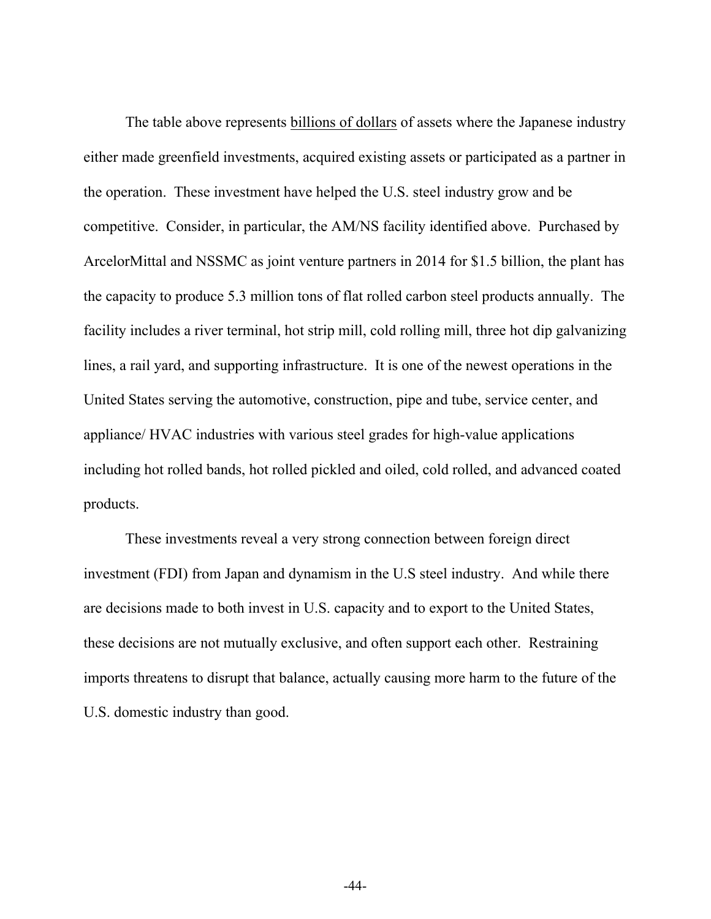The table above represents <u>billions of dollars</u> of assets where the Japanese industry either made greenfield investments, acquired existing assets or participated as a partner in the operation. These investment have helped the U.S. steel industry grow and be competitive. Consider, in particular, the AM/NS facility identified above. Purchased by ArcelorMittal and NSSMC as joint venture partners in 2014 for $1.5 billion, the plant has the capacity to produce 5.3 million tons of flat rolled carbon steel products annually. The facility includes a river terminal, hot strip mill, cold rolling mill, three hot dip galvanizing lines, a rail yard, and supporting infrastructure. It is one of the newest operations in the United States serving the automotive, construction, pipe and tube, service center, and appliance/ HVAC industries with various steel grades for high-value applications including hot rolled bands, hot rolled pickled and oiled, cold rolled, and advanced coated products.

These investments reveal a very strong connection between foreign direct investment (FDI) from Japan and dynamism in the U.S steel industry. And while there are decisions made to both invest in U.S. capacity and to export to the United States, these decisions are not mutually exclusive, and often support each other. Restraining imports threatens to disrupt that balance, actually causing more harm to the future of the U.S. domestic industry than good.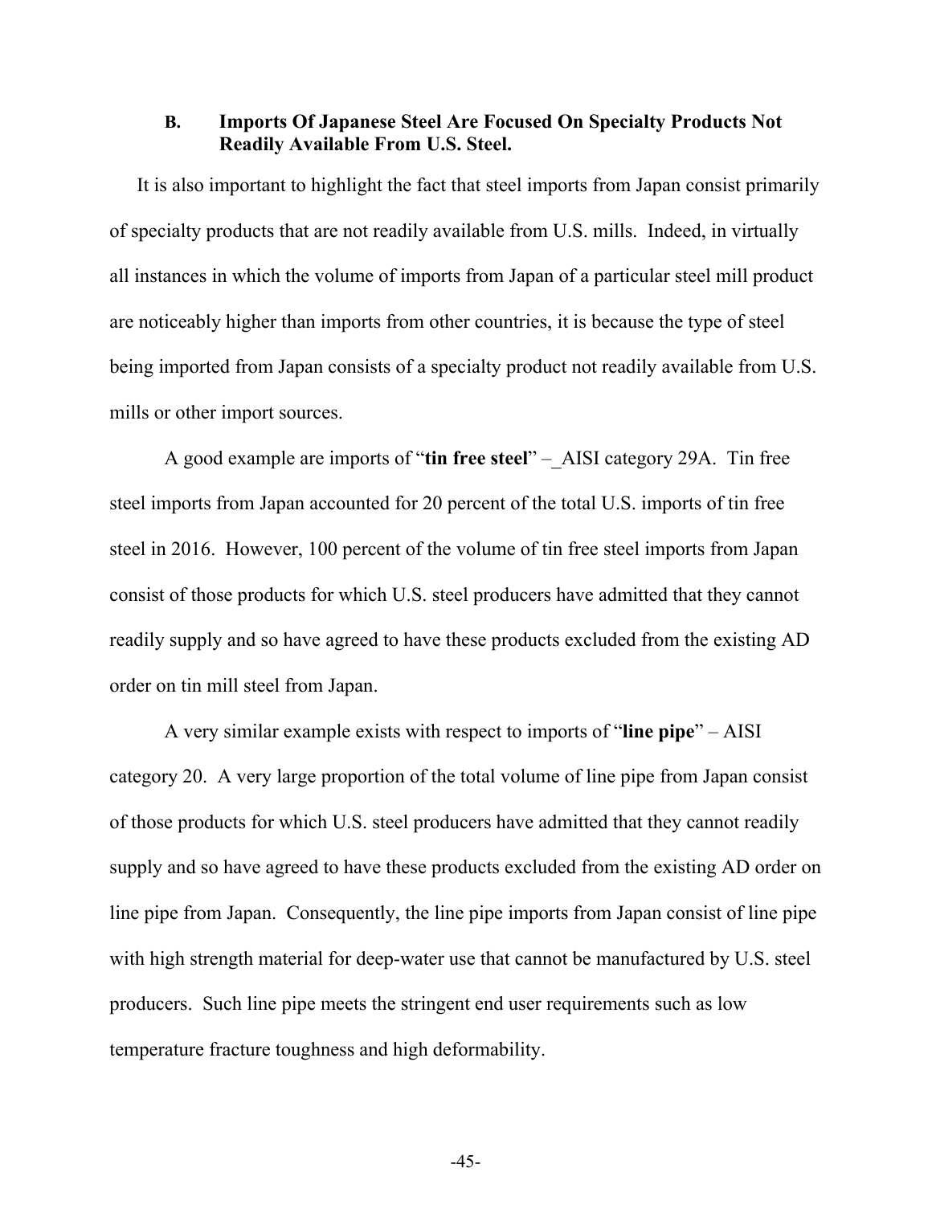### B. Imports Of Japanese Steel Are Focused On Specialty Products Not Readily Available From U.S. Steel.

It is also important to highlight the fact that steel imports from Japan consist primarily of specialty products that are not readily available from U.S. mills. Indeed, in virtually all instances in which the volume of imports from Japan of a particular steel mill product are noticeably higher than imports from other countries, it is because the type of steel being imported from Japan consists of a specialty product not readily available from U.S. mills or other import sources.

A good example are imports of "**tin free steel**" –_AISI category 29A. Tin free steel imports from Japan accounted for 20 percent of the total U.S. imports of tin free steel in 2016. However, 100 percent of the volume of tin free steel imports from Japan consist of those products for which U.S. steel producers have admitted that they cannot readily supply and so have agreed to have these products excluded from the existing AD order on tin mill steel from Japan.

A very similar example exists with respect to imports of "**line pipe**" – AISI category 20. A very large proportion of the total volume of line pipe from Japan consist of those products for which U.S. steel producers have admitted that they cannot readily supply and so have agreed to have these products excluded from the existing AD order on line pipe from Japan. Consequently, the line pipe imports from Japan consist of line pipe with high strength material for deep-water use that cannot be manufactured by U.S. steel producers. Such line pipe meets the stringent end user requirements such as low temperature fracture toughness and high deformability.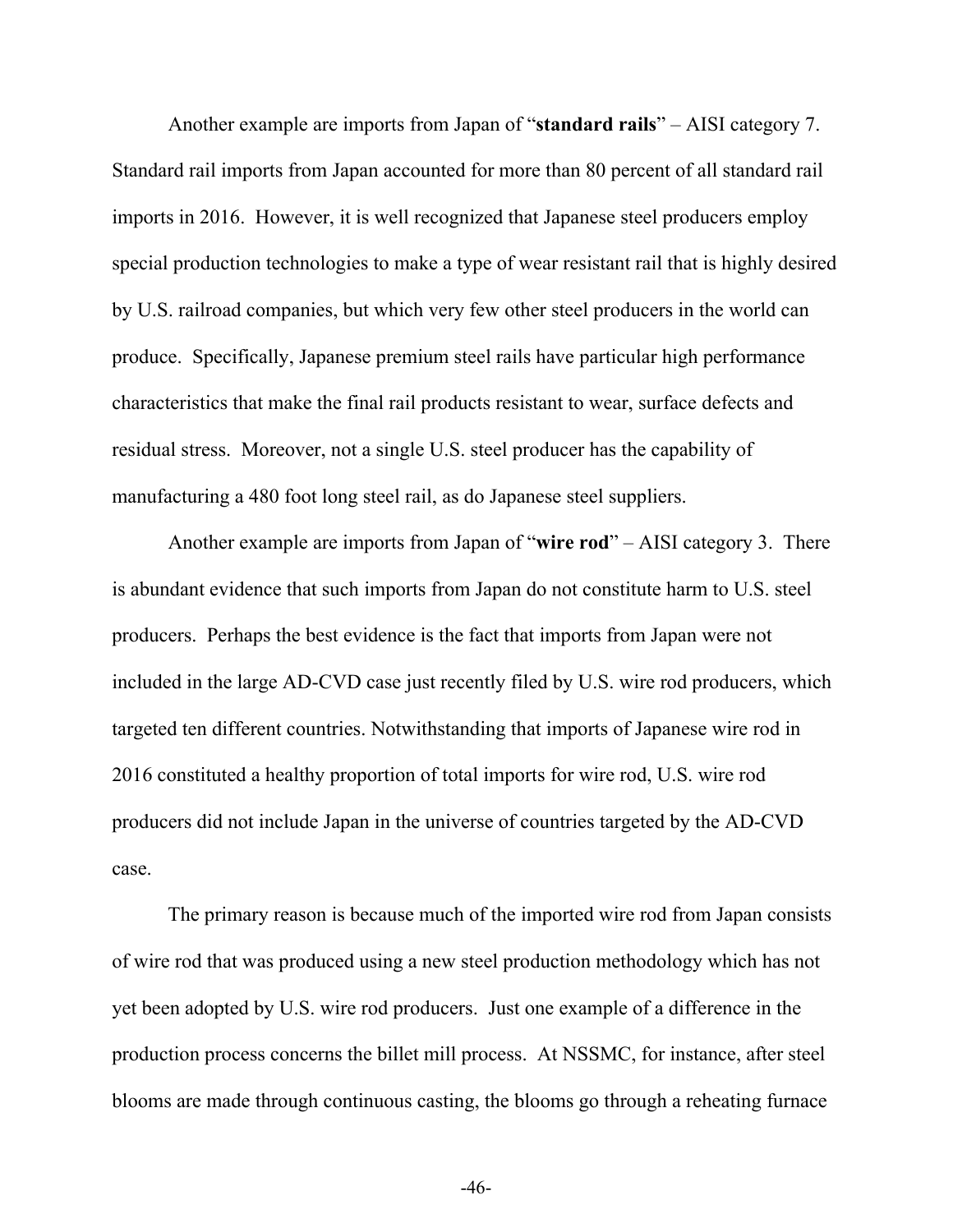Another example are imports from Japan of "**standard rails**" – AISI category 7. Standard rail imports from Japan accounted for more than 80 percent of all standard rail imports in 2016. However, it is well recognized that Japanese steel producers employ special production technologies to make a type of wear resistant rail that is highly desired by U.S. railroad companies, but which very few other steel producers in the world can produce. Specifically, Japanese premium steel rails have particular high performance characteristics that make the final rail products resistant to wear, surface defects and residual stress. Moreover, not a single U.S. steel producer has the capability of manufacturing a 480 foot long steel rail, as do Japanese steel suppliers.

Another example are imports from Japan of "**wire rod**" – AISI category 3. There is abundant evidence that such imports from Japan do not constitute harm to U.S. steel producers. Perhaps the best evidence is the fact that imports from Japan were not included in the large AD-CVD case just recently filed by U.S. wire rod producers, which targeted ten different countries. Notwithstanding that imports of Japanese wire rod in 2016 constituted a healthy proportion of total imports for wire rod, U.S. wire rod producers did not include Japan in the universe of countries targeted by the AD-CVD case.

The primary reason is because much of the imported wire rod from Japan consists of wire rod that was produced using a new steel production methodology which has not yet been adopted by U.S. wire rod producers. Just one example of a difference in the production process concerns the billet mill process. At NSSMC, for instance, after steel blooms are made through continuous casting, the blooms go through a reheating furnace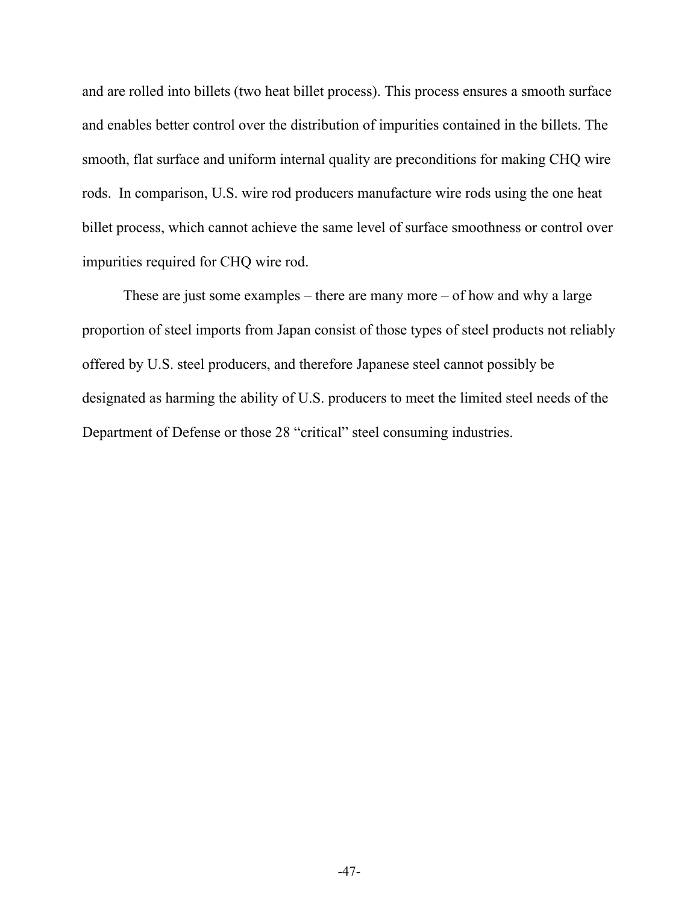and are rolled into billets (two heat billet process). This process ensures a smooth surface and enables better control over the distribution of impurities contained in the billets. The smooth, flat surface and uniform internal quality are preconditions for making CHQ wire rods. In comparison, U.S. wire rod producers manufacture wire rods using the one heat billet process, which cannot achieve the same level of surface smoothness or control over impurities required for CHQ wire rod.

These are just some examples – there are many more – of how and why a large proportion of steel imports from Japan consist of those types of steel products not reliably offered by U.S. steel producers, and therefore Japanese steel cannot possibly be designated as harming the ability of U.S. producers to meet the limited steel needs of the Department of Defense or those 28 "critical" steel consuming industries.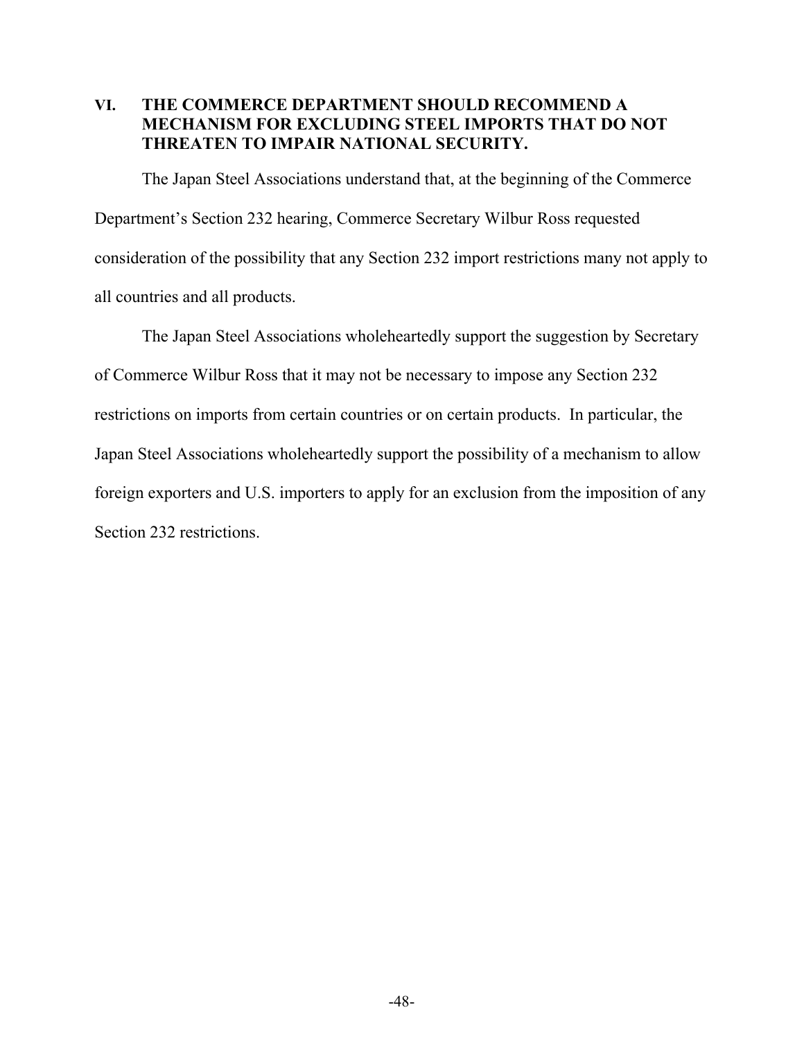## VI. THE COMMERCE DEPARTMENT SHOULD RECOMMEND A MECHANISM FOR EXCLUDING STEEL IMPORTS THAT DO NOT THREATEN TO IMPAIR NATIONAL SECURITY.

The Japan Steel Associations understand that, at the beginning of the Commerce Department's Section 232 hearing, Commerce Secretary Wilbur Ross requested consideration of the possibility that any Section 232 import restrictions many not apply to all countries and all products.

The Japan Steel Associations wholeheartedly support the suggestion by Secretary of Commerce Wilbur Ross that it may not be necessary to impose any Section 232 restrictions on imports from certain countries or on certain products. In particular, the Japan Steel Associations wholeheartedly support the possibility of a mechanism to allow foreign exporters and U.S. importers to apply for an exclusion from the imposition of any Section 232 restrictions.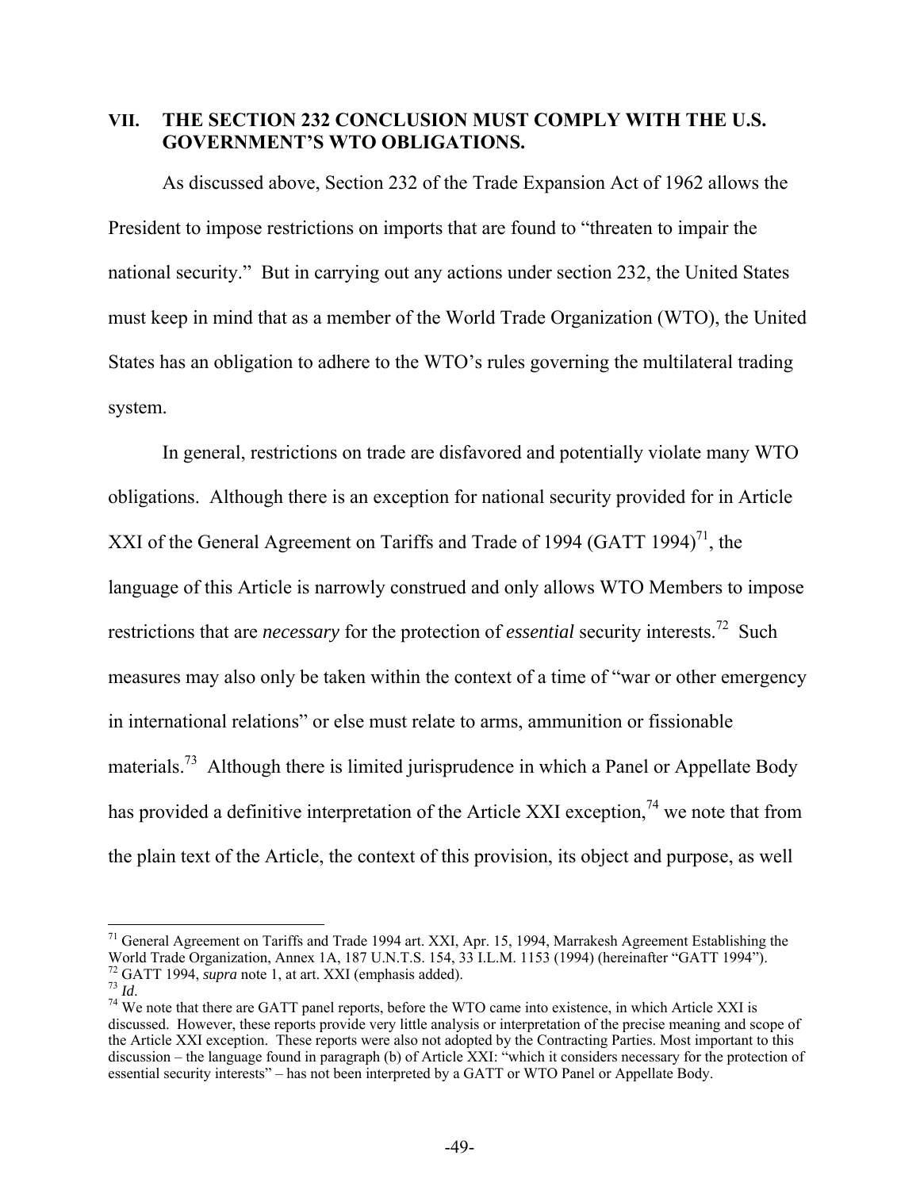## VII. THE SECTION 232 CONCLUSION MUST COMPLY WITH THE U.S. GOVERNMENT'S WTO OBLIGATIONS.

As discussed above, Section 232 of the Trade Expansion Act of 1962 allows the President to impose restrictions on imports that are found to "threaten to impair the national security." But in carrying out any actions under section 232, the United States must keep in mind that as a member of the World Trade Organization (WTO), the United States has an obligation to adhere to the WTO's rules governing the multilateral trading system.

In general, restrictions on trade are disfavored and potentially violate many WTO obligations. Although there is an exception for national security provided for in Article XXI of the General Agreement on Tariffs and Trade of 1994 (GATT 1994)[71], the language of this Article is narrowly construed and only allows WTO Members to impose restrictions that are *necessary* for the protection of *essential* security interests.[72] Such measures may also only be taken within the context of a time of "war or other emergency in international relations" or else must relate to arms, ammunition or fissionable materials.[73] Although there is limited jurisprudence in which a Panel or Appellate Body has provided a definitive interpretation of the Article XXI exception,[74] we note that from the plain text of the Article, the context of this provision, its object and purpose, as well

---

[71] General Agreement on Tariffs and Trade 1994 art. XXI, Apr. 15, 1994, Marrakesh Agreement Establishing the World Trade Organization, Annex 1A, 187 U.N.T.S. 154, 33 I.L.M. 1153 (1994) (hereinafter "GATT 1994").

[72] GATT 1994, *supra* note 1, at art. XXI (emphasis added).

[73] *Id*.

[74] We note that there are GATT panel reports, before the WTO came into existence, in which Article XXI is discussed. However, these reports provide very little analysis or interpretation of the precise meaning and scope of the Article XXI exception. These reports were also not adopted by the Contracting Parties. Most important to this discussion – the language found in paragraph (b) of Article XXI: "which it considers necessary for the protection of essential security interests" – has not been interpreted by a GATT or WTO Panel or Appellate Body.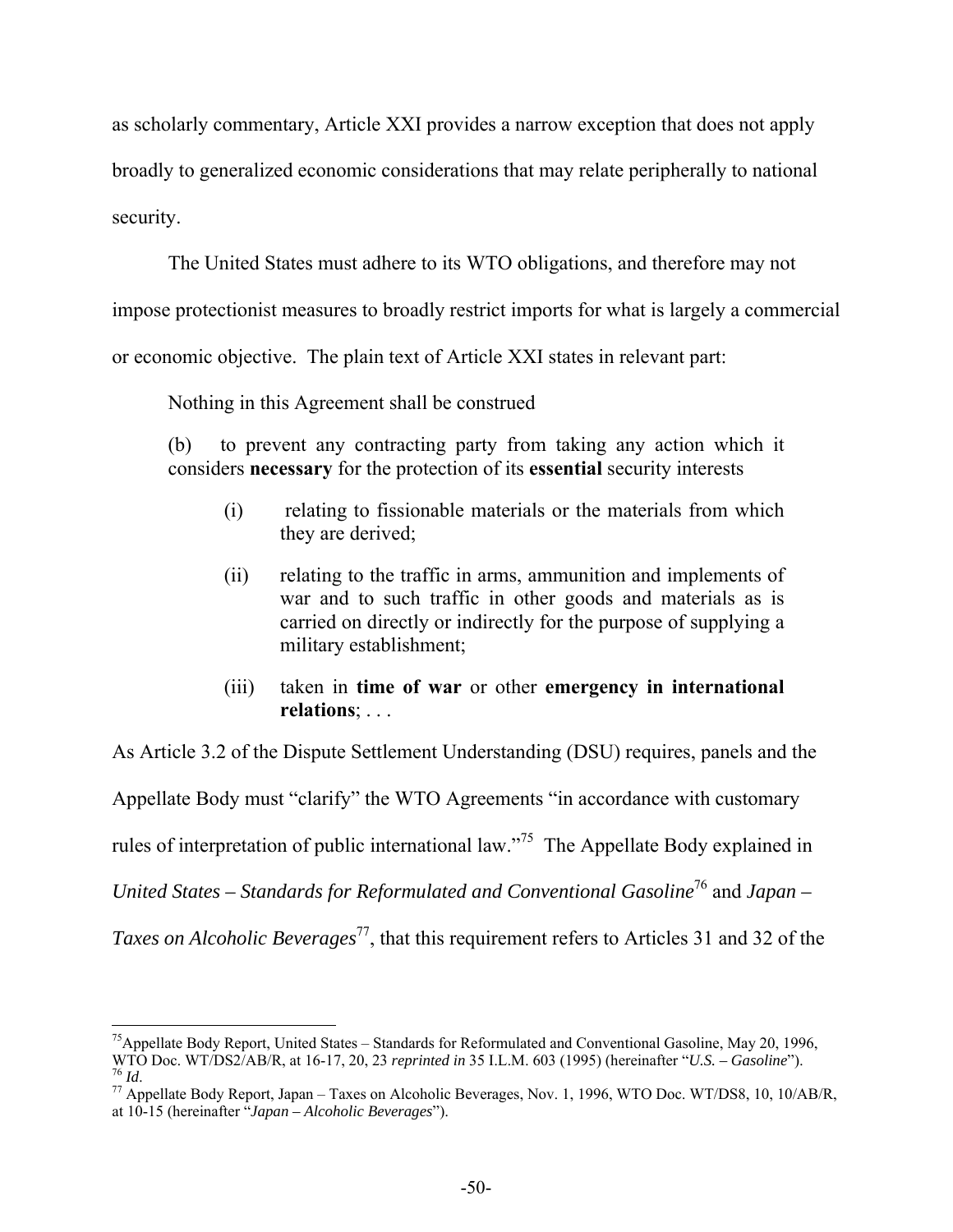as scholarly commentary, Article XXI provides a narrow exception that does not apply broadly to generalized economic considerations that may relate peripherally to national security.

The United States must adhere to its WTO obligations, and therefore may not impose protectionist measures to broadly restrict imports for what is largely a commercial or economic objective. The plain text of Article XXI states in relevant part:

> Nothing in this Agreement shall be construed
>
> (b) to prevent any contracting party from taking any action which it considers **necessary** for the protection of its **essential** security interests
>
> > (i) relating to fissionable materials or the materials from which they are derived;
> >
> > (ii) relating to the traffic in arms, ammunition and implements of war and to such traffic in other goods and materials as is carried on directly or indirectly for the purpose of supplying a military establishment;
> >
> > (iii) taken in **time of war** or other **emergency in international relations**; . . .

As Article 3.2 of the Dispute Settlement Understanding (DSU) requires, panels and the Appellate Body must "clarify" the WTO Agreements "in accordance with customary rules of interpretation of public international law."[75] The Appellate Body explained in *United States – Standards for Reformulated and Conventional Gasoline*[76] and *Japan – Taxes on Alcoholic Beverages*[77], that this requirement refers to Articles 31 and 32 of the

---

[75] Appellate Body Report, United States – Standards for Reformulated and Conventional Gasoline, May 20, 1996, WTO Doc. WT/DS2/AB/R, at 16-17, 20, 23 *reprinted in* 35 I.L.M. 603 (1995) (hereinafter "*U.S. – Gasoline*").

[76] *Id*.

[77] Appellate Body Report, Japan – Taxes on Alcoholic Beverages, Nov. 1, 1996, WTO Doc. WT/DS8, 10, 10/AB/R, at 10-15 (hereinafter "*Japan – Alcoholic Beverages*").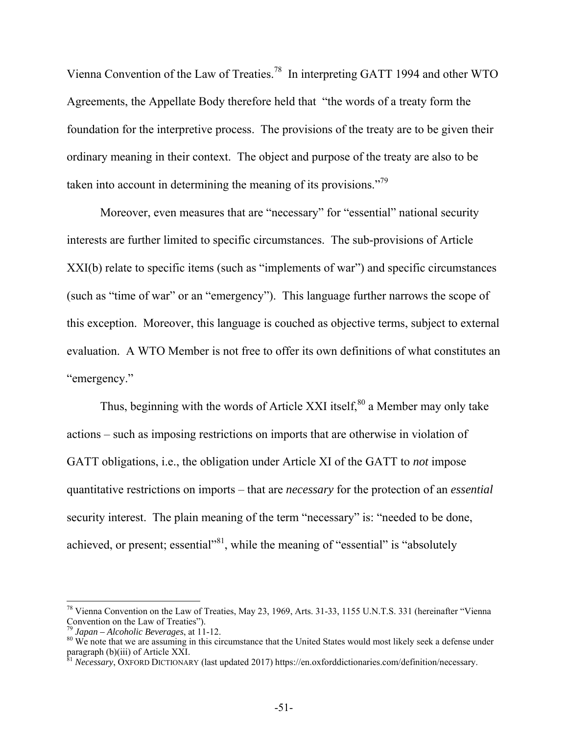Vienna Convention of the Law of Treaties.[78] In interpreting GATT 1994 and other WTO Agreements, the Appellate Body therefore held that "the words of a treaty form the foundation for the interpretive process. The provisions of the treaty are to be given their ordinary meaning in their context. The object and purpose of the treaty are also to be taken into account in determining the meaning of its provisions."[79]

Moreover, even measures that are "necessary" for "essential" national security interests are further limited to specific circumstances. The sub-provisions of Article XXI(b) relate to specific items (such as "implements of war") and specific circumstances (such as "time of war" or an "emergency"). This language further narrows the scope of this exception. Moreover, this language is couched as objective terms, subject to external evaluation. A WTO Member is not free to offer its own definitions of what constitutes an "emergency."

Thus, beginning with the words of Article XXI itself,[80] a Member may only take actions – such as imposing restrictions on imports that are otherwise in violation of GATT obligations, i.e., the obligation under Article XI of the GATT to *not* impose quantitative restrictions on imports – that are *necessary* for the protection of an *essential* security interest. The plain meaning of the term "necessary" is: "needed to be done, achieved, or present; essential"[81], while the meaning of "essential" is "absolutely

---

[78] Vienna Convention on the Law of Treaties, May 23, 1969, Arts. 31-33, 1155 U.N.T.S. 331 (hereinafter "Vienna Convention on the Law of Treaties").

[79] *Japan – Alcoholic Beverages*, at 11-12.

[80] We note that we are assuming in this circumstance that the United States would most likely seek a defense under paragraph (b)(iii) of Article XXI.

[81] *Necessary*, OXFORD DICTIONARY (last updated 2017) https://en.oxforddictionaries.com/definition/necessary.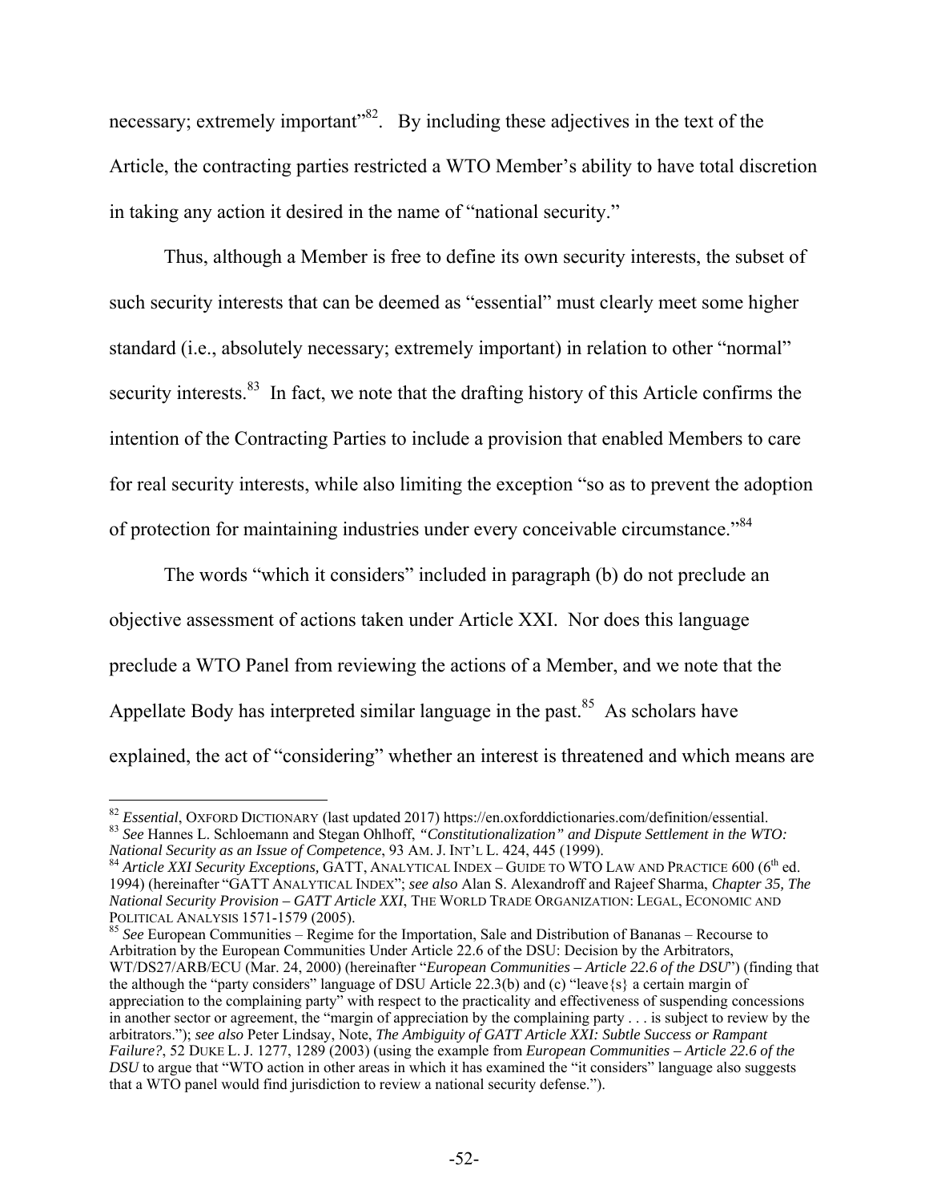necessary; extremely important"[82]. By including these adjectives in the text of the Article, the contracting parties restricted a WTO Member's ability to have total discretion in taking any action it desired in the name of "national security."

Thus, although a Member is free to define its own security interests, the subset of such security interests that can be deemed as "essential" must clearly meet some higher standard (i.e., absolutely necessary; extremely important) in relation to other "normal" security interests.[83] In fact, we note that the drafting history of this Article confirms the intention of the Contracting Parties to include a provision that enabled Members to care for real security interests, while also limiting the exception "so as to prevent the adoption of protection for maintaining industries under every conceivable circumstance."[84]

The words "which it considers" included in paragraph (b) do not preclude an objective assessment of actions taken under Article XXI. Nor does this language preclude a WTO Panel from reviewing the actions of a Member, and we note that the Appellate Body has interpreted similar language in the past.[85] As scholars have explained, the act of "considering" whether an interest is threatened and which means are

---

[82] *Essential*, OXFORD DICTIONARY (last updated 2017) https://en.oxforddictionaries.com/definition/essential.

[83] *See* Hannes L. Schloemann and Stegan Ohlhoff, *"Constitutionalization" and Dispute Settlement in the WTO: National Security as an Issue of Competence*, 93 AM. J. INT'L L. 424, 445 (1999).

[84] *Article XXI Security Exceptions,* GATT, ANALYTICAL INDEX – GUIDE TO WTO LAW AND PRACTICE 600 (6th ed. 1994) (hereinafter "GATT ANALYTICAL INDEX"; *see also* Alan S. Alexandroff and Rajeef Sharma, *Chapter 35, The National Security Provision – GATT Article XXI*, THE WORLD TRADE ORGANIZATION: LEGAL, ECONOMIC AND POLITICAL ANALYSIS 1571-1579 (2005).

[85] *See* European Communities – Regime for the Importation, Sale and Distribution of Bananas – Recourse to Arbitration by the European Communities Under Article 22.6 of the DSU: Decision by the Arbitrators, WT/DS27/ARB/ECU (Mar. 24, 2000) (hereinafter "*European Communities – Article 22.6 of the DSU*") (finding that the although the "party considers" language of DSU Article 22.3(b) and (c) "leave{s} a certain margin of appreciation to the complaining party" with respect to the practicality and effectiveness of suspending concessions in another sector or agreement, the "margin of appreciation by the complaining party . . . is subject to review by the arbitrators."); *see also* Peter Lindsay, Note, *The Ambiguity of GATT Article XXI: Subtle Success or Rampant Failure?*, 52 DUKE L. J. 1277, 1289 (2003) (using the example from *European Communities – Article 22.6 of the DSU* to argue that "WTO action in other areas in which it has examined the "it considers" language also suggests that a WTO panel would find jurisdiction to review a national security defense.").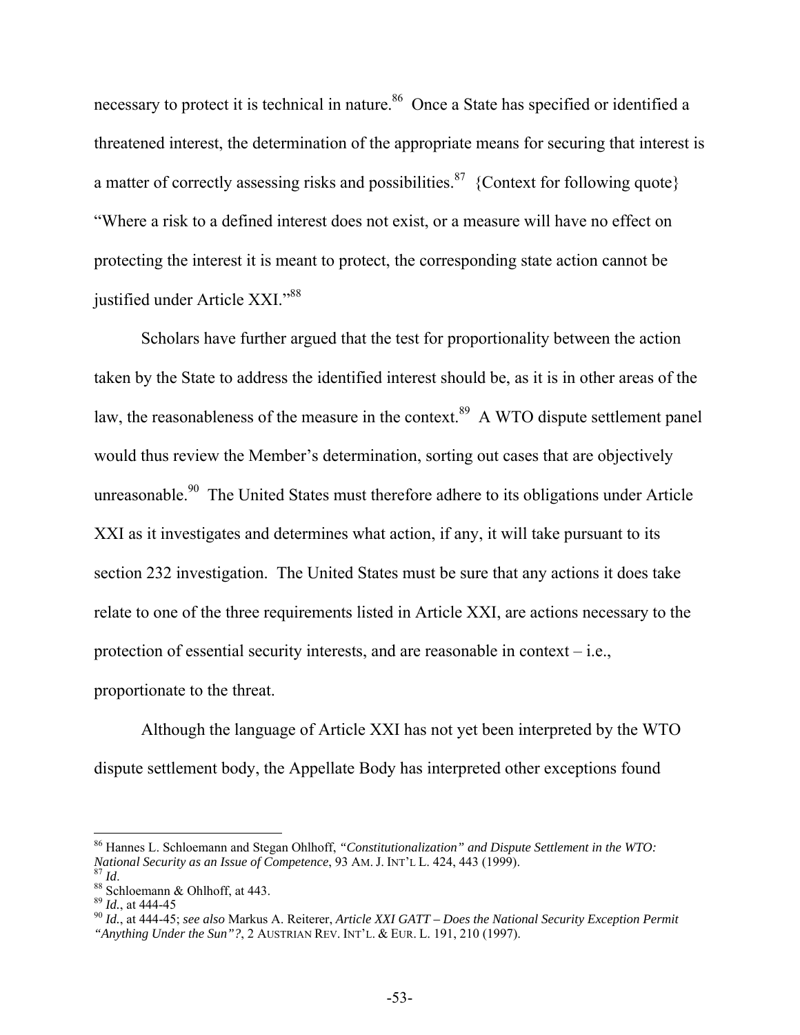necessary to protect it is technical in nature.[86] Once a State has specified or identified a threatened interest, the determination of the appropriate means for securing that interest is a matter of correctly assessing risks and possibilities.[87] {Context for following quote} "Where a risk to a defined interest does not exist, or a measure will have no effect on protecting the interest it is meant to protect, the corresponding state action cannot be justified under Article XXI."[88]

Scholars have further argued that the test for proportionality between the action taken by the State to address the identified interest should be, as it is in other areas of the law, the reasonableness of the measure in the context.[89] A WTO dispute settlement panel would thus review the Member's determination, sorting out cases that are objectively unreasonable.[90] The United States must therefore adhere to its obligations under Article XXI as it investigates and determines what action, if any, it will take pursuant to its section 232 investigation. The United States must be sure that any actions it does take relate to one of the three requirements listed in Article XXI, are actions necessary to the protection of essential security interests, and are reasonable in context – i.e., proportionate to the threat.

Although the language of Article XXI has not yet been interpreted by the WTO dispute settlement body, the Appellate Body has interpreted other exceptions found

---

[86] Hannes L. Schloemann and Stegan Ohlhoff, *"Constitutionalization" and Dispute Settlement in the WTO: National Security as an Issue of Competence*, 93 AM. J. INT'L L. 424, 443 (1999).

[87] *Id*.

[88] Schloemann & Ohlhoff, at 443.

[89] *Id.*, at 444-45

[90] *Id.*, at 444-45; *see also* Markus A. Reiterer, *Article XXI GATT – Does the National Security Exception Permit "Anything Under the Sun"?*, 2 AUSTRIAN REV. INT'L. & EUR. L. 191, 210 (1997).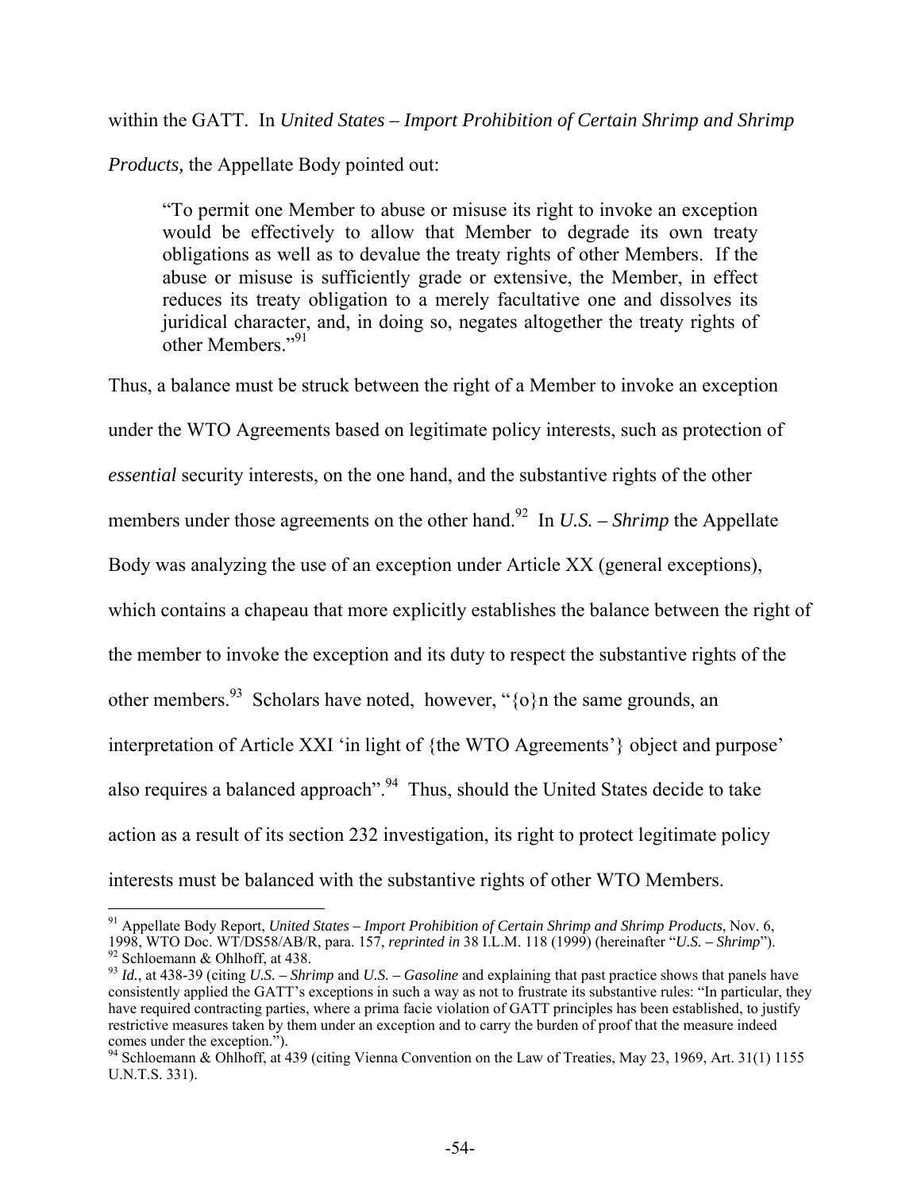within the GATT. In *United States – Import Prohibition of Certain Shrimp and Shrimp Products,* the Appellate Body pointed out:

> "To permit one Member to abuse or misuse its right to invoke an exception would be effectively to allow that Member to degrade its own treaty obligations as well as to devalue the treaty rights of other Members. If the abuse or misuse is sufficiently grade or extensive, the Member, in effect reduces its treaty obligation to a merely facultative one and dissolves its juridical character, and, in doing so, negates altogether the treaty rights of other Members."[91]

Thus, a balance must be struck between the right of a Member to invoke an exception under the WTO Agreements based on legitimate policy interests, such as protection of *essential* security interests, on the one hand, and the substantive rights of the other members under those agreements on the other hand.[92] In *U.S. – Shrimp* the Appellate Body was analyzing the use of an exception under Article XX (general exceptions), which contains a chapeau that more explicitly establishes the balance between the right of the member to invoke the exception and its duty to respect the substantive rights of the other members.[93] Scholars have noted, however, "{o}n the same grounds, an interpretation of Article XXI 'in light of {the WTO Agreements'} object and purpose' also requires a balanced approach".[94] Thus, should the United States decide to take action as a result of its section 232 investigation, its right to protect legitimate policy interests must be balanced with the substantive rights of other WTO Members.

---

[91] Appellate Body Report, *United States – Import Prohibition of Certain Shrimp and Shrimp Products*, Nov. 6, 1998, WTO Doc. WT/DS58/AB/R, para. 157, *reprinted in* 38 I.L.M. 118 (1999) (hereinafter "*U.S. – Shrimp*").

[92] Schloemann & Ohlhoff, at 438.

[93] *Id.*, at 438-39 (citing *U.S. – Shrimp* and *U.S. – Gasoline* and explaining that past practice shows that panels have consistently applied the GATT's exceptions in such a way as not to frustrate its substantive rules: "In particular, they have required contracting parties, where a prima facie violation of GATT principles has been established, to justify restrictive measures taken by them under an exception and to carry the burden of proof that the measure indeed comes under the exception.").

[94] Schloemann & Ohlhoff, at 439 (citing Vienna Convention on the Law of Treaties, May 23, 1969, Art. 31(1) 1155 U.N.T.S. 331).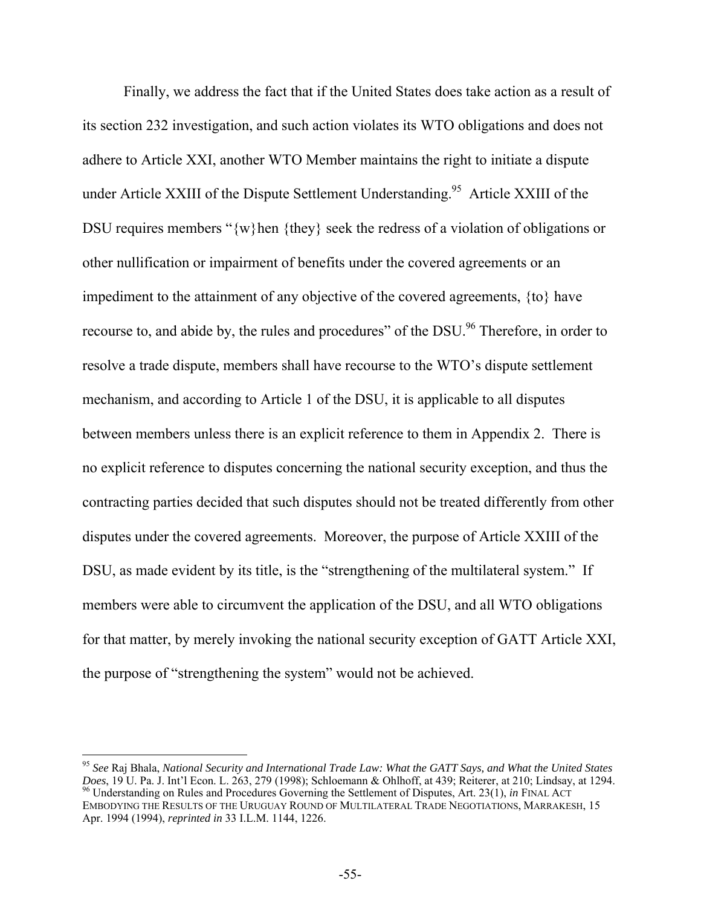Finally, we address the fact that if the United States does take action as a result of its section 232 investigation, and such action violates its WTO obligations and does not adhere to Article XXI, another WTO Member maintains the right to initiate a dispute under Article XXIII of the Dispute Settlement Understanding.[95] Article XXIII of the DSU requires members "{w}hen {they} seek the redress of a violation of obligations or other nullification or impairment of benefits under the covered agreements or an impediment to the attainment of any objective of the covered agreements, {to} have recourse to, and abide by, the rules and procedures" of the DSU.[96] Therefore, in order to resolve a trade dispute, members shall have recourse to the WTO's dispute settlement mechanism, and according to Article 1 of the DSU, it is applicable to all disputes between members unless there is an explicit reference to them in Appendix 2. There is no explicit reference to disputes concerning the national security exception, and thus the contracting parties decided that such disputes should not be treated differently from other disputes under the covered agreements. Moreover, the purpose of Article XXIII of the DSU, as made evident by its title, is the "strengthening of the multilateral system." If members were able to circumvent the application of the DSU, and all WTO obligations for that matter, by merely invoking the national security exception of GATT Article XXI, the purpose of "strengthening the system" would not be achieved.

---

[95] *See* Raj Bhala, *National Security and International Trade Law: What the GATT Says, and What the United States Does*, 19 U. Pa. J. Int'l Econ. L. 263, 279 (1998); Schloemann & Ohlhoff, at 439; Reiterer, at 210; Lindsay, at 1294.

[96] Understanding on Rules and Procedures Governing the Settlement of Disputes, Art. 23(1), *in* FINAL ACT EMBODYING THE RESULTS OF THE URUGUAY ROUND OF MULTILATERAL TRADE NEGOTIATIONS, MARRAKESH, 15 Apr. 1994 (1994), *reprinted in* 33 I.L.M. 1144, 1226.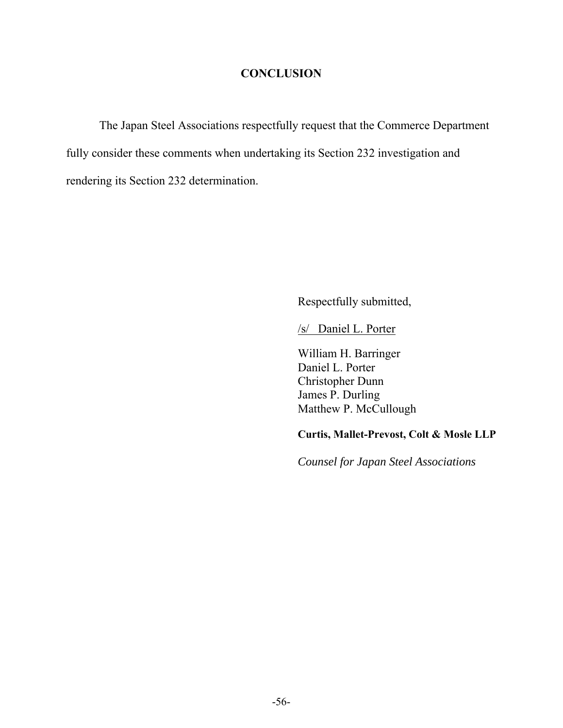## CONCLUSION

The Japan Steel Associations respectfully request that the Commerce Department fully consider these comments when undertaking its Section 232 investigation and rendering its Section 232 determination.

Respectfully submitted,

/s/ Daniel L. Porter

William H. Barringer  
Daniel L. Porter  
Christopher Dunn  
James P. Durling  
Matthew P. McCullough

**Curtis, Mallet-Prevost, Colt & Mosle LLP**

*Counsel for Japan Steel Associations*